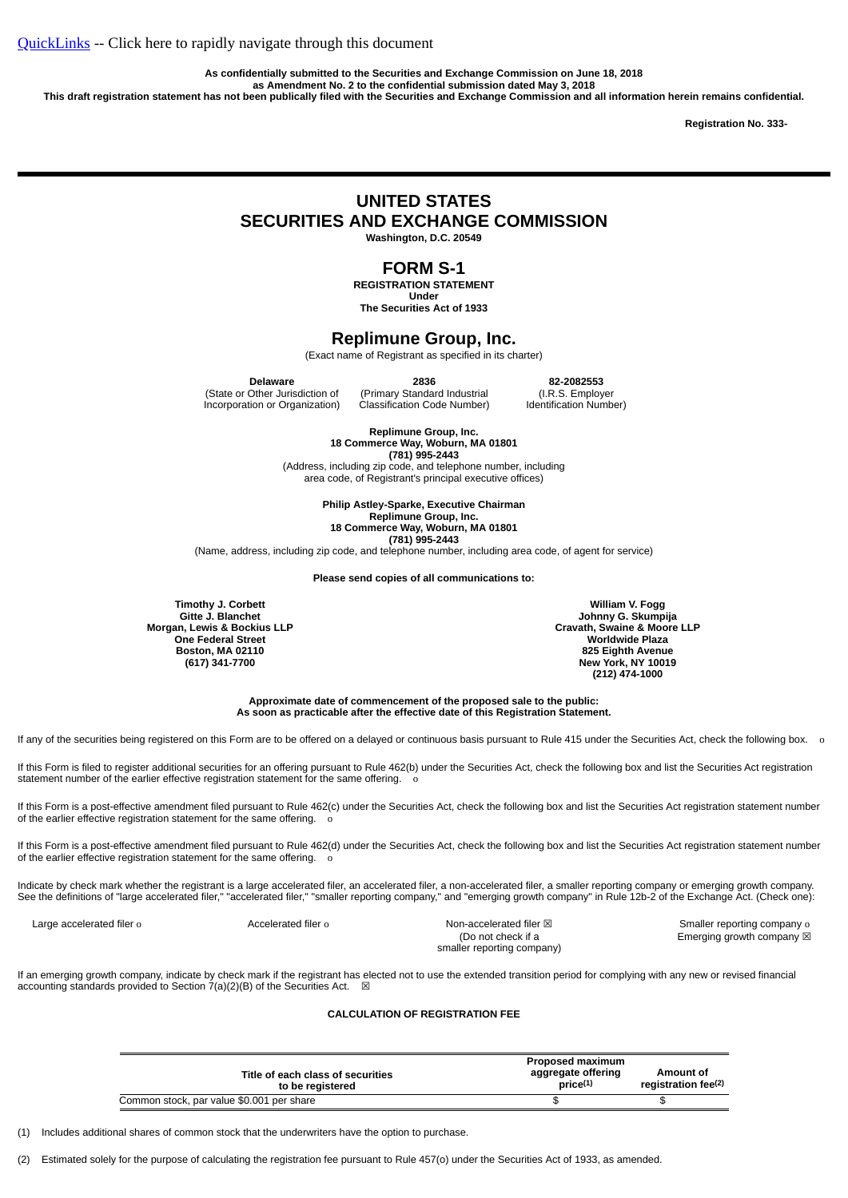[QuickLinks](#) -- Click here to rapidly navigate through this document

**As confidentially submitted to the Securities and Exchange Commission on June 18, 2018**
**as Amendment No. 2 to the confidential submission dated May 3, 2018**
**This draft registration statement has not been publically filed with the Securities and Exchange Commission and all information herein remains confidential.**

**Registration No. 333-**

---

# UNITED STATES
# SECURITIES AND EXCHANGE COMMISSION

**Washington, D.C. 20549**

# FORM S-1

**REGISTRATION STATEMENT**
**Under**
**The Securities Act of 1933**

# Replimune Group, Inc.

(Exact name of Registrant as specified in its charter)

| **Delaware** | **2836** | **82-2082553** |
|---|---|---|
| (State or Other Jurisdiction of Incorporation or Organization) | (Primary Standard Industrial Classification Code Number) | (I.R.S. Employer Identification Number) |

**Replimune Group, Inc.**
**18 Commerce Way, Woburn, MA 01801**
**(781) 995-2443**
(Address, including zip code, and telephone number, including area code, of Registrant's principal executive offices)

**Philip Astley-Sparke, Executive Chairman**
**Replimune Group, Inc.**
**18 Commerce Way, Woburn, MA 01801**
**(781) 995-2443**
(Name, address, including zip code, and telephone number, including area code, of agent for service)

**Please send copies of all communications to:**

**Timothy J. Corbett**
**Gitte J. Blanchet**
**Morgan, Lewis & Bockius LLP**
**One Federal Street**
**Boston, MA 02110**
**(617) 341-7700**

**William V. Fogg**
**Johnny G. Skumpija**
**Cravath, Swaine & Moore LLP**
**Worldwide Plaza**
**825 Eighth Avenue**
**New York, NY 10019**
**(212) 474-1000**

**Approximate date of commencement of the proposed sale to the public:**
**As soon as practicable after the effective date of this Registration Statement.**

If any of the securities being registered on this Form are to be offered on a delayed or continuous basis pursuant to Rule 415 under the Securities Act, check the following box. o

If this Form is filed to register additional securities for an offering pursuant to Rule 462(b) under the Securities Act, check the following box and list the Securities Act registration statement number of the earlier effective registration statement for the same offering. o

If this Form is a post-effective amendment filed pursuant to Rule 462(c) under the Securities Act, check the following box and list the Securities Act registration statement number of the earlier effective registration statement for the same offering. o

If this Form is a post-effective amendment filed pursuant to Rule 462(d) under the Securities Act, check the following box and list the Securities Act registration statement number of the earlier effective registration statement for the same offering. o

Indicate by check mark whether the registrant is a large accelerated filer, an accelerated filer, a non-accelerated filer, a smaller reporting company or emerging growth company. See the definitions of "large accelerated filer," "accelerated filer," "smaller reporting company," and "emerging growth company" in Rule 12b-2 of the Exchange Act. (Check one):

| Large accelerated filer o | Accelerated filer o | Non-accelerated filer ☒ (Do not check if a smaller reporting company) | Smaller reporting company o Emerging growth company ☒ |
|---|---|---|---|

If an emerging growth company, indicate by check mark if the registrant has elected not to use the extended transition period for complying with any new or revised financial accounting standards provided to Section 7(a)(2)(B) of the Securities Act. ☒

**CALCULATION OF REGISTRATION FEE**

| Title of each class of securities to be registered | Proposed maximum aggregate offering price(1) | Amount of registration fee(2) |
|---|---|---|
| Common stock, par value $0.001 per share | $ | $ |

(1) Includes additional shares of common stock that the underwriters have the option to purchase.

(2) Estimated solely for the purpose of calculating the registration fee pursuant to Rule 457(o) under the Securities Act of 1933, as amended.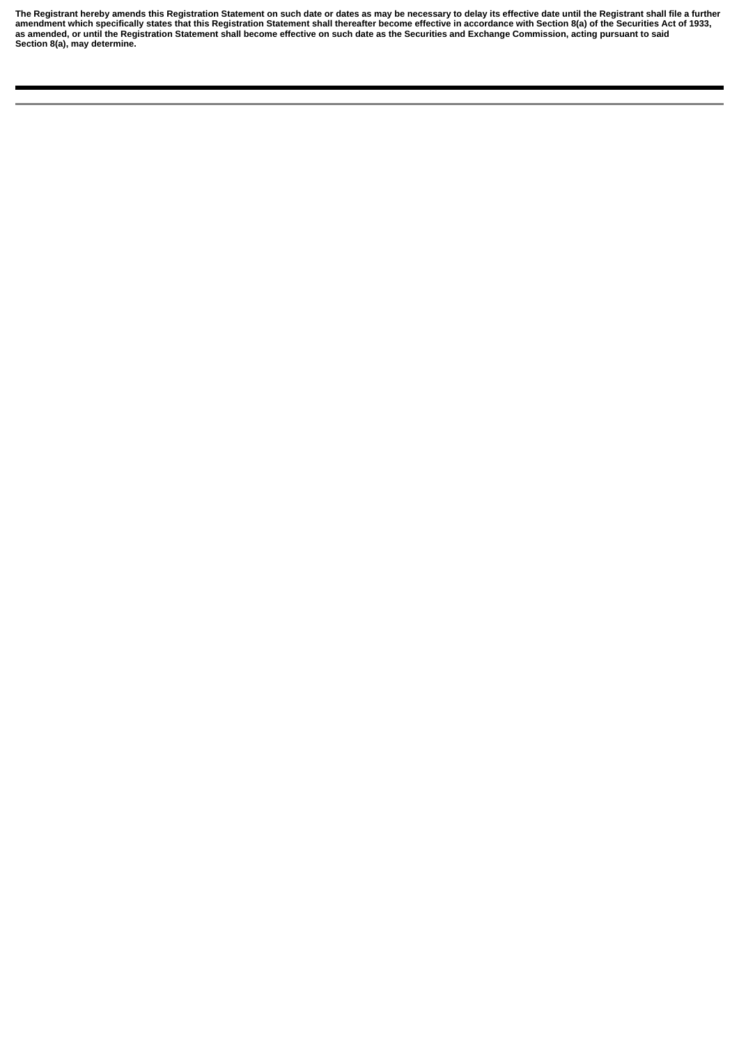**The Registrant hereby amends this Registration Statement on such date or dates as may be necessary to delay its effective date until the Registrant shall file a further amendment which specifically states that this Registration Statement shall thereafter become effective in accordance with Section 8(a) of the Securities Act of 1933, as amended, or until the Registration Statement shall become effective on such date as the Securities and Exchange Commission, acting pursuant to said Section 8(a), may determine.**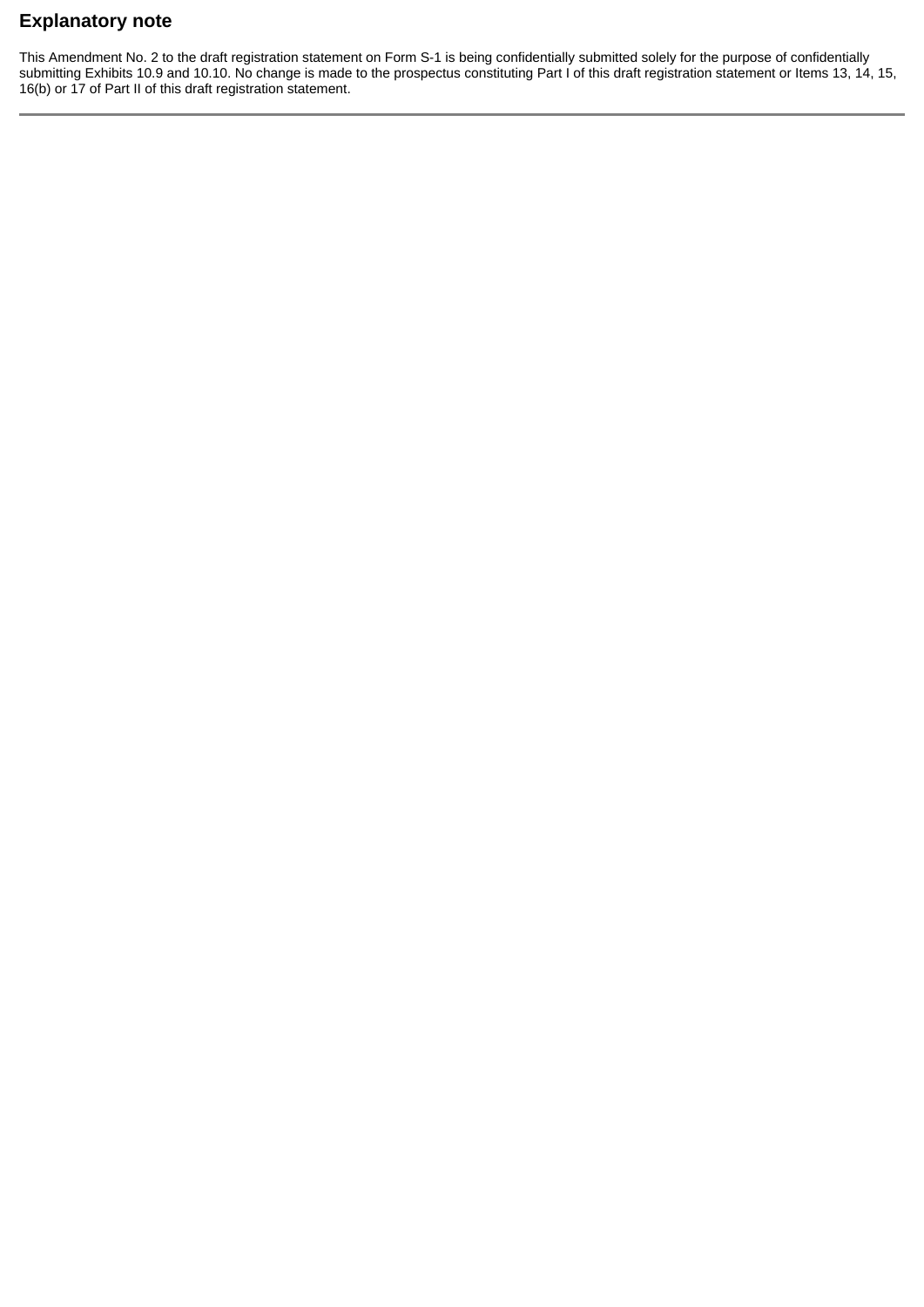## Explanatory note

This Amendment No. 2 to the draft registration statement on Form S-1 is being confidentially submitted solely for the purpose of confidentially submitting Exhibits 10.9 and 10.10. No change is made to the prospectus constituting Part I of this draft registration statement or Items 13, 14, 15, 16(b) or 17 of Part II of this draft registration statement.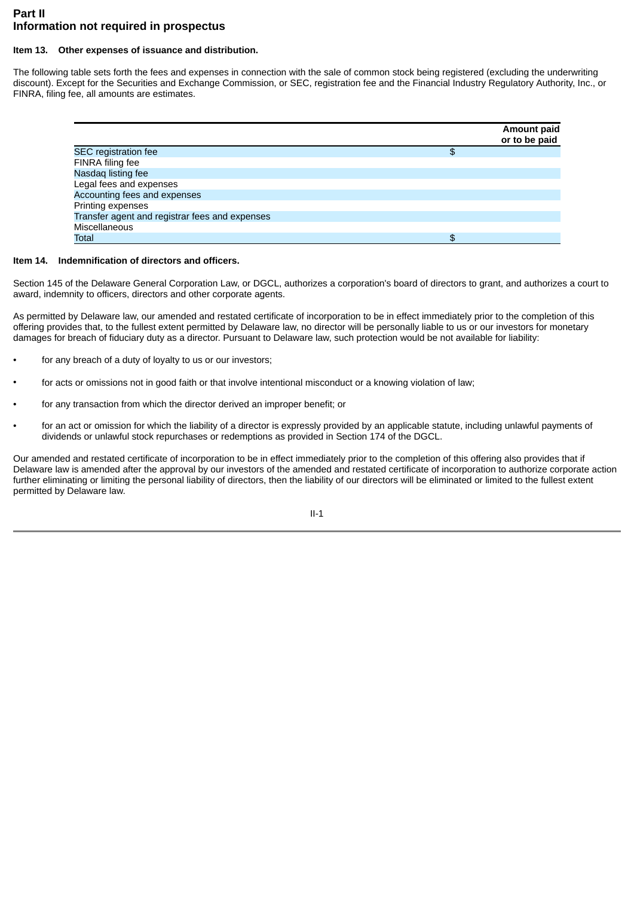## Part II
## Information not required in prospectus

**Item 13. Other expenses of issuance and distribution.**

The following table sets forth the fees and expenses in connection with the sale of common stock being registered (excluding the underwriting discount). Except for the Securities and Exchange Commission, or SEC, registration fee and the Financial Industry Regulatory Authority, Inc., or FINRA, filing fee, all amounts are estimates.

| | Amount paid or to be paid |
|---|---|
| SEC registration fee | $ |
| FINRA filing fee | |
| Nasdaq listing fee | |
| Legal fees and expenses | |
| Accounting fees and expenses | |
| Printing expenses | |
| Transfer agent and registrar fees and expenses | |
| Miscellaneous | |
| Total | $ |

**Item 14. Indemnification of directors and officers.**

Section 145 of the Delaware General Corporation Law, or DGCL, authorizes a corporation's board of directors to grant, and authorizes a court to award, indemnity to officers, directors and other corporate agents.

As permitted by Delaware law, our amended and restated certificate of incorporation to be in effect immediately prior to the completion of this offering provides that, to the fullest extent permitted by Delaware law, no director will be personally liable to us or our investors for monetary damages for breach of fiduciary duty as a director. Pursuant to Delaware law, such protection would be not available for liability:

- for any breach of a duty of loyalty to us or our investors;
- for acts or omissions not in good faith or that involve intentional misconduct or a knowing violation of law;
- for any transaction from which the director derived an improper benefit; or
- for an act or omission for which the liability of a director is expressly provided by an applicable statute, including unlawful payments of dividends or unlawful stock repurchases or redemptions as provided in Section 174 of the DGCL.

Our amended and restated certificate of incorporation to be in effect immediately prior to the completion of this offering also provides that if Delaware law is amended after the approval by our investors of the amended and restated certificate of incorporation to authorize corporate action further eliminating or limiting the personal liability of directors, then the liability of our directors will be eliminated or limited to the fullest extent permitted by Delaware law.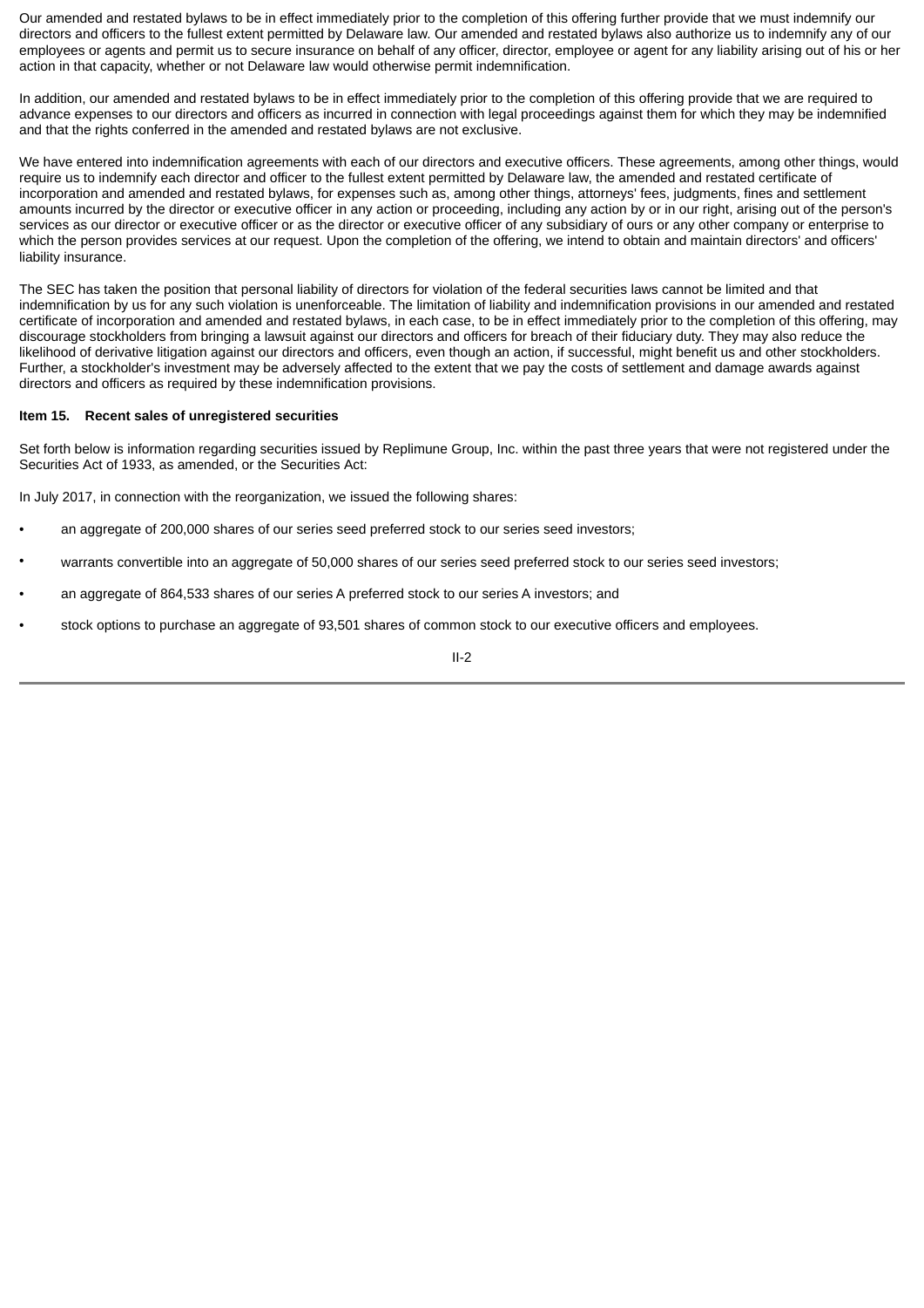Our amended and restated bylaws to be in effect immediately prior to the completion of this offering further provide that we must indemnify our directors and officers to the fullest extent permitted by Delaware law. Our amended and restated bylaws also authorize us to indemnify any of our employees or agents and permit us to secure insurance on behalf of any officer, director, employee or agent for any liability arising out of his or her action in that capacity, whether or not Delaware law would otherwise permit indemnification.

In addition, our amended and restated bylaws to be in effect immediately prior to the completion of this offering provide that we are required to advance expenses to our directors and officers as incurred in connection with legal proceedings against them for which they may be indemnified and that the rights conferred in the amended and restated bylaws are not exclusive.

We have entered into indemnification agreements with each of our directors and executive officers. These agreements, among other things, would require us to indemnify each director and officer to the fullest extent permitted by Delaware law, the amended and restated certificate of incorporation and amended and restated bylaws, for expenses such as, among other things, attorneys' fees, judgments, fines and settlement amounts incurred by the director or executive officer in any action or proceeding, including any action by or in our right, arising out of the person's services as our director or executive officer or as the director or executive officer of any subsidiary of ours or any other company or enterprise to which the person provides services at our request. Upon the completion of the offering, we intend to obtain and maintain directors' and officers' liability insurance.

The SEC has taken the position that personal liability of directors for violation of the federal securities laws cannot be limited and that indemnification by us for any such violation is unenforceable. The limitation of liability and indemnification provisions in our amended and restated certificate of incorporation and amended and restated bylaws, in each case, to be in effect immediately prior to the completion of this offering, may discourage stockholders from bringing a lawsuit against our directors and officers for breach of their fiduciary duty. They may also reduce the likelihood of derivative litigation against our directors and officers, even though an action, if successful, might benefit us and other stockholders. Further, a stockholder's investment may be adversely affected to the extent that we pay the costs of settlement and damage awards against directors and officers as required by these indemnification provisions.

**Item 15. Recent sales of unregistered securities**

Set forth below is information regarding securities issued by Replimune Group, Inc. within the past three years that were not registered under the Securities Act of 1933, as amended, or the Securities Act:

In July 2017, in connection with the reorganization, we issued the following shares:

- an aggregate of 200,000 shares of our series seed preferred stock to our series seed investors;
- warrants convertible into an aggregate of 50,000 shares of our series seed preferred stock to our series seed investors;
- an aggregate of 864,533 shares of our series A preferred stock to our series A investors; and
- stock options to purchase an aggregate of 93,501 shares of common stock to our executive officers and employees.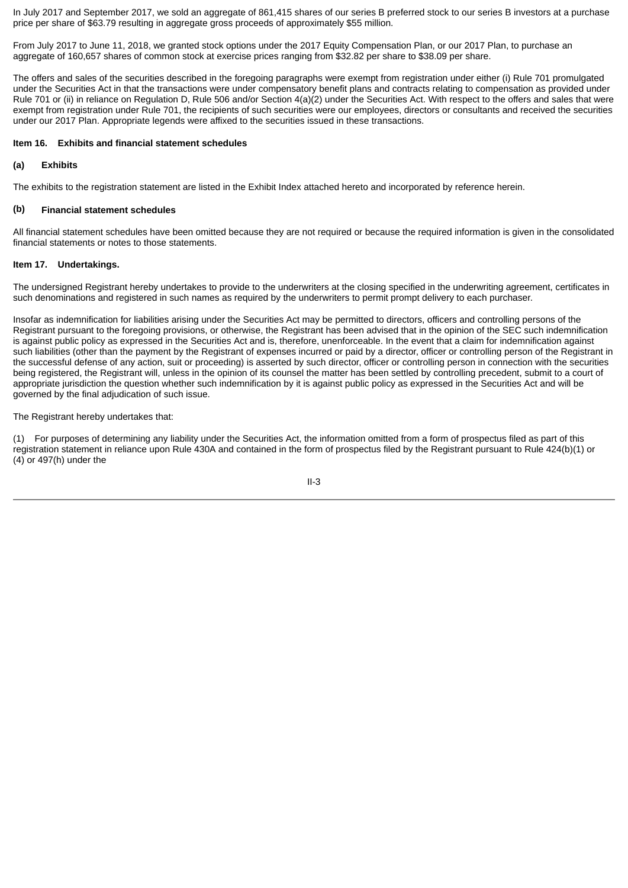In July 2017 and September 2017, we sold an aggregate of 861,415 shares of our series B preferred stock to our series B investors at a purchase price per share of $63.79 resulting in aggregate gross proceeds of approximately $55 million.

From July 2017 to June 11, 2018, we granted stock options under the 2017 Equity Compensation Plan, or our 2017 Plan, to purchase an aggregate of 160,657 shares of common stock at exercise prices ranging from $32.82 per share to $38.09 per share.

The offers and sales of the securities described in the foregoing paragraphs were exempt from registration under either (i) Rule 701 promulgated under the Securities Act in that the transactions were under compensatory benefit plans and contracts relating to compensation as provided under Rule 701 or (ii) in reliance on Regulation D, Rule 506 and/or Section 4(a)(2) under the Securities Act. With respect to the offers and sales that were exempt from registration under Rule 701, the recipients of such securities were our employees, directors or consultants and received the securities under our 2017 Plan. Appropriate legends were affixed to the securities issued in these transactions.

**Item 16. Exhibits and financial statement schedules**

**(a) Exhibits**

The exhibits to the registration statement are listed in the Exhibit Index attached hereto and incorporated by reference herein.

**(b) Financial statement schedules**

All financial statement schedules have been omitted because they are not required or because the required information is given in the consolidated financial statements or notes to those statements.

**Item 17. Undertakings.**

The undersigned Registrant hereby undertakes to provide to the underwriters at the closing specified in the underwriting agreement, certificates in such denominations and registered in such names as required by the underwriters to permit prompt delivery to each purchaser.

Insofar as indemnification for liabilities arising under the Securities Act may be permitted to directors, officers and controlling persons of the Registrant pursuant to the foregoing provisions, or otherwise, the Registrant has been advised that in the opinion of the SEC such indemnification is against public policy as expressed in the Securities Act and is, therefore, unenforceable. In the event that a claim for indemnification against such liabilities (other than the payment by the Registrant of expenses incurred or paid by a director, officer or controlling person of the Registrant in the successful defense of any action, suit or proceeding) is asserted by such director, officer or controlling person in connection with the securities being registered, the Registrant will, unless in the opinion of its counsel the matter has been settled by controlling precedent, submit to a court of appropriate jurisdiction the question whether such indemnification by it is against public policy as expressed in the Securities Act and will be governed by the final adjudication of such issue.

The Registrant hereby undertakes that:

(1) For purposes of determining any liability under the Securities Act, the information omitted from a form of prospectus filed as part of this registration statement in reliance upon Rule 430A and contained in the form of prospectus filed by the Registrant pursuant to Rule 424(b)(1) or (4) or 497(h) under the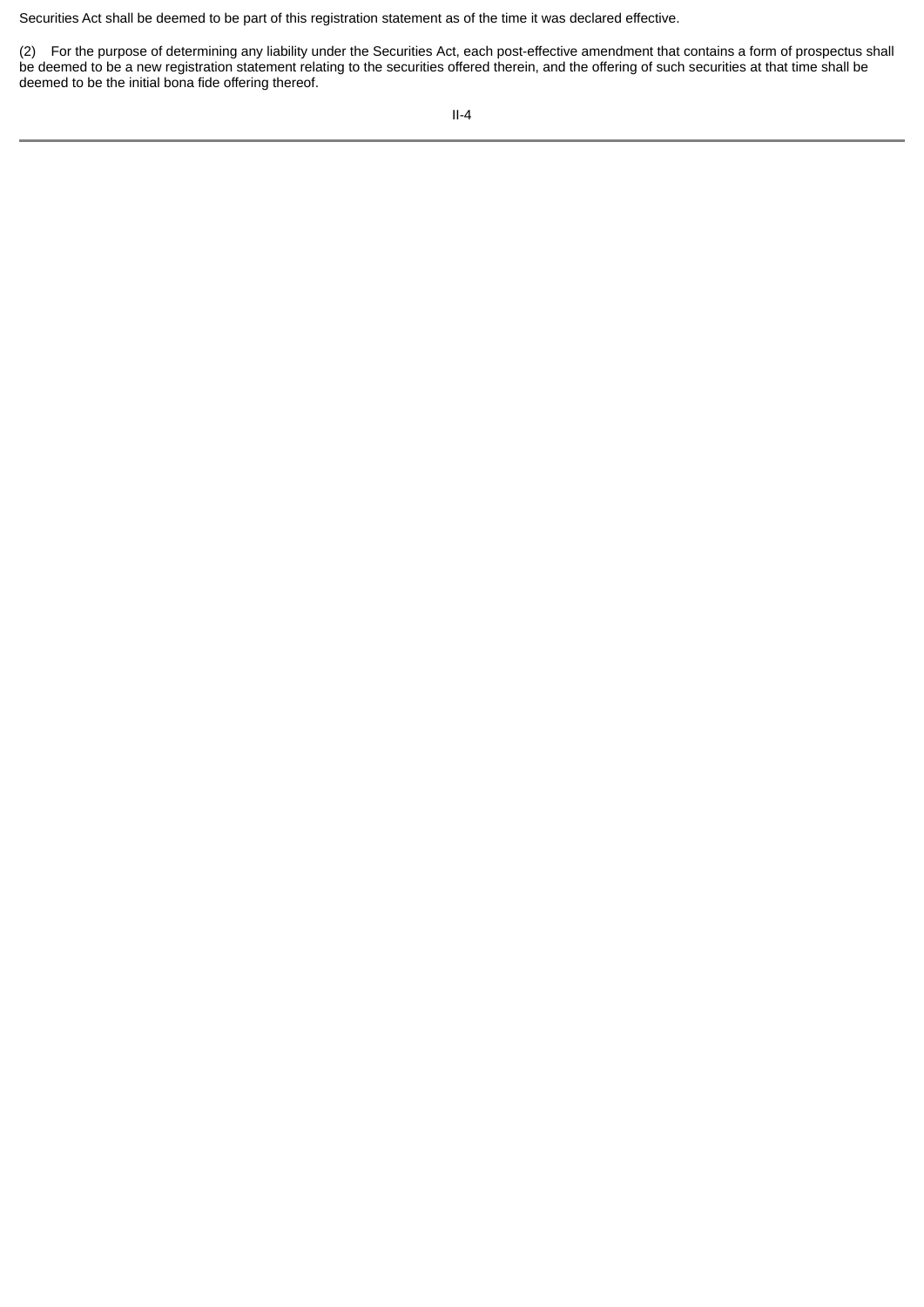Securities Act shall be deemed to be part of this registration statement as of the time it was declared effective.

(2) For the purpose of determining any liability under the Securities Act, each post-effective amendment that contains a form of prospectus shall be deemed to be a new registration statement relating to the securities offered therein, and the offering of such securities at that time shall be deemed to be the initial bona fide offering thereof.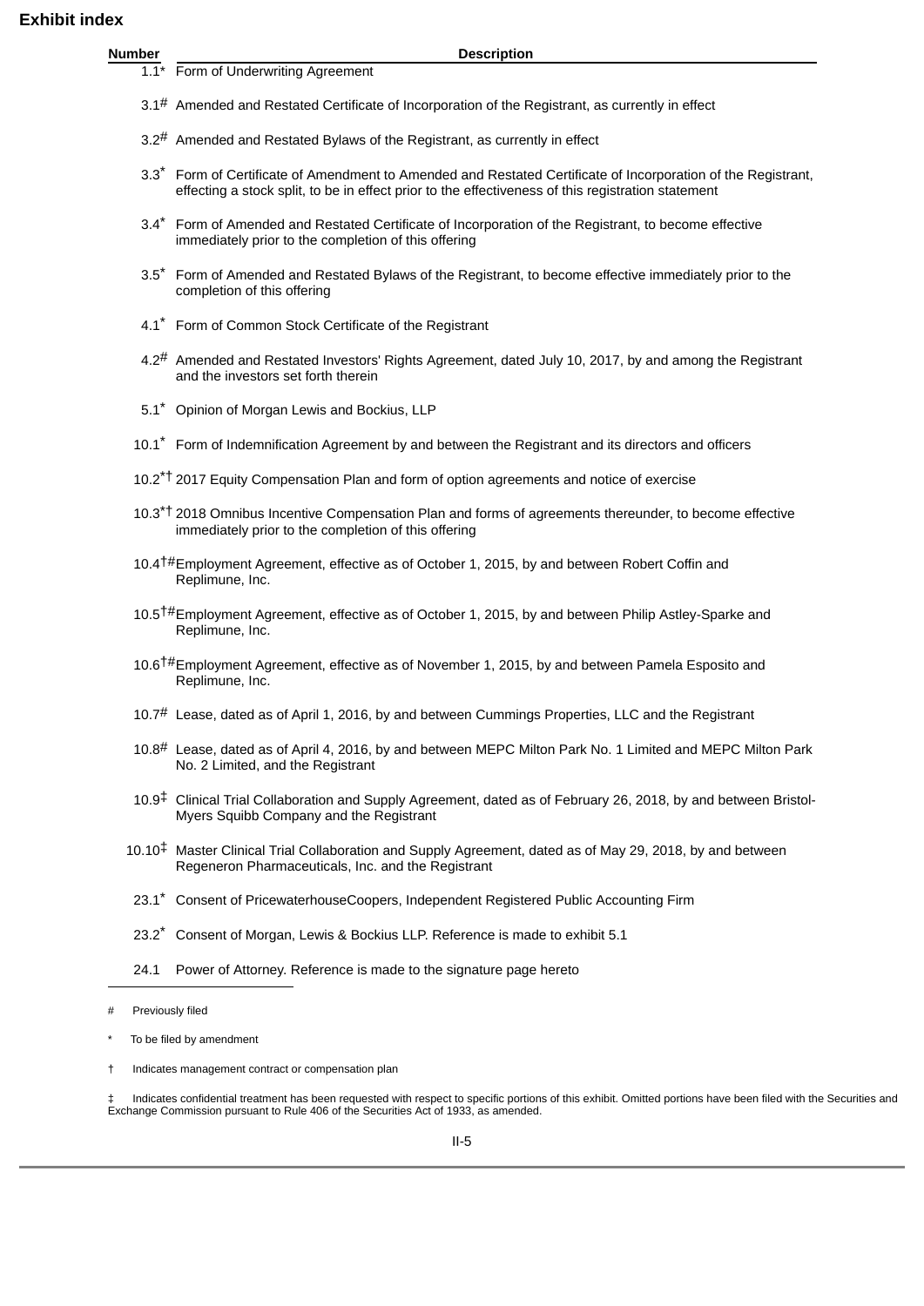## Exhibit index

| Number | Description |
| --- | --- |
| 1.1* | Form of Underwriting Agreement |
| 3.1# | Amended and Restated Certificate of Incorporation of the Registrant, as currently in effect |
| 3.2# | Amended and Restated Bylaws of the Registrant, as currently in effect |
| 3.3* | Form of Certificate of Amendment to Amended and Restated Certificate of Incorporation of the Registrant, effecting a stock split, to be in effect prior to the effectiveness of this registration statement |
| 3.4* | Form of Amended and Restated Certificate of Incorporation of the Registrant, to become effective immediately prior to the completion of this offering |
| 3.5* | Form of Amended and Restated Bylaws of the Registrant, to become effective immediately prior to the completion of this offering |
| 4.1* | Form of Common Stock Certificate of the Registrant |
| 4.2# | Amended and Restated Investors' Rights Agreement, dated July 10, 2017, by and among the Registrant and the investors set forth therein |
| 5.1* | Opinion of Morgan Lewis and Bockius, LLP |
| 10.1* | Form of Indemnification Agreement by and between the Registrant and its directors and officers |
| 10.2*† | 2017 Equity Compensation Plan and form of option agreements and notice of exercise |
| 10.3*† | 2018 Omnibus Incentive Compensation Plan and forms of agreements thereunder, to become effective immediately prior to the completion of this offering |
| 10.4†# | Employment Agreement, effective as of October 1, 2015, by and between Robert Coffin and Replimune, Inc. |
| 10.5†# | Employment Agreement, effective as of October 1, 2015, by and between Philip Astley-Sparke and Replimune, Inc. |
| 10.6†# | Employment Agreement, effective as of November 1, 2015, by and between Pamela Esposito and Replimune, Inc. |
| 10.7# | Lease, dated as of April 1, 2016, by and between Cummings Properties, LLC and the Registrant |
| 10.8# | Lease, dated as of April 4, 2016, by and between MEPC Milton Park No. 1 Limited and MEPC Milton Park No. 2 Limited, and the Registrant |
| 10.9‡ | Clinical Trial Collaboration and Supply Agreement, dated as of February 26, 2018, by and between Bristol-Myers Squibb Company and the Registrant |
| 10.10‡ | Master Clinical Trial Collaboration and Supply Agreement, dated as of May 29, 2018, by and between Regeneron Pharmaceuticals, Inc. and the Registrant |
| 23.1* | Consent of PricewaterhouseCoopers, Independent Registered Public Accounting Firm |
| 23.2* | Consent of Morgan, Lewis & Bockius LLP. Reference is made to exhibit 5.1 |
| 24.1 | Power of Attorney. Reference is made to the signature page hereto |

# Previously filed

* To be filed by amendment

† Indicates management contract or compensation plan

‡ Indicates confidential treatment has been requested with respect to specific portions of this exhibit. Omitted portions have been filed with the Securities and Exchange Commission pursuant to Rule 406 of the Securities Act of 1933, as amended.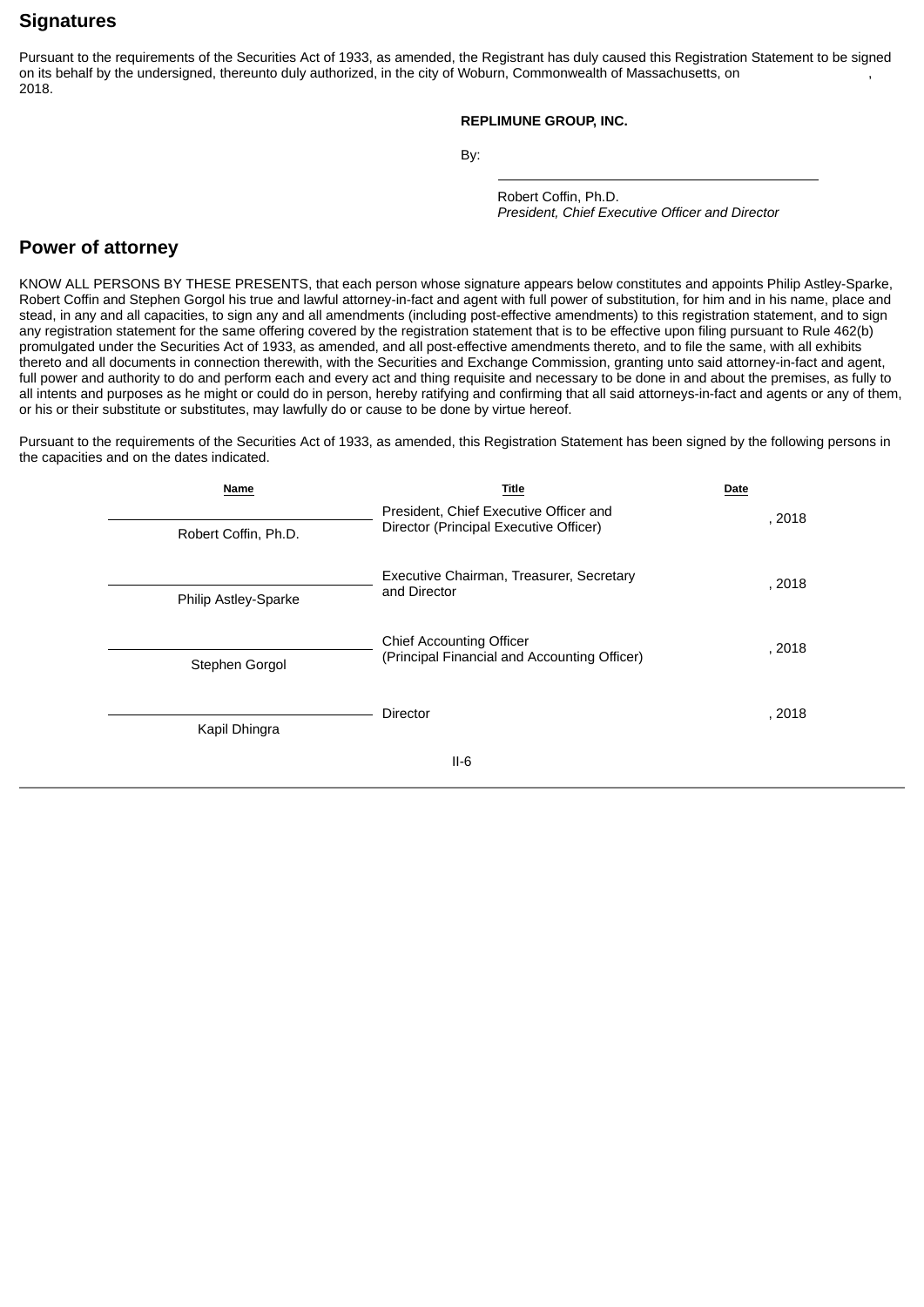## Signatures

Pursuant to the requirements of the Securities Act of 1933, as amended, the Registrant has duly caused this Registration Statement to be signed on its behalf by the undersigned, thereunto duly authorized, in the city of Woburn, Commonwealth of Massachusetts, on , 2018.

**REPLIMUNE GROUP, INC.**

By: \_\_\_\_\_\_\_\_\_\_\_\_\_\_\_\_\_\_\_\_\_\_\_\_\_\_\_\_\_\_

Robert Coffin, Ph.D.
*President, Chief Executive Officer and Director*

## Power of attorney

KNOW ALL PERSONS BY THESE PRESENTS, that each person whose signature appears below constitutes and appoints Philip Astley-Sparke, Robert Coffin and Stephen Gorgol his true and lawful attorney-in-fact and agent with full power of substitution, for him and in his name, place and stead, in any and all capacities, to sign any and all amendments (including post-effective amendments) to this registration statement, and to sign any registration statement for the same offering covered by the registration statement that is to be effective upon filing pursuant to Rule 462(b) promulgated under the Securities Act of 1933, as amended, and all post-effective amendments thereto, and to file the same, with all exhibits thereto and all documents in connection therewith, with the Securities and Exchange Commission, granting unto said attorney-in-fact and agent, full power and authority to do and perform each and every act and thing requisite and necessary to be done in and about the premises, as fully to all intents and purposes as he might or could do in person, hereby ratifying and confirming that all said attorneys-in-fact and agents or any of them, or his or their substitute or substitutes, may lawfully do or cause to be done by virtue hereof.

Pursuant to the requirements of the Securities Act of 1933, as amended, this Registration Statement has been signed by the following persons in the capacities and on the dates indicated.

| Name | Title | Date |
|---|---|---|
| Robert Coffin, Ph.D. | President, Chief Executive Officer and Director (Principal Executive Officer) | , 2018 |
| Philip Astley-Sparke | Executive Chairman, Treasurer, Secretary and Director | , 2018 |
| Stephen Gorgol | Chief Accounting Officer (Principal Financial and Accounting Officer) | , 2018 |
| Kapil Dhingra | Director | , 2018 |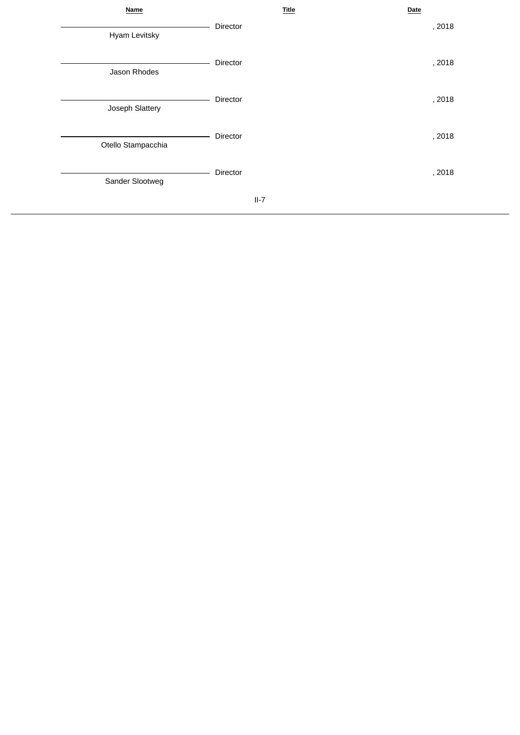| Name | Title | Date |
| --- | --- | --- |
| Hyam Levitsky | Director | , 2018 |
| Jason Rhodes | Director | , 2018 |
| Joseph Slattery | Director | , 2018 |
| Otello Stampacchia | Director | , 2018 |
| Sander Slootweg | Director | , 2018 |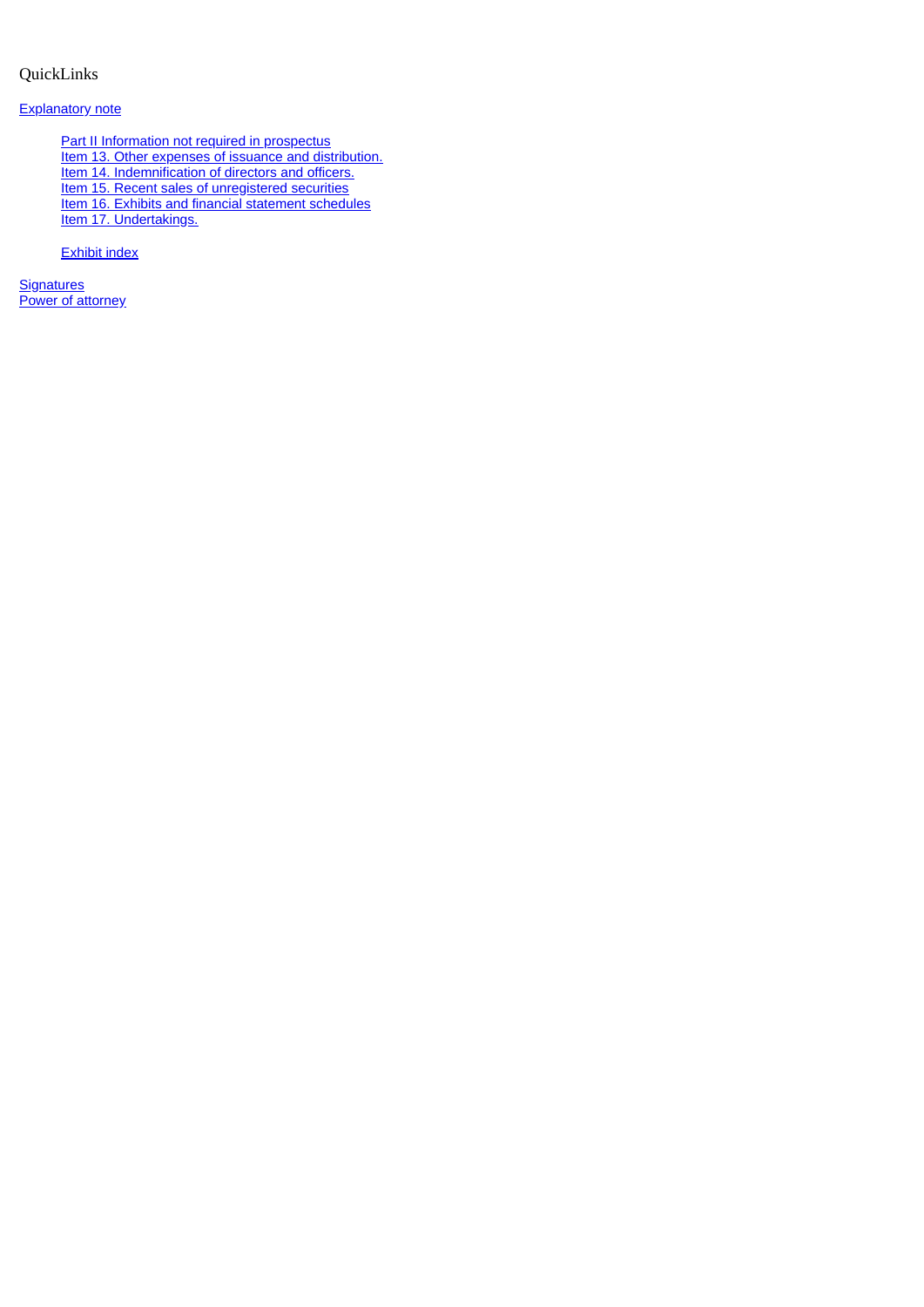QuickLinks

Explanatory note

- Part II Information not required in prospectus
- Item 13. Other expenses of issuance and distribution.
- Item 14. Indemnification of directors and officers.
- Item 15. Recent sales of unregistered securities
- Item 16. Exhibits and financial statement schedules
- Item 17. Undertakings.

- Exhibit index

Signatures
Power of attorney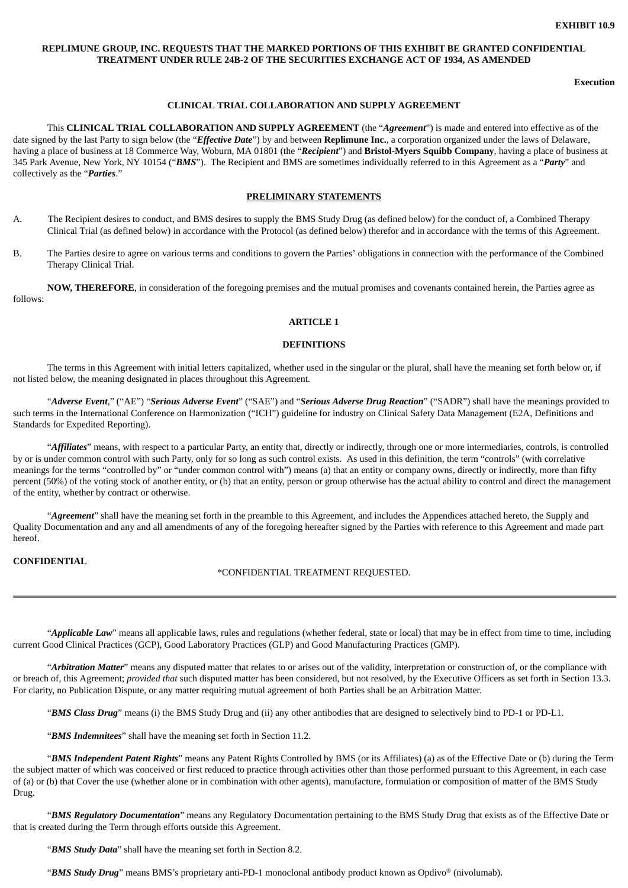**EXHIBIT 10.9**

**REPLIMUNE GROUP, INC. REQUESTS THAT THE MARKED PORTIONS OF THIS EXHIBIT BE GRANTED CONFIDENTIAL TREATMENT UNDER RULE 24B-2 OF THE SECURITIES EXCHANGE ACT OF 1934, AS AMENDED**

**Execution**

**CLINICAL TRIAL COLLABORATION AND SUPPLY AGREEMENT**

This **CLINICAL TRIAL COLLABORATION AND SUPPLY AGREEMENT** (the "***Agreement***") is made and entered into effective as of the date signed by the last Party to sign below (the "***Effective Date***") by and between **Replimune Inc.**, a corporation organized under the laws of Delaware, having a place of business at 18 Commerce Way, Woburn, MA 01801 (the "***Recipient***") and **Bristol-Myers Squibb Company**, having a place of business at 345 Park Avenue, New York, NY 10154 ("***BMS***"). The Recipient and BMS are sometimes individually referred to in this Agreement as a "***Party***" and collectively as the "***Parties***."

**PRELIMINARY STATEMENTS**

A. The Recipient desires to conduct, and BMS desires to supply the BMS Study Drug (as defined below) for the conduct of, a Combined Therapy Clinical Trial (as defined below) in accordance with the Protocol (as defined below) therefor and in accordance with the terms of this Agreement.

B. The Parties desire to agree on various terms and conditions to govern the Parties' obligations in connection with the performance of the Combined Therapy Clinical Trial.

**NOW, THEREFORE**, in consideration of the foregoing premises and the mutual promises and covenants contained herein, the Parties agree as follows:

## ARTICLE 1

## DEFINITIONS

The terms in this Agreement with initial letters capitalized, whether used in the singular or the plural, shall have the meaning set forth below or, if not listed below, the meaning designated in places throughout this Agreement.

"***Adverse Event***," ("AE") "***Serious Adverse Event***" ("SAE") and "***Serious Adverse Drug Reaction***" ("SADR") shall have the meanings provided to such terms in the International Conference on Harmonization ("ICH") guideline for industry on Clinical Safety Data Management (E2A, Definitions and Standards for Expedited Reporting).

"***Affiliates***" means, with respect to a particular Party, an entity that, directly or indirectly, through one or more intermediaries, controls, is controlled by or is under common control with such Party, only for so long as such control exists. As used in this definition, the term "controls" (with correlative meanings for the terms "controlled by" or "under common control with") means (a) that an entity or company owns, directly or indirectly, more than fifty percent (50%) of the voting stock of another entity, or (b) that an entity, person or group otherwise has the actual ability to control and direct the management of the entity, whether by contract or otherwise.

"***Agreement***" shall have the meaning set forth in the preamble to this Agreement, and includes the Appendices attached hereto, the Supply and Quality Documentation and any and all amendments of any of the foregoing hereafter signed by the Parties with reference to this Agreement and made part hereof.

**CONFIDENTIAL**

*CONFIDENTIAL TREATMENT REQUESTED.

"***Applicable Law***" means all applicable laws, rules and regulations (whether federal, state or local) that may be in effect from time to time, including current Good Clinical Practices (GCP), Good Laboratory Practices (GLP) and Good Manufacturing Practices (GMP).

"***Arbitration Matter***" means any disputed matter that relates to or arises out of the validity, interpretation or construction of, or the compliance with or breach of, this Agreement; *provided that* such disputed matter has been considered, but not resolved, by the Executive Officers as set forth in Section 13.3. For clarity, no Publication Dispute, or any matter requiring mutual agreement of both Parties shall be an Arbitration Matter.

"***BMS Class Drug***" means (i) the BMS Study Drug and (ii) any other antibodies that are designed to selectively bind to PD-1 or PD-L1.

"***BMS Indemnitees***" shall have the meaning set forth in Section 11.2.

"***BMS Independent Patent Rights***" means any Patent Rights Controlled by BMS (or its Affiliates) (a) as of the Effective Date or (b) during the Term the subject matter of which was conceived or first reduced to practice through activities other than those performed pursuant to this Agreement, in each case of (a) or (b) that Cover the use (whether alone or in combination with other agents), manufacture, formulation or composition of matter of the BMS Study Drug.

"***BMS Regulatory Documentation***" means any Regulatory Documentation pertaining to the BMS Study Drug that exists as of the Effective Date or that is created during the Term through efforts outside this Agreement.

"***BMS Study Data***" shall have the meaning set forth in Section 8.2.

"***BMS Study Drug***" means BMS's proprietary anti-PD-1 monoclonal antibody product known as Opdivo® (nivolumab).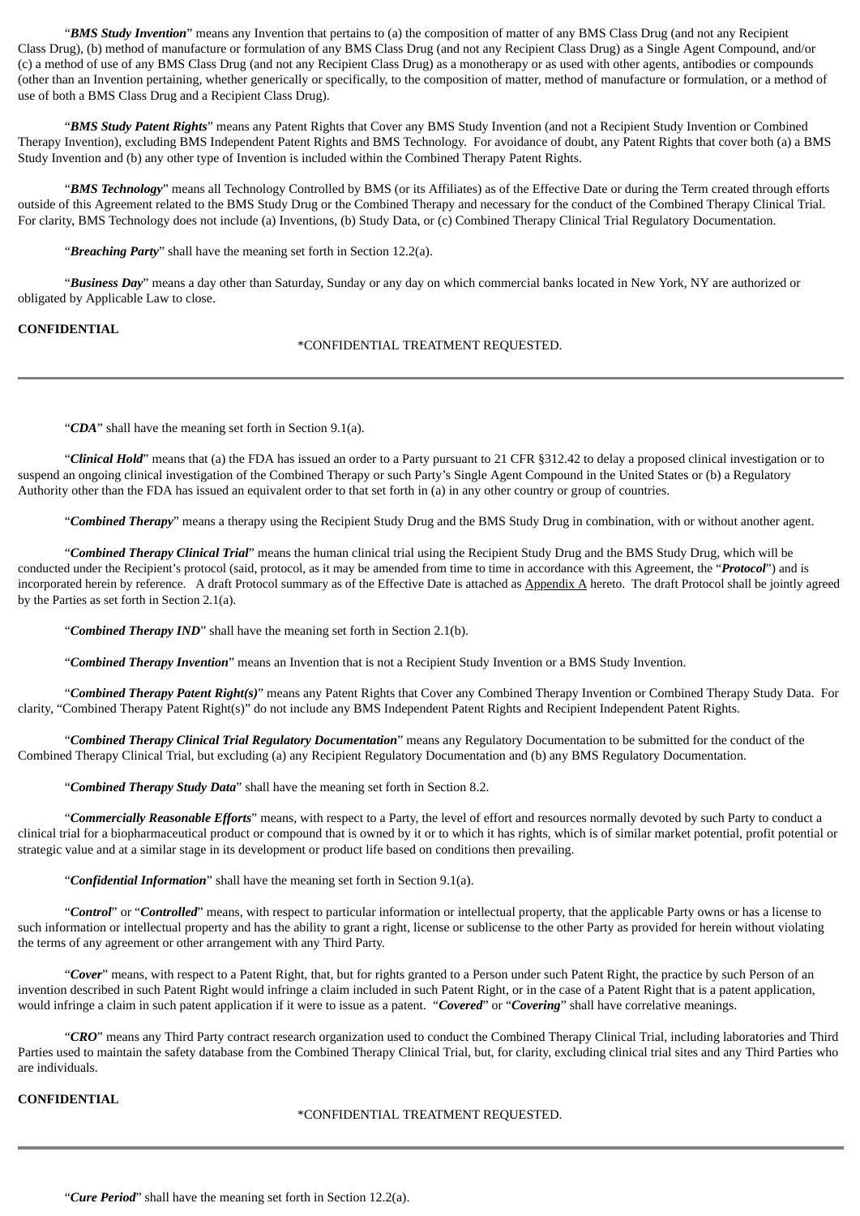"***BMS Study Invention***" means any Invention that pertains to (a) the composition of matter of any BMS Class Drug (and not any Recipient Class Drug), (b) method of manufacture or formulation of any BMS Class Drug (and not any Recipient Class Drug) as a Single Agent Compound, and/or (c) a method of use of any BMS Class Drug (and not any Recipient Class Drug) as a monotherapy or as used with other agents, antibodies or compounds (other than an Invention pertaining, whether generically or specifically, to the composition of matter, method of manufacture or formulation, or a method of use of both a BMS Class Drug and a Recipient Class Drug).

"***BMS Study Patent Rights***" means any Patent Rights that Cover any BMS Study Invention (and not a Recipient Study Invention or Combined Therapy Invention), excluding BMS Independent Patent Rights and BMS Technology. For avoidance of doubt, any Patent Rights that cover both (a) a BMS Study Invention and (b) any other type of Invention is included within the Combined Therapy Patent Rights.

"***BMS Technology***" means all Technology Controlled by BMS (or its Affiliates) as of the Effective Date or during the Term created through efforts outside of this Agreement related to the BMS Study Drug or the Combined Therapy and necessary for the conduct of the Combined Therapy Clinical Trial. For clarity, BMS Technology does not include (a) Inventions, (b) Study Data, or (c) Combined Therapy Clinical Trial Regulatory Documentation.

"***Breaching Party***" shall have the meaning set forth in Section 12.2(a).

"***Business Day***" means a day other than Saturday, Sunday or any day on which commercial banks located in New York, NY are authorized or obligated by Applicable Law to close.

"***CDA***" shall have the meaning set forth in Section 9.1(a).

"***Clinical Hold***" means that (a) the FDA has issued an order to a Party pursuant to 21 CFR §312.42 to delay a proposed clinical investigation or to suspend an ongoing clinical investigation of the Combined Therapy or such Party's Single Agent Compound in the United States or (b) a Regulatory Authority other than the FDA has issued an equivalent order to that set forth in (a) in any other country or group of countries.

"***Combined Therapy***" means a therapy using the Recipient Study Drug and the BMS Study Drug in combination, with or without another agent.

"***Combined Therapy Clinical Trial***" means the human clinical trial using the Recipient Study Drug and the BMS Study Drug, which will be conducted under the Recipient's protocol (said, protocol, as it may be amended from time to time in accordance with this Agreement, the "***Protocol***") and is incorporated herein by reference. A draft Protocol summary as of the Effective Date is attached as Appendix A hereto. The draft Protocol shall be jointly agreed by the Parties as set forth in Section 2.1(a).

"***Combined Therapy IND***" shall have the meaning set forth in Section 2.1(b).

"***Combined Therapy Invention***" means an Invention that is not a Recipient Study Invention or a BMS Study Invention.

"***Combined Therapy Patent Right(s)***" means any Patent Rights that Cover any Combined Therapy Invention or Combined Therapy Study Data. For clarity, "Combined Therapy Patent Right(s)" do not include any BMS Independent Patent Rights and Recipient Independent Patent Rights.

"***Combined Therapy Clinical Trial Regulatory Documentation***" means any Regulatory Documentation to be submitted for the conduct of the Combined Therapy Clinical Trial, but excluding (a) any Recipient Regulatory Documentation and (b) any BMS Regulatory Documentation.

"***Combined Therapy Study Data***" shall have the meaning set forth in Section 8.2.

"***Commercially Reasonable Efforts***" means, with respect to a Party, the level of effort and resources normally devoted by such Party to conduct a clinical trial for a biopharmaceutical product or compound that is owned by it or to which it has rights, which is of similar market potential, profit potential or strategic value and at a similar stage in its development or product life based on conditions then prevailing.

"***Confidential Information***" shall have the meaning set forth in Section 9.1(a).

"***Control***" or "***Controlled***" means, with respect to particular information or intellectual property, that the applicable Party owns or has a license to such information or intellectual property and has the ability to grant a right, license or sublicense to the other Party as provided for herein without violating the terms of any agreement or other arrangement with any Third Party.

"***Cover***" means, with respect to a Patent Right, that, but for rights granted to a Person under such Patent Right, the practice by such Person of an invention described in such Patent Right would infringe a claim included in such Patent Right, or in the case of a Patent Right that is a patent application, would infringe a claim in such patent application if it were to issue as a patent. "***Covered***" or "***Covering***" shall have correlative meanings.

"***CRO***" means any Third Party contract research organization used to conduct the Combined Therapy Clinical Trial, including laboratories and Third Parties used to maintain the safety database from the Combined Therapy Clinical Trial, but, for clarity, excluding clinical trial sites and any Third Parties who are individuals.

"***Cure Period***" shall have the meaning set forth in Section 12.2(a).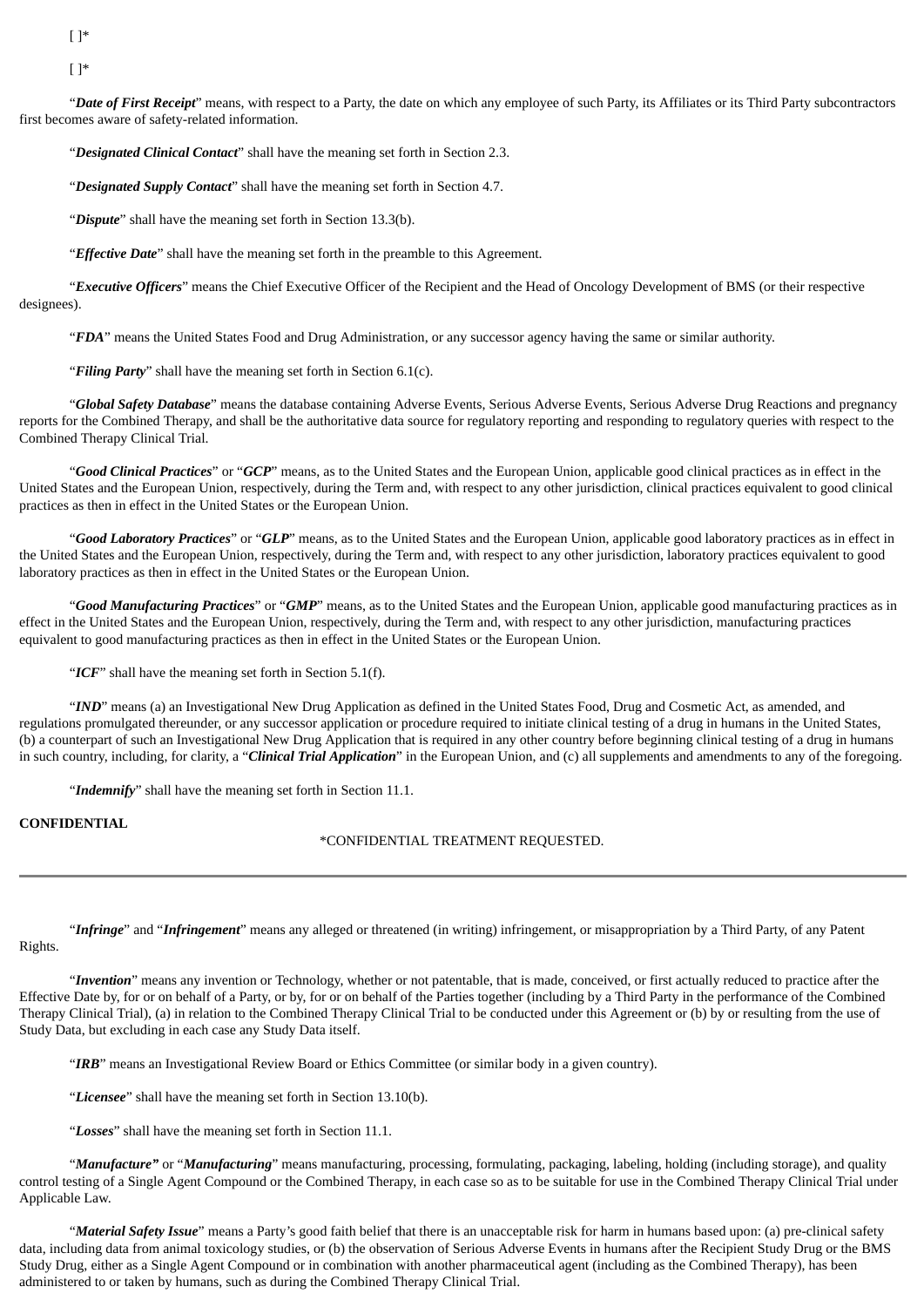[ ]*

[ ]*

"***Date of First Receipt***" means, with respect to a Party, the date on which any employee of such Party, its Affiliates or its Third Party subcontractors first becomes aware of safety-related information.

"***Designated Clinical Contact***" shall have the meaning set forth in Section 2.3.

"***Designated Supply Contact***" shall have the meaning set forth in Section 4.7.

"***Dispute***" shall have the meaning set forth in Section 13.3(b).

"***Effective Date***" shall have the meaning set forth in the preamble to this Agreement.

"***Executive Officers***" means the Chief Executive Officer of the Recipient and the Head of Oncology Development of BMS (or their respective designees).

"***FDA***" means the United States Food and Drug Administration, or any successor agency having the same or similar authority.

"***Filing Party***" shall have the meaning set forth in Section 6.1(c).

"***Global Safety Database***" means the database containing Adverse Events, Serious Adverse Events, Serious Adverse Drug Reactions and pregnancy reports for the Combined Therapy, and shall be the authoritative data source for regulatory reporting and responding to regulatory queries with respect to the Combined Therapy Clinical Trial.

"***Good Clinical Practices***" or "***GCP***" means, as to the United States and the European Union, applicable good clinical practices as in effect in the United States and the European Union, respectively, during the Term and, with respect to any other jurisdiction, clinical practices equivalent to good clinical practices as then in effect in the United States or the European Union.

"***Good Laboratory Practices***" or "***GLP***" means, as to the United States and the European Union, applicable good laboratory practices as in effect in the United States and the European Union, respectively, during the Term and, with respect to any other jurisdiction, laboratory practices equivalent to good laboratory practices as then in effect in the United States or the European Union.

"***Good Manufacturing Practices***" or "***GMP***" means, as to the United States and the European Union, applicable good manufacturing practices as in effect in the United States and the European Union, respectively, during the Term and, with respect to any other jurisdiction, manufacturing practices equivalent to good manufacturing practices as then in effect in the United States or the European Union.

"***ICF***" shall have the meaning set forth in Section 5.1(f).

"***IND***" means (a) an Investigational New Drug Application as defined in the United States Food, Drug and Cosmetic Act, as amended, and regulations promulgated thereunder, or any successor application or procedure required to initiate clinical testing of a drug in humans in the United States, (b) a counterpart of such an Investigational New Drug Application that is required in any other country before beginning clinical testing of a drug in humans in such country, including, for clarity, a "***Clinical Trial Application***" in the European Union, and (c) all supplements and amendments to any of the foregoing.

"***Indemnify***" shall have the meaning set forth in Section 11.1.

**CONFIDENTIAL**

*CONFIDENTIAL TREATMENT REQUESTED.

"***Infringe***" and "***Infringement***" means any alleged or threatened (in writing) infringement, or misappropriation by a Third Party, of any Patent Rights.

"***Invention***" means any invention or Technology, whether or not patentable, that is made, conceived, or first actually reduced to practice after the Effective Date by, for or on behalf of a Party, or by, for or on behalf of the Parties together (including by a Third Party in the performance of the Combined Therapy Clinical Trial), (a) in relation to the Combined Therapy Clinical Trial to be conducted under this Agreement or (b) by or resulting from the use of Study Data, but excluding in each case any Study Data itself.

"***IRB***" means an Investigational Review Board or Ethics Committee (or similar body in a given country).

"***Licensee***" shall have the meaning set forth in Section 13.10(b).

"***Losses***" shall have the meaning set forth in Section 11.1.

"***Manufacture***" or "***Manufacturing***" means manufacturing, processing, formulating, packaging, labeling, holding (including storage), and quality control testing of a Single Agent Compound or the Combined Therapy, in each case so as to be suitable for use in the Combined Therapy Clinical Trial under Applicable Law.

"***Material Safety Issue***" means a Party's good faith belief that there is an unacceptable risk for harm in humans based upon: (a) pre-clinical safety data, including data from animal toxicology studies, or (b) the observation of Serious Adverse Events in humans after the Recipient Study Drug or the BMS Study Drug, either as a Single Agent Compound or in combination with another pharmaceutical agent (including as the Combined Therapy), has been administered to or taken by humans, such as during the Combined Therapy Clinical Trial.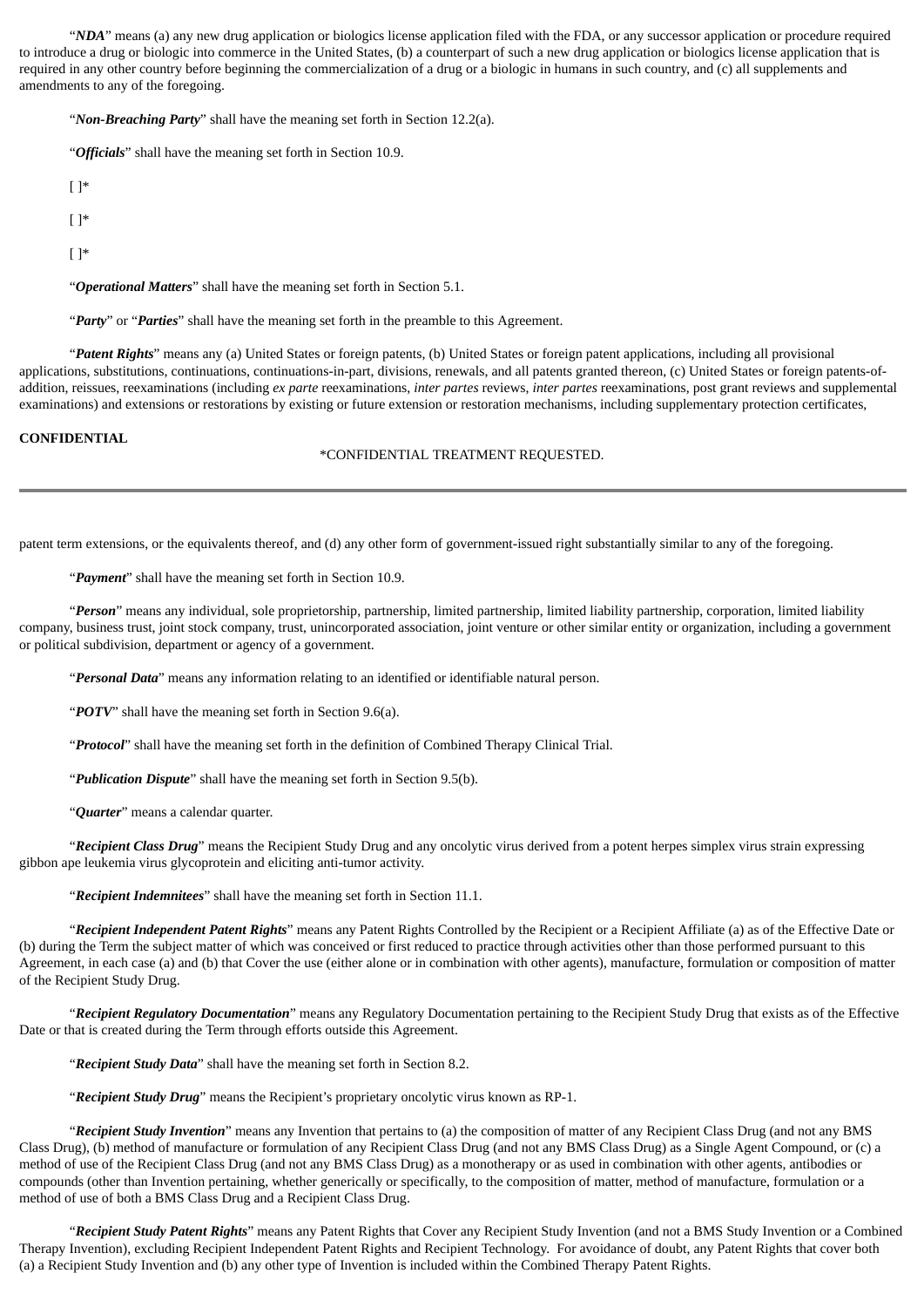“***NDA***” means (a) any new drug application or biologics license application filed with the FDA, or any successor application or procedure required to introduce a drug or biologic into commerce in the United States, (b) a counterpart of such a new drug application or biologics license application that is required in any other country before beginning the commercialization of a drug or a biologic in humans in such country, and (c) all supplements and amendments to any of the foregoing.

“***Non-Breaching Party***” shall have the meaning set forth in Section 12.2(a).

“***Officials***” shall have the meaning set forth in Section 10.9.

[ ]*

[ ]*

[ ]*

“***Operational Matters***” shall have the meaning set forth in Section 5.1.

“***Party***” or “***Parties***” shall have the meaning set forth in the preamble to this Agreement.

“***Patent Rights***” means any (a) United States or foreign patents, (b) United States or foreign patent applications, including all provisional applications, substitutions, continuations, continuations-in-part, divisions, renewals, and all patents granted thereon, (c) United States or foreign patents-of-addition, reissues, reexaminations (including *ex parte* reexaminations, *inter partes* reviews, *inter partes* reexaminations, post grant reviews and supplemental examinations) and extensions or restorations by existing or future extension or restoration mechanisms, including supplementary protection certificates, patent term extensions, or the equivalents thereof, and (d) any other form of government-issued right substantially similar to any of the foregoing.

“***Payment***” shall have the meaning set forth in Section 10.9.

“***Person***” means any individual, sole proprietorship, partnership, limited partnership, limited liability partnership, corporation, limited liability company, business trust, joint stock company, trust, unincorporated association, joint venture or other similar entity or organization, including a government or political subdivision, department or agency of a government.

“***Personal Data***” means any information relating to an identified or identifiable natural person.

“***POTV***” shall have the meaning set forth in Section 9.6(a).

“***Protocol***” shall have the meaning set forth in the definition of Combined Therapy Clinical Trial.

“***Publication Dispute***” shall have the meaning set forth in Section 9.5(b).

“***Quarter***” means a calendar quarter.

“***Recipient Class Drug***” means the Recipient Study Drug and any oncolytic virus derived from a potent herpes simplex virus strain expressing gibbon ape leukemia virus glycoprotein and eliciting anti-tumor activity.

“***Recipient Indemnitees***” shall have the meaning set forth in Section 11.1.

“***Recipient Independent Patent Rights***” means any Patent Rights Controlled by the Recipient or a Recipient Affiliate (a) as of the Effective Date or (b) during the Term the subject matter of which was conceived or first reduced to practice through activities other than those performed pursuant to this Agreement, in each case (a) and (b) that Cover the use (either alone or in combination with other agents), manufacture, formulation or composition of matter of the Recipient Study Drug.

“***Recipient Regulatory Documentation***” means any Regulatory Documentation pertaining to the Recipient Study Drug that exists as of the Effective Date or that is created during the Term through efforts outside this Agreement.

“***Recipient Study Data***” shall have the meaning set forth in Section 8.2.

“***Recipient Study Drug***” means the Recipient’s proprietary oncolytic virus known as RP-1.

“***Recipient Study Invention***” means any Invention that pertains to (a) the composition of matter of any Recipient Class Drug (and not any BMS Class Drug), (b) method of manufacture or formulation of any Recipient Class Drug (and not any BMS Class Drug) as a Single Agent Compound, or (c) a method of use of the Recipient Class Drug (and not any BMS Class Drug) as a monotherapy or as used in combination with other agents, antibodies or compounds (other than Invention pertaining, whether generically or specifically, to the composition of matter, method of manufacture, formulation or a method of use of both a BMS Class Drug and a Recipient Class Drug.

“***Recipient Study Patent Rights***” means any Patent Rights that Cover any Recipient Study Invention (and not a BMS Study Invention or a Combined Therapy Invention), excluding Recipient Independent Patent Rights and Recipient Technology. For avoidance of doubt, any Patent Rights that cover both (a) a Recipient Study Invention and (b) any other type of Invention is included within the Combined Therapy Patent Rights.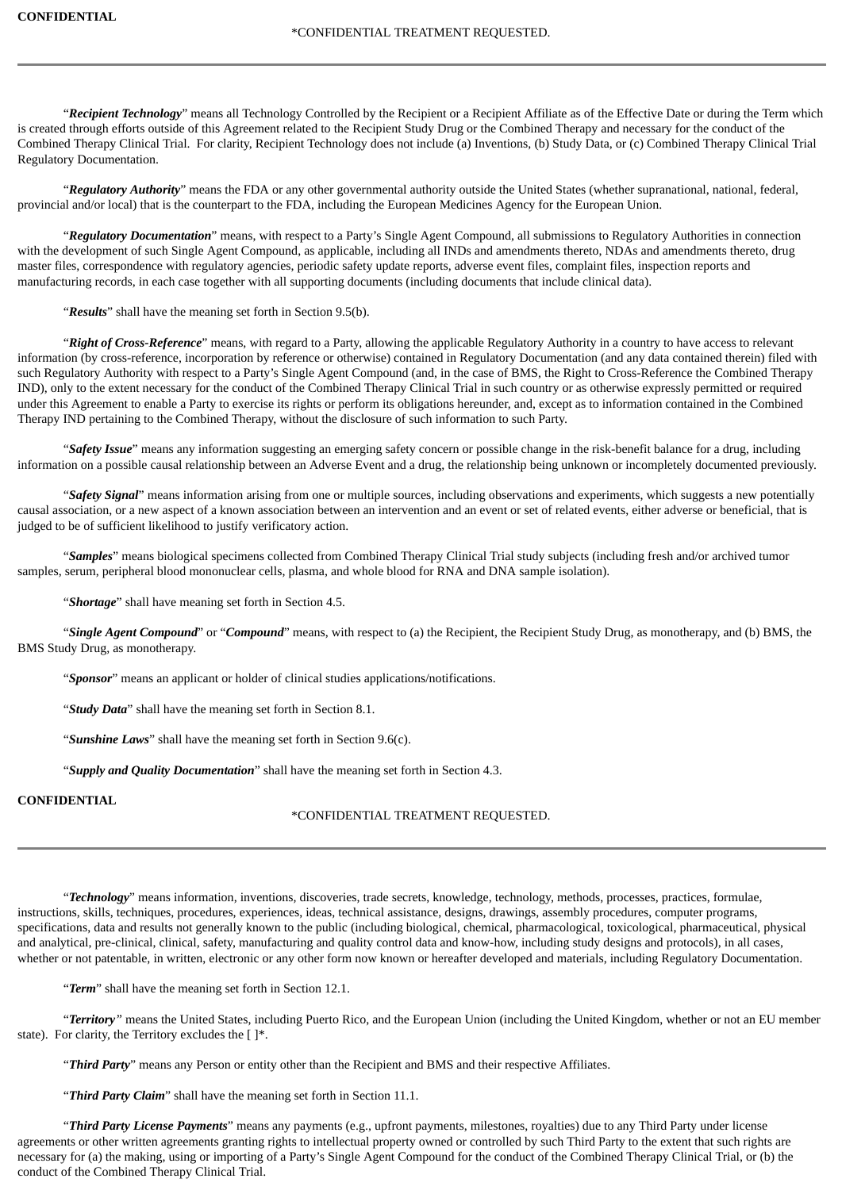"***Recipient Technology***" means all Technology Controlled by the Recipient or a Recipient Affiliate as of the Effective Date or during the Term which is created through efforts outside of this Agreement related to the Recipient Study Drug or the Combined Therapy and necessary for the conduct of the Combined Therapy Clinical Trial. For clarity, Recipient Technology does not include (a) Inventions, (b) Study Data, or (c) Combined Therapy Clinical Trial Regulatory Documentation.

"***Regulatory Authority***" means the FDA or any other governmental authority outside the United States (whether supranational, national, federal, provincial and/or local) that is the counterpart to the FDA, including the European Medicines Agency for the European Union.

"***Regulatory Documentation***" means, with respect to a Party's Single Agent Compound, all submissions to Regulatory Authorities in connection with the development of such Single Agent Compound, as applicable, including all INDs and amendments thereto, NDAs and amendments thereto, drug master files, correspondence with regulatory agencies, periodic safety update reports, adverse event files, complaint files, inspection reports and manufacturing records, in each case together with all supporting documents (including documents that include clinical data).

"***Results***" shall have the meaning set forth in Section 9.5(b).

"***Right of Cross-Reference***" means, with regard to a Party, allowing the applicable Regulatory Authority in a country to have access to relevant information (by cross-reference, incorporation by reference or otherwise) contained in Regulatory Documentation (and any data contained therein) filed with such Regulatory Authority with respect to a Party's Single Agent Compound (and, in the case of BMS, the Right to Cross-Reference the Combined Therapy IND), only to the extent necessary for the conduct of the Combined Therapy Clinical Trial in such country or as otherwise expressly permitted or required under this Agreement to enable a Party to exercise its rights or perform its obligations hereunder, and, except as to information contained in the Combined Therapy IND pertaining to the Combined Therapy, without the disclosure of such information to such Party.

"***Safety Issue***" means any information suggesting an emerging safety concern or possible change in the risk-benefit balance for a drug, including information on a possible causal relationship between an Adverse Event and a drug, the relationship being unknown or incompletely documented previously.

"***Safety Signal***" means information arising from one or multiple sources, including observations and experiments, which suggests a new potentially causal association, or a new aspect of a known association between an intervention and an event or set of related events, either adverse or beneficial, that is judged to be of sufficient likelihood to justify verificatory action.

"***Samples***" means biological specimens collected from Combined Therapy Clinical Trial study subjects (including fresh and/or archived tumor samples, serum, peripheral blood mononuclear cells, plasma, and whole blood for RNA and DNA sample isolation).

"***Shortage***" shall have meaning set forth in Section 4.5.

"***Single Agent Compound***" or "***Compound***" means, with respect to (a) the Recipient, the Recipient Study Drug, as monotherapy, and (b) BMS, the BMS Study Drug, as monotherapy.

"***Sponsor***" means an applicant or holder of clinical studies applications/notifications.

"***Study Data***" shall have the meaning set forth in Section 8.1.

"***Sunshine Laws***" shall have the meaning set forth in Section 9.6(c).

"***Supply and Quality Documentation***" shall have the meaning set forth in Section 4.3.

"***Technology***" means information, inventions, discoveries, trade secrets, knowledge, technology, methods, processes, practices, formulae, instructions, skills, techniques, procedures, experiences, ideas, technical assistance, designs, drawings, assembly procedures, computer programs, specifications, data and results not generally known to the public (including biological, chemical, pharmacological, toxicological, pharmaceutical, physical and analytical, pre-clinical, clinical, safety, manufacturing and quality control data and know-how, including study designs and protocols), in all cases, whether or not patentable, in written, electronic or any other form now known or hereafter developed and materials, including Regulatory Documentation.

"***Term***" shall have the meaning set forth in Section 12.1.

"***Territory***" means the United States, including Puerto Rico, and the European Union (including the United Kingdom, whether or not an EU member state). For clarity, the Territory excludes the [ ]*.

"***Third Party***" means any Person or entity other than the Recipient and BMS and their respective Affiliates.

"***Third Party Claim***" shall have the meaning set forth in Section 11.1.

"***Third Party License Payments***" means any payments (e.g., upfront payments, milestones, royalties) due to any Third Party under license agreements or other written agreements granting rights to intellectual property owned or controlled by such Third Party to the extent that such rights are necessary for (a) the making, using or importing of a Party's Single Agent Compound for the conduct of the Combined Therapy Clinical Trial, or (b) the conduct of the Combined Therapy Clinical Trial.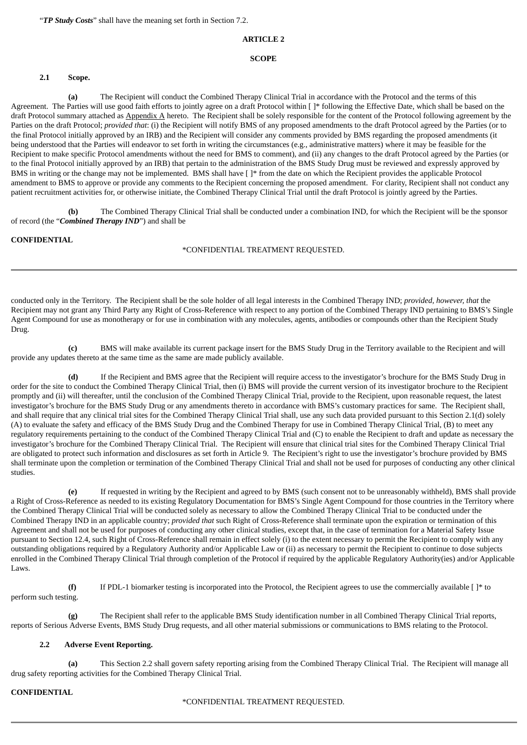"*TP Study Costs*" shall have the meaning set forth in Section 7.2.

## ARTICLE 2

## SCOPE

**2.1 Scope.**

**(a)** The Recipient will conduct the Combined Therapy Clinical Trial in accordance with the Protocol and the terms of this Agreement. The Parties will use good faith efforts to jointly agree on a draft Protocol within [ ]* following the Effective Date, which shall be based on the draft Protocol summary attached as Appendix A hereto. The Recipient shall be solely responsible for the content of the Protocol following agreement by the Parties on the draft Protocol; *provided that*: (i) the Recipient will notify BMS of any proposed amendments to the draft Protocol agreed by the Parties (or to the final Protocol initially approved by an IRB) and the Recipient will consider any comments provided by BMS regarding the proposed amendments (it being understood that the Parties will endeavor to set forth in writing the circumstances (e.g., administrative matters) where it may be feasible for the Recipient to make specific Protocol amendments without the need for BMS to comment), and (ii) any changes to the draft Protocol agreed by the Parties (or to the final Protocol initially approved by an IRB) that pertain to the administration of the BMS Study Drug must be reviewed and expressly approved by BMS in writing or the change may not be implemented. BMS shall have [ ]* from the date on which the Recipient provides the applicable Protocol amendment to BMS to approve or provide any comments to the Recipient concerning the proposed amendment. For clarity, Recipient shall not conduct any patient recruitment activities for, or otherwise initiate, the Combined Therapy Clinical Trial until the draft Protocol is jointly agreed by the Parties.

**(b)** The Combined Therapy Clinical Trial shall be conducted under a combination IND, for which the Recipient will be the sponsor of record (the "*Combined Therapy IND*") and shall be conducted only in the Territory. The Recipient shall be the sole holder of all legal interests in the Combined Therapy IND; *provided, however, that* the Recipient may not grant any Third Party any Right of Cross-Reference with respect to any portion of the Combined Therapy IND pertaining to BMS's Single Agent Compound for use as monotherapy or for use in combination with any molecules, agents, antibodies or compounds other than the Recipient Study Drug.

**(c)** BMS will make available its current package insert for the BMS Study Drug in the Territory available to the Recipient and will provide any updates thereto at the same time as the same are made publicly available.

**(d)** If the Recipient and BMS agree that the Recipient will require access to the investigator's brochure for the BMS Study Drug in order for the site to conduct the Combined Therapy Clinical Trial, then (i) BMS will provide the current version of its investigator brochure to the Recipient promptly and (ii) will thereafter, until the conclusion of the Combined Therapy Clinical Trial, provide to the Recipient, upon reasonable request, the latest investigator's brochure for the BMS Study Drug or any amendments thereto in accordance with BMS's customary practices for same. The Recipient shall, and shall require that any clinical trial sites for the Combined Therapy Clinical Trial shall, use any such data provided pursuant to this Section 2.1(d) solely (A) to evaluate the safety and efficacy of the BMS Study Drug and the Combined Therapy for use in Combined Therapy Clinical Trial, (B) to meet any regulatory requirements pertaining to the conduct of the Combined Therapy Clinical Trial and (C) to enable the Recipient to draft and update as necessary the investigator's brochure for the Combined Therapy Clinical Trial. The Recipient will ensure that clinical trial sites for the Combined Therapy Clinical Trial are obligated to protect such information and disclosures as set forth in Article 9. The Recipient's right to use the investigator's brochure provided by BMS shall terminate upon the completion or termination of the Combined Therapy Clinical Trial and shall not be used for purposes of conducting any other clinical studies.

**(e)** If requested in writing by the Recipient and agreed to by BMS (such consent not to be unreasonably withheld), BMS shall provide a Right of Cross-Reference as needed to its existing Regulatory Documentation for BMS's Single Agent Compound for those countries in the Territory where the Combined Therapy Clinical Trial will be conducted solely as necessary to allow the Combined Therapy Clinical Trial to be conducted under the Combined Therapy IND in an applicable country; *provided that* such Right of Cross-Reference shall terminate upon the expiration or termination of this Agreement and shall not be used for purposes of conducting any other clinical studies, except that, in the case of termination for a Material Safety Issue pursuant to Section 12.4, such Right of Cross-Reference shall remain in effect solely (i) to the extent necessary to permit the Recipient to comply with any outstanding obligations required by a Regulatory Authority and/or Applicable Law or (ii) as necessary to permit the Recipient to continue to dose subjects enrolled in the Combined Therapy Clinical Trial through completion of the Protocol if required by the applicable Regulatory Authority(ies) and/or Applicable Laws.

**(f)** If PDL-1 biomarker testing is incorporated into the Protocol, the Recipient agrees to use the commercially available [ ]* to perform such testing.

**(g)** The Recipient shall refer to the applicable BMS Study identification number in all Combined Therapy Clinical Trial reports, reports of Serious Adverse Events, BMS Study Drug requests, and all other material submissions or communications to BMS relating to the Protocol.

**2.2 Adverse Event Reporting.**

**(a)** This Section 2.2 shall govern safety reporting arising from the Combined Therapy Clinical Trial. The Recipient will manage all drug safety reporting activities for the Combined Therapy Clinical Trial.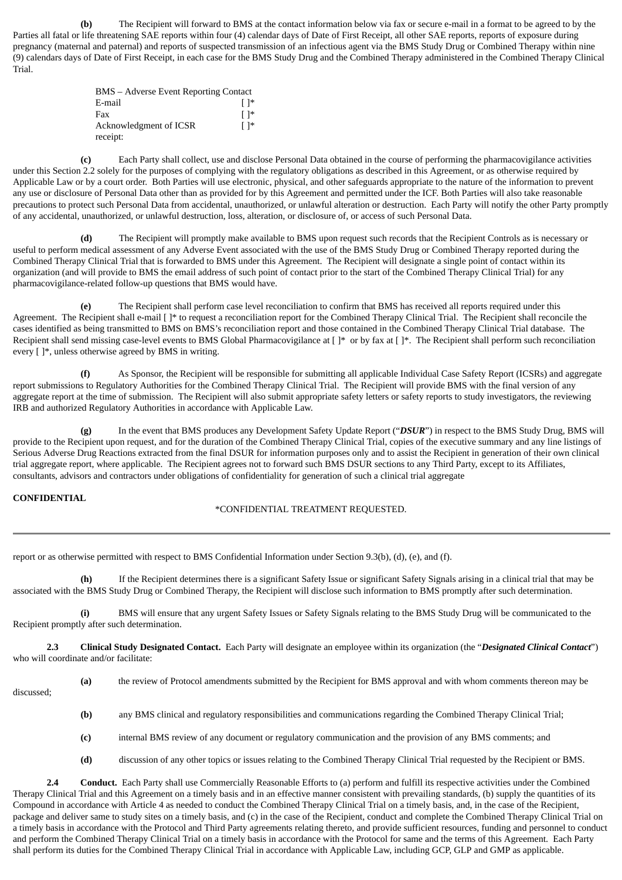**(b)** The Recipient will forward to BMS at the contact information below via fax or secure e-mail in a format to be agreed to by the Parties all fatal or life threatening SAE reports within four (4) calendar days of Date of First Receipt, all other SAE reports, reports of exposure during pregnancy (maternal and paternal) and reports of suspected transmission of an infectious agent via the BMS Study Drug or Combined Therapy within nine (9) calendars days of Date of First Receipt, in each case for the BMS Study Drug and the Combined Therapy administered in the Combined Therapy Clinical Trial.

| BMS – Adverse Event Reporting Contact | |
|---|---|
| E-mail | [ ]* |
| Fax | [ ]* |
| Acknowledgment of ICSR receipt: | [ ]* |

**(c)** Each Party shall collect, use and disclose Personal Data obtained in the course of performing the pharmacovigilance activities under this Section 2.2 solely for the purposes of complying with the regulatory obligations as described in this Agreement, or as otherwise required by Applicable Law or by a court order. Both Parties will use electronic, physical, and other safeguards appropriate to the nature of the information to prevent any use or disclosure of Personal Data other than as provided for by this Agreement and permitted under the ICF. Both Parties will also take reasonable precautions to protect such Personal Data from accidental, unauthorized, or unlawful alteration or destruction. Each Party will notify the other Party promptly of any accidental, unauthorized, or unlawful destruction, loss, alteration, or disclosure of, or access of such Personal Data.

**(d)** The Recipient will promptly make available to BMS upon request such records that the Recipient Controls as is necessary or useful to perform medical assessment of any Adverse Event associated with the use of the BMS Study Drug or Combined Therapy reported during the Combined Therapy Clinical Trial that is forwarded to BMS under this Agreement. The Recipient will designate a single point of contact within its organization (and will provide to BMS the email address of such point of contact prior to the start of the Combined Therapy Clinical Trial) for any pharmacovigilance-related follow-up questions that BMS would have.

**(e)** The Recipient shall perform case level reconciliation to confirm that BMS has received all reports required under this Agreement. The Recipient shall e-mail [ ]* to request a reconciliation report for the Combined Therapy Clinical Trial. The Recipient shall reconcile the cases identified as being transmitted to BMS on BMS's reconciliation report and those contained in the Combined Therapy Clinical Trial database. The Recipient shall send missing case-level events to BMS Global Pharmacovigilance at [ ]* or by fax at [ ]*. The Recipient shall perform such reconciliation every [ ]*, unless otherwise agreed by BMS in writing.

**(f)** As Sponsor, the Recipient will be responsible for submitting all applicable Individual Case Safety Report (ICSRs) and aggregate report submissions to Regulatory Authorities for the Combined Therapy Clinical Trial. The Recipient will provide BMS with the final version of any aggregate report at the time of submission. The Recipient will also submit appropriate safety letters or safety reports to study investigators, the reviewing IRB and authorized Regulatory Authorities in accordance with Applicable Law.

**(g)** In the event that BMS produces any Development Safety Update Report ("***DSUR***") in respect to the BMS Study Drug, BMS will provide to the Recipient upon request, and for the duration of the Combined Therapy Clinical Trial, copies of the executive summary and any line listings of Serious Adverse Drug Reactions extracted from the final DSUR for information purposes only and to assist the Recipient in generation of their own clinical trial aggregate report, where applicable. The Recipient agrees not to forward such BMS DSUR sections to any Third Party, except to its Affiliates, consultants, advisors and contractors under obligations of confidentiality for generation of such a clinical trial aggregate report or as otherwise permitted with respect to BMS Confidential Information under Section 9.3(b), (d), (e), and (f).

**(h)** If the Recipient determines there is a significant Safety Issue or significant Safety Signals arising in a clinical trial that may be associated with the BMS Study Drug or Combined Therapy, the Recipient will disclose such information to BMS promptly after such determination.

**(i)** BMS will ensure that any urgent Safety Issues or Safety Signals relating to the BMS Study Drug will be communicated to the Recipient promptly after such determination.

**2.3 Clinical Study Designated Contact.** Each Party will designate an employee within its organization (the "***Designated Clinical Contact***") who will coordinate and/or facilitate:

**(a)** the review of Protocol amendments submitted by the Recipient for BMS approval and with whom comments thereon may be discussed;

**(b)** any BMS clinical and regulatory responsibilities and communications regarding the Combined Therapy Clinical Trial;

**(c)** internal BMS review of any document or regulatory communication and the provision of any BMS comments; and

**(d)** discussion of any other topics or issues relating to the Combined Therapy Clinical Trial requested by the Recipient or BMS.

**2.4 Conduct.** Each Party shall use Commercially Reasonable Efforts to (a) perform and fulfill its respective activities under the Combined Therapy Clinical Trial and this Agreement on a timely basis and in an effective manner consistent with prevailing standards, (b) supply the quantities of its Compound in accordance with Article 4 as needed to conduct the Combined Therapy Clinical Trial on a timely basis, and, in the case of the Recipient, package and deliver same to study sites on a timely basis, and (c) in the case of the Recipient, conduct and complete the Combined Therapy Clinical Trial on a timely basis in accordance with the Protocol and Third Party agreements relating thereto, and provide sufficient resources, funding and personnel to conduct and perform the Combined Therapy Clinical Trial on a timely basis in accordance with the Protocol for same and the terms of this Agreement. Each Party shall perform its duties for the Combined Therapy Clinical Trial in accordance with Applicable Law, including GCP, GLP and GMP as applicable.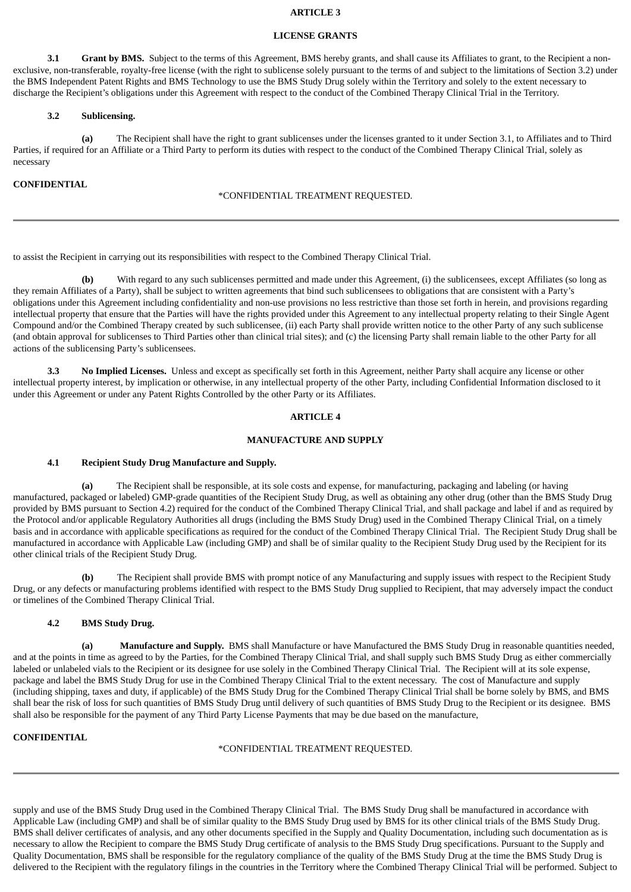## ARTICLE 3

## LICENSE GRANTS

**3.1 Grant by BMS.** Subject to the terms of this Agreement, BMS hereby grants, and shall cause its Affiliates to grant, to the Recipient a non-exclusive, non-transferable, royalty-free license (with the right to sublicense solely pursuant to the terms of and subject to the limitations of Section 3.2) under the BMS Independent Patent Rights and BMS Technology to use the BMS Study Drug solely within the Territory and solely to the extent necessary to discharge the Recipient's obligations under this Agreement with respect to the conduct of the Combined Therapy Clinical Trial in the Territory.

**3.2 Sublicensing.**

**(a)** The Recipient shall have the right to grant sublicenses under the licenses granted to it under Section 3.1, to Affiliates and to Third Parties, if required for an Affiliate or a Third Party to perform its duties with respect to the conduct of the Combined Therapy Clinical Trial, solely as necessary to assist the Recipient in carrying out its responsibilities with respect to the Combined Therapy Clinical Trial.

**(b)** With regard to any such sublicenses permitted and made under this Agreement, (i) the sublicensees, except Affiliates (so long as they remain Affiliates of a Party), shall be subject to written agreements that bind such sublicensees to obligations that are consistent with a Party's obligations under this Agreement including confidentiality and non-use provisions no less restrictive than those set forth in herein, and provisions regarding intellectual property that ensure that the Parties will have the rights provided under this Agreement to any intellectual property relating to their Single Agent Compound and/or the Combined Therapy created by such sublicensee, (ii) each Party shall provide written notice to the other Party of any such sublicense (and obtain approval for sublicenses to Third Parties other than clinical trial sites); and (c) the licensing Party shall remain liable to the other Party for all actions of the sublicensing Party's sublicensees.

**3.3 No Implied Licenses.** Unless and except as specifically set forth in this Agreement, neither Party shall acquire any license or other intellectual property interest, by implication or otherwise, in any intellectual property of the other Party, including Confidential Information disclosed to it under this Agreement or under any Patent Rights Controlled by the other Party or its Affiliates.

## ARTICLE 4

## MANUFACTURE AND SUPPLY

**4.1 Recipient Study Drug Manufacture and Supply.**

**(a)** The Recipient shall be responsible, at its sole costs and expense, for manufacturing, packaging and labeling (or having manufactured, packaged or labeled) GMP-grade quantities of the Recipient Study Drug, as well as obtaining any other drug (other than the BMS Study Drug provided by BMS pursuant to Section 4.2) required for the conduct of the Combined Therapy Clinical Trial, and shall package and label if and as required by the Protocol and/or applicable Regulatory Authorities all drugs (including the BMS Study Drug) used in the Combined Therapy Clinical Trial, on a timely basis and in accordance with applicable specifications as required for the conduct of the Combined Therapy Clinical Trial. The Recipient Study Drug shall be manufactured in accordance with Applicable Law (including GMP) and shall be of similar quality to the Recipient Study Drug used by the Recipient for its other clinical trials of the Recipient Study Drug.

**(b)** The Recipient shall provide BMS with prompt notice of any Manufacturing and supply issues with respect to the Recipient Study Drug, or any defects or manufacturing problems identified with respect to the BMS Study Drug supplied to Recipient, that may adversely impact the conduct or timelines of the Combined Therapy Clinical Trial.

**4.2 BMS Study Drug.**

**(a) Manufacture and Supply.** BMS shall Manufacture or have Manufactured the BMS Study Drug in reasonable quantities needed, and at the points in time as agreed to by the Parties, for the Combined Therapy Clinical Trial, and shall supply such BMS Study Drug as either commercially labeled or unlabeled vials to the Recipient or its designee for use solely in the Combined Therapy Clinical Trial. The Recipient will at its sole expense, package and label the BMS Study Drug for use in the Combined Therapy Clinical Trial to the extent necessary. The cost of Manufacture and supply (including shipping, taxes and duty, if applicable) of the BMS Study Drug for the Combined Therapy Clinical Trial shall be borne solely by BMS, and BMS shall bear the risk of loss for such quantities of BMS Study Drug until delivery of such quantities of BMS Study Drug to the Recipient or its designee. BMS shall also be responsible for the payment of any Third Party License Payments that may be due based on the manufacture, supply and use of the BMS Study Drug used in the Combined Therapy Clinical Trial. The BMS Study Drug shall be manufactured in accordance with Applicable Law (including GMP) and shall be of similar quality to the BMS Study Drug used by BMS for its other clinical trials of the BMS Study Drug. BMS shall deliver certificates of analysis, and any other documents specified in the Supply and Quality Documentation, including such documentation as is necessary to allow the Recipient to compare the BMS Study Drug certificate of analysis to the BMS Study Drug specifications. Pursuant to the Supply and Quality Documentation, BMS shall be responsible for the regulatory compliance of the quality of the BMS Study Drug at the time the BMS Study Drug is delivered to the Recipient with the regulatory filings in the countries in the Territory where the Combined Therapy Clinical Trial will be performed. Subject to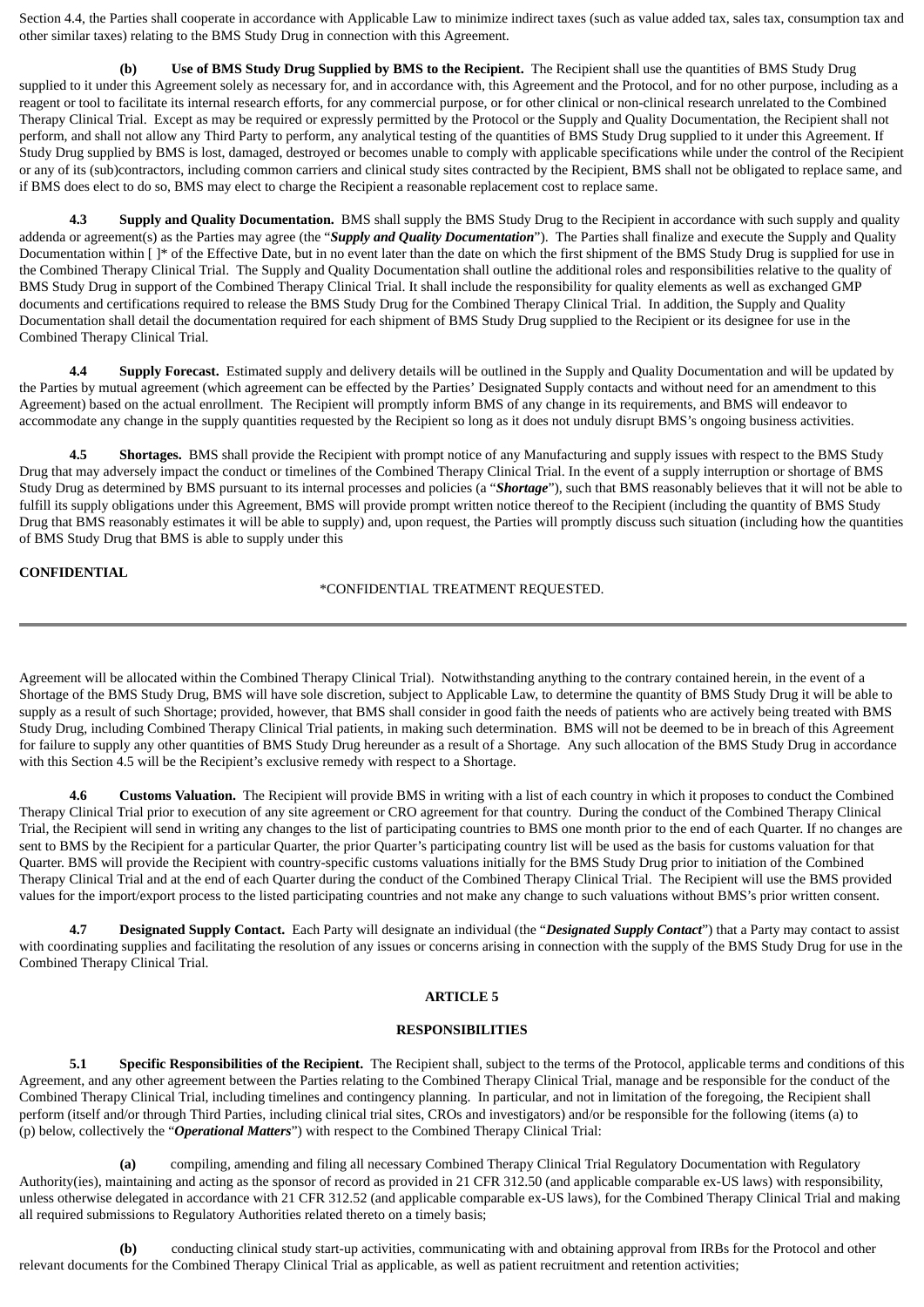Section 4.4, the Parties shall cooperate in accordance with Applicable Law to minimize indirect taxes (such as value added tax, sales tax, consumption tax and other similar taxes) relating to the BMS Study Drug in connection with this Agreement.

**(b) Use of BMS Study Drug Supplied by BMS to the Recipient.** The Recipient shall use the quantities of BMS Study Drug supplied to it under this Agreement solely as necessary for, and in accordance with, this Agreement and the Protocol, and for no other purpose, including as a reagent or tool to facilitate its internal research efforts, for any commercial purpose, or for other clinical or non-clinical research unrelated to the Combined Therapy Clinical Trial. Except as may be required or expressly permitted by the Protocol or the Supply and Quality Documentation, the Recipient shall not perform, and shall not allow any Third Party to perform, any analytical testing of the quantities of BMS Study Drug supplied to it under this Agreement. If Study Drug supplied by BMS is lost, damaged, destroyed or becomes unable to comply with applicable specifications while under the control of the Recipient or any of its (sub)contractors, including common carriers and clinical study sites contracted by the Recipient, BMS shall not be obligated to replace same, and if BMS does elect to do so, BMS may elect to charge the Recipient a reasonable replacement cost to replace same.

**4.3 Supply and Quality Documentation.** BMS shall supply the BMS Study Drug to the Recipient in accordance with such supply and quality addenda or agreement(s) as the Parties may agree (the "***Supply and Quality Documentation***"). The Parties shall finalize and execute the Supply and Quality Documentation within [ ]* of the Effective Date, but in no event later than the date on which the first shipment of the BMS Study Drug is supplied for use in the Combined Therapy Clinical Trial. The Supply and Quality Documentation shall outline the additional roles and responsibilities relative to the quality of BMS Study Drug in support of the Combined Therapy Clinical Trial. It shall include the responsibility for quality elements as well as exchanged GMP documents and certifications required to release the BMS Study Drug for the Combined Therapy Clinical Trial. In addition, the Supply and Quality Documentation shall detail the documentation required for each shipment of BMS Study Drug supplied to the Recipient or its designee for use in the Combined Therapy Clinical Trial.

**4.4 Supply Forecast.** Estimated supply and delivery details will be outlined in the Supply and Quality Documentation and will be updated by the Parties by mutual agreement (which agreement can be effected by the Parties' Designated Supply contacts and without need for an amendment to this Agreement) based on the actual enrollment. The Recipient will promptly inform BMS of any change in its requirements, and BMS will endeavor to accommodate any change in the supply quantities requested by the Recipient so long as it does not unduly disrupt BMS's ongoing business activities.

**4.5 Shortages.** BMS shall provide the Recipient with prompt notice of any Manufacturing and supply issues with respect to the BMS Study Drug that may adversely impact the conduct or timelines of the Combined Therapy Clinical Trial. In the event of a supply interruption or shortage of BMS Study Drug as determined by BMS pursuant to its internal processes and policies (a "***Shortage***"), such that BMS reasonably believes that it will not be able to fulfill its supply obligations under this Agreement, BMS will provide prompt written notice thereof to the Recipient (including the quantity of BMS Study Drug that BMS reasonably estimates it will be able to supply) and, upon request, the Parties will promptly discuss such situation (including how the quantities of BMS Study Drug that BMS is able to supply under this Agreement will be allocated within the Combined Therapy Clinical Trial). Notwithstanding anything to the contrary contained herein, in the event of a Shortage of the BMS Study Drug, BMS will have sole discretion, subject to Applicable Law, to determine the quantity of BMS Study Drug it will be able to supply as a result of such Shortage; provided, however, that BMS shall consider in good faith the needs of patients who are actively being treated with BMS Study Drug, including Combined Therapy Clinical Trial patients, in making such determination. BMS will not be deemed to be in breach of this Agreement for failure to supply any other quantities of BMS Study Drug hereunder as a result of a Shortage. Any such allocation of the BMS Study Drug in accordance with this Section 4.5 will be the Recipient's exclusive remedy with respect to a Shortage.

**4.6 Customs Valuation.** The Recipient will provide BMS in writing with a list of each country in which it proposes to conduct the Combined Therapy Clinical Trial prior to execution of any site agreement or CRO agreement for that country. During the conduct of the Combined Therapy Clinical Trial, the Recipient will send in writing any changes to the list of participating countries to BMS one month prior to the end of each Quarter. If no changes are sent to BMS by the Recipient for a particular Quarter, the prior Quarter's participating country list will be used as the basis for customs valuation for that Quarter. BMS will provide the Recipient with country-specific customs valuations initially for the BMS Study Drug prior to initiation of the Combined Therapy Clinical Trial and at the end of each Quarter during the conduct of the Combined Therapy Clinical Trial. The Recipient will use the BMS provided values for the import/export process to the listed participating countries and not make any change to such valuations without BMS's prior written consent.

**4.7 Designated Supply Contact.** Each Party will designate an individual (the "***Designated Supply Contact***") that a Party may contact to assist with coordinating supplies and facilitating the resolution of any issues or concerns arising in connection with the supply of the BMS Study Drug for use in the Combined Therapy Clinical Trial.

## ARTICLE 5

## RESPONSIBILITIES

**5.1 Specific Responsibilities of the Recipient.** The Recipient shall, subject to the terms of the Protocol, applicable terms and conditions of this Agreement, and any other agreement between the Parties relating to the Combined Therapy Clinical Trial, manage and be responsible for the conduct of the Combined Therapy Clinical Trial, including timelines and contingency planning. In particular, and not in limitation of the foregoing, the Recipient shall perform (itself and/or through Third Parties, including clinical trial sites, CROs and investigators) and/or be responsible for the following (items (a) to (p) below, collectively the "***Operational Matters***") with respect to the Combined Therapy Clinical Trial:

**(a)** compiling, amending and filing all necessary Combined Therapy Clinical Trial Regulatory Documentation with Regulatory Authority(ies), maintaining and acting as the sponsor of record as provided in 21 CFR 312.50 (and applicable comparable ex-US laws) with responsibility, unless otherwise delegated in accordance with 21 CFR 312.52 (and applicable comparable ex-US laws), for the Combined Therapy Clinical Trial and making all required submissions to Regulatory Authorities related thereto on a timely basis;

**(b)** conducting clinical study start-up activities, communicating with and obtaining approval from IRBs for the Protocol and other relevant documents for the Combined Therapy Clinical Trial as applicable, as well as patient recruitment and retention activities;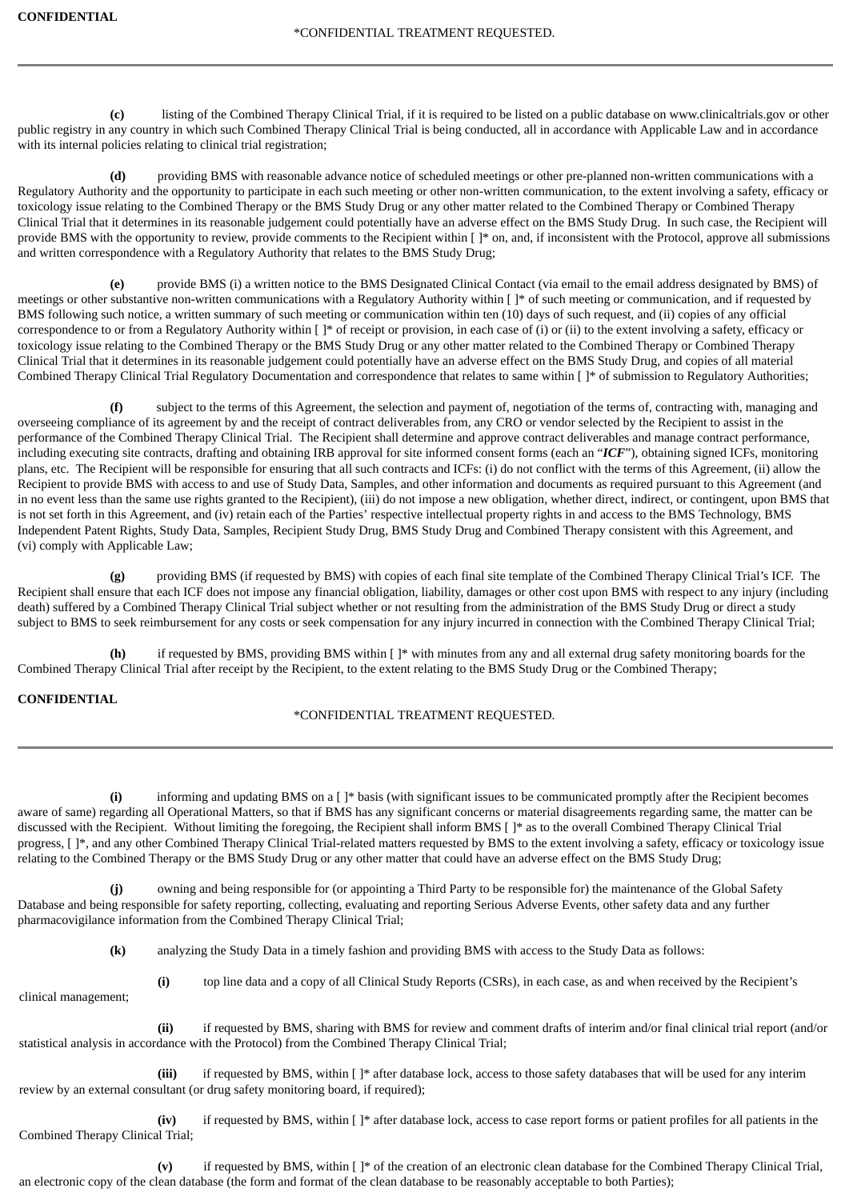**(c)** listing of the Combined Therapy Clinical Trial, if it is required to be listed on a public database on www.clinicaltrials.gov or other public registry in any country in which such Combined Therapy Clinical Trial is being conducted, all in accordance with Applicable Law and in accordance with its internal policies relating to clinical trial registration;

**(d)** providing BMS with reasonable advance notice of scheduled meetings or other pre-planned non-written communications with a Regulatory Authority and the opportunity to participate in each such meeting or other non-written communication, to the extent involving a safety, efficacy or toxicology issue relating to the Combined Therapy or the BMS Study Drug or any other matter related to the Combined Therapy or Combined Therapy Clinical Trial that it determines in its reasonable judgement could potentially have an adverse effect on the BMS Study Drug. In such case, the Recipient will provide BMS with the opportunity to review, provide comments to the Recipient within [ ]* on, and, if inconsistent with the Protocol, approve all submissions and written correspondence with a Regulatory Authority that relates to the BMS Study Drug;

**(e)** provide BMS (i) a written notice to the BMS Designated Clinical Contact (via email to the email address designated by BMS) of meetings or other substantive non-written communications with a Regulatory Authority within [ ]* of such meeting or communication, and if requested by BMS following such notice, a written summary of such meeting or communication within ten (10) days of such request, and (ii) copies of any official correspondence to or from a Regulatory Authority within [ ]* of receipt or provision, in each case of (i) or (ii) to the extent involving a safety, efficacy or toxicology issue relating to the Combined Therapy or the BMS Study Drug or any other matter related to the Combined Therapy or Combined Therapy Clinical Trial that it determines in its reasonable judgement could potentially have an adverse effect on the BMS Study Drug, and copies of all material Combined Therapy Clinical Trial Regulatory Documentation and correspondence that relates to same within [ ]* of submission to Regulatory Authorities;

**(f)** subject to the terms of this Agreement, the selection and payment of, negotiation of the terms of, contracting with, managing and overseeing compliance of its agreement by and the receipt of contract deliverables from, any CRO or vendor selected by the Recipient to assist in the performance of the Combined Therapy Clinical Trial. The Recipient shall determine and approve contract deliverables and manage contract performance, including executing site contracts, drafting and obtaining IRB approval for site informed consent forms (each an "***ICF***"), obtaining signed ICFs, monitoring plans, etc. The Recipient will be responsible for ensuring that all such contracts and ICFs: (i) do not conflict with the terms of this Agreement, (ii) allow the Recipient to provide BMS with access to and use of Study Data, Samples, and other information and documents as required pursuant to this Agreement (and in no event less than the same use rights granted to the Recipient), (iii) do not impose a new obligation, whether direct, indirect, or contingent, upon BMS that is not set forth in this Agreement, and (iv) retain each of the Parties' respective intellectual property rights in and access to the BMS Technology, BMS Independent Patent Rights, Study Data, Samples, Recipient Study Drug, BMS Study Drug and Combined Therapy consistent with this Agreement, and (vi) comply with Applicable Law;

**(g)** providing BMS (if requested by BMS) with copies of each final site template of the Combined Therapy Clinical Trial's ICF. The Recipient shall ensure that each ICF does not impose any financial obligation, liability, damages or other cost upon BMS with respect to any injury (including death) suffered by a Combined Therapy Clinical Trial subject whether or not resulting from the administration of the BMS Study Drug or direct a study subject to BMS to seek reimbursement for any costs or seek compensation for any injury incurred in connection with the Combined Therapy Clinical Trial;

**(h)** if requested by BMS, providing BMS within [ ]* with minutes from any and all external drug safety monitoring boards for the Combined Therapy Clinical Trial after receipt by the Recipient, to the extent relating to the BMS Study Drug or the Combined Therapy;

**(i)** informing and updating BMS on a [ ]* basis (with significant issues to be communicated promptly after the Recipient becomes aware of same) regarding all Operational Matters, so that if BMS has any significant concerns or material disagreements regarding same, the matter can be discussed with the Recipient. Without limiting the foregoing, the Recipient shall inform BMS [ ]* as to the overall Combined Therapy Clinical Trial progress, [ ]*, and any other Combined Therapy Clinical Trial-related matters requested by BMS to the extent involving a safety, efficacy or toxicology issue relating to the Combined Therapy or the BMS Study Drug or any other matter that could have an adverse effect on the BMS Study Drug;

**(j)** owning and being responsible for (or appointing a Third Party to be responsible for) the maintenance of the Global Safety Database and being responsible for safety reporting, collecting, evaluating and reporting Serious Adverse Events, other safety data and any further pharmacovigilance information from the Combined Therapy Clinical Trial;

**(k)** analyzing the Study Data in a timely fashion and providing BMS with access to the Study Data as follows:

**(i)** top line data and a copy of all Clinical Study Reports (CSRs), in each case, as and when received by the Recipient's clinical management;

**(ii)** if requested by BMS, sharing with BMS for review and comment drafts of interim and/or final clinical trial report (and/or statistical analysis in accordance with the Protocol) from the Combined Therapy Clinical Trial;

**(iii)** if requested by BMS, within [ ]* after database lock, access to those safety databases that will be used for any interim review by an external consultant (or drug safety monitoring board, if required);

**(iv)** if requested by BMS, within [ ]* after database lock, access to case report forms or patient profiles for all patients in the Combined Therapy Clinical Trial;

**(v)** if requested by BMS, within [ ]* of the creation of an electronic clean database for the Combined Therapy Clinical Trial, an electronic copy of the clean database (the form and format of the clean database to be reasonably acceptable to both Parties);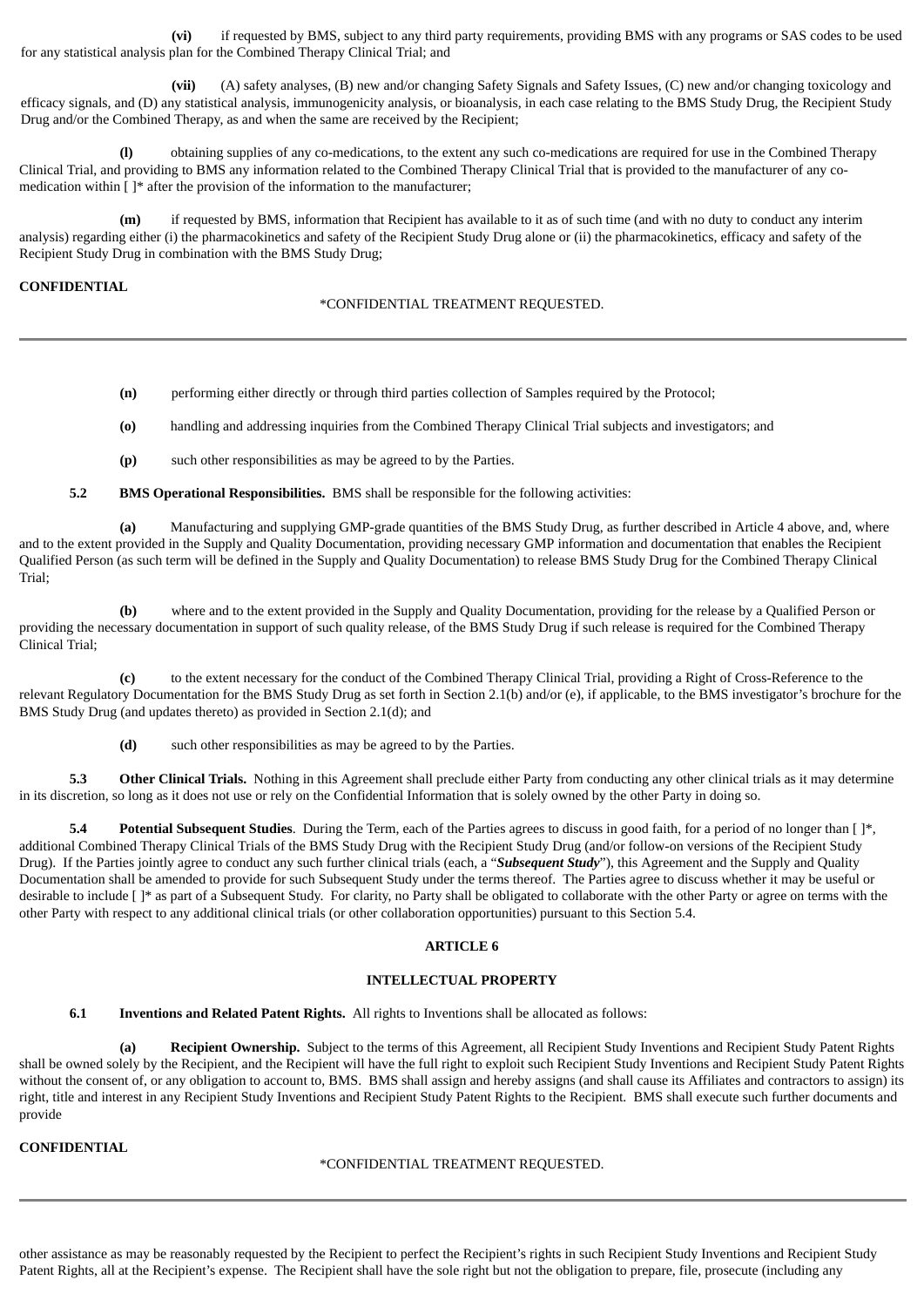**(vi)** if requested by BMS, subject to any third party requirements, providing BMS with any programs or SAS codes to be used for any statistical analysis plan for the Combined Therapy Clinical Trial; and

**(vii)** (A) safety analyses, (B) new and/or changing Safety Signals and Safety Issues, (C) new and/or changing toxicology and efficacy signals, and (D) any statistical analysis, immunogenicity analysis, or bioanalysis, in each case relating to the BMS Study Drug, the Recipient Study Drug and/or the Combined Therapy, as and when the same are received by the Recipient;

**(l)** obtaining supplies of any co-medications, to the extent any such co-medications are required for use in the Combined Therapy Clinical Trial, and providing to BMS any information related to the Combined Therapy Clinical Trial that is provided to the manufacturer of any co-medication within [ ]* after the provision of the information to the manufacturer;

**(m)** if requested by BMS, information that Recipient has available to it as of such time (and with no duty to conduct any interim analysis) regarding either (i) the pharmacokinetics and safety of the Recipient Study Drug alone or (ii) the pharmacokinetics, efficacy and safety of the Recipient Study Drug in combination with the BMS Study Drug;

**(n)** performing either directly or through third parties collection of Samples required by the Protocol;

**(o)** handling and addressing inquiries from the Combined Therapy Clinical Trial subjects and investigators; and

**(p)** such other responsibilities as may be agreed to by the Parties.

**5.2 BMS Operational Responsibilities.** BMS shall be responsible for the following activities:

**(a)** Manufacturing and supplying GMP-grade quantities of the BMS Study Drug, as further described in Article 4 above, and, where and to the extent provided in the Supply and Quality Documentation, providing necessary GMP information and documentation that enables the Recipient Qualified Person (as such term will be defined in the Supply and Quality Documentation) to release BMS Study Drug for the Combined Therapy Clinical Trial;

**(b)** where and to the extent provided in the Supply and Quality Documentation, providing for the release by a Qualified Person or providing the necessary documentation in support of such quality release, of the BMS Study Drug if such release is required for the Combined Therapy Clinical Trial;

**(c)** to the extent necessary for the conduct of the Combined Therapy Clinical Trial, providing a Right of Cross-Reference to the relevant Regulatory Documentation for the BMS Study Drug as set forth in Section 2.1(b) and/or (e), if applicable, to the BMS investigator's brochure for the BMS Study Drug (and updates thereto) as provided in Section 2.1(d); and

**(d)** such other responsibilities as may be agreed to by the Parties.

**5.3 Other Clinical Trials.** Nothing in this Agreement shall preclude either Party from conducting any other clinical trials as it may determine in its discretion, so long as it does not use or rely on the Confidential Information that is solely owned by the other Party in doing so.

**5.4 Potential Subsequent Studies**. During the Term, each of the Parties agrees to discuss in good faith, for a period of no longer than [ ]*, additional Combined Therapy Clinical Trials of the BMS Study Drug with the Recipient Study Drug (and/or follow-on versions of the Recipient Study Drug). If the Parties jointly agree to conduct any such further clinical trials (each, a "***Subsequent Study***"), this Agreement and the Supply and Quality Documentation shall be amended to provide for such Subsequent Study under the terms thereof. The Parties agree to discuss whether it may be useful or desirable to include [ ]* as part of a Subsequent Study. For clarity, no Party shall be obligated to collaborate with the other Party or agree on terms with the other Party with respect to any additional clinical trials (or other collaboration opportunities) pursuant to this Section 5.4.

## ARTICLE 6

## INTELLECTUAL PROPERTY

**6.1 Inventions and Related Patent Rights.** All rights to Inventions shall be allocated as follows:

**(a) Recipient Ownership.** Subject to the terms of this Agreement, all Recipient Study Inventions and Recipient Study Patent Rights shall be owned solely by the Recipient, and the Recipient will have the full right to exploit such Recipient Study Inventions and Recipient Study Patent Rights without the consent of, or any obligation to account to, BMS. BMS shall assign and hereby assigns (and shall cause its Affiliates and contractors to assign) its right, title and interest in any Recipient Study Inventions and Recipient Study Patent Rights to the Recipient. BMS shall execute such further documents and provide other assistance as may be reasonably requested by the Recipient to perfect the Recipient's rights in such Recipient Study Inventions and Recipient Study Patent Rights, all at the Recipient's expense. The Recipient shall have the sole right but not the obligation to prepare, file, prosecute (including any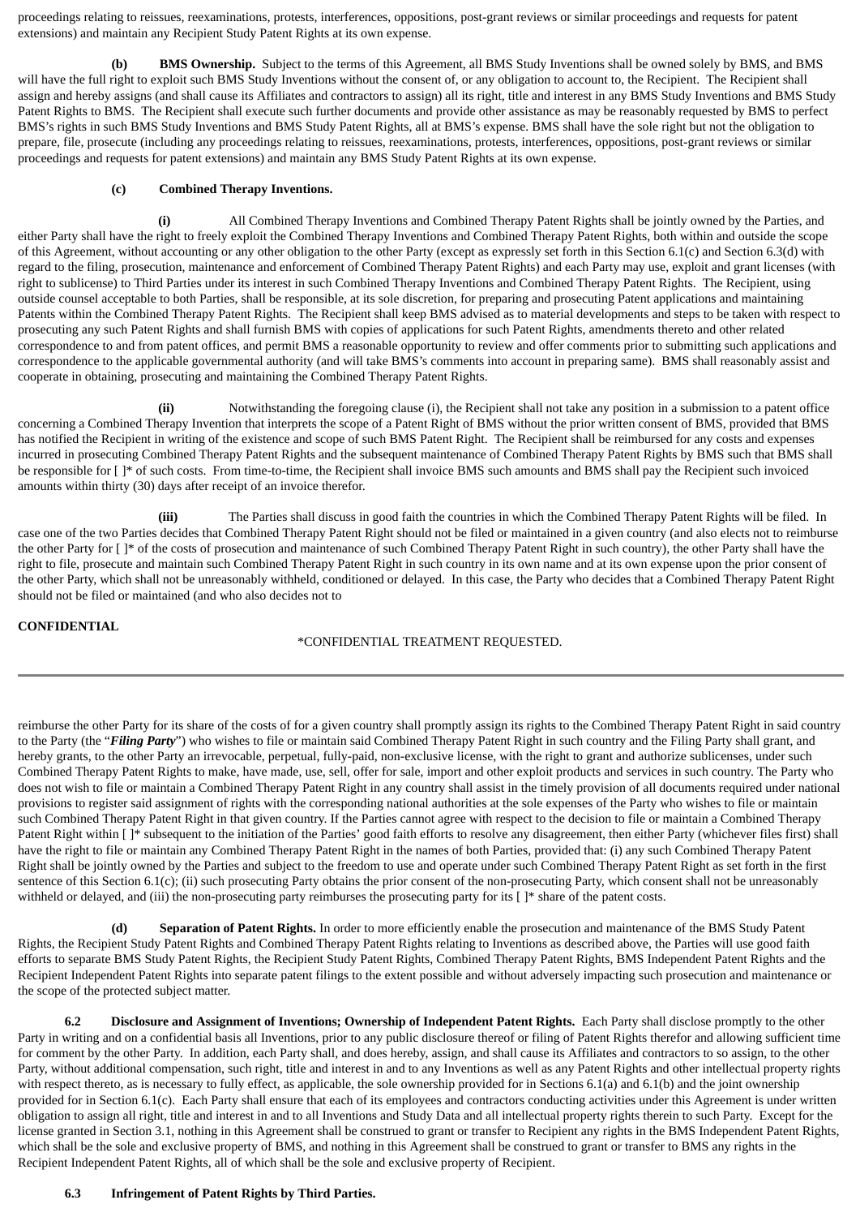proceedings relating to reissues, reexaminations, protests, interferences, oppositions, post-grant reviews or similar proceedings and requests for patent extensions) and maintain any Recipient Study Patent Rights at its own expense.

**(b) BMS Ownership.** Subject to the terms of this Agreement, all BMS Study Inventions shall be owned solely by BMS, and BMS will have the full right to exploit such BMS Study Inventions without the consent of, or any obligation to account to, the Recipient. The Recipient shall assign and hereby assigns (and shall cause its Affiliates and contractors to assign) all its right, title and interest in any BMS Study Inventions and BMS Study Patent Rights to BMS. The Recipient shall execute such further documents and provide other assistance as may be reasonably requested by BMS to perfect BMS's rights in such BMS Study Inventions and BMS Study Patent Rights, all at BMS's expense. BMS shall have the sole right but not the obligation to prepare, file, prosecute (including any proceedings relating to reissues, reexaminations, protests, interferences, oppositions, post-grant reviews or similar proceedings and requests for patent extensions) and maintain any BMS Study Patent Rights at its own expense.

**(c) Combined Therapy Inventions.**

**(i)** All Combined Therapy Inventions and Combined Therapy Patent Rights shall be jointly owned by the Parties, and either Party shall have the right to freely exploit the Combined Therapy Inventions and Combined Therapy Patent Rights, both within and outside the scope of this Agreement, without accounting or any other obligation to the other Party (except as expressly set forth in this Section 6.1(c) and Section 6.3(d) with regard to the filing, prosecution, maintenance and enforcement of Combined Therapy Patent Rights) and each Party may use, exploit and grant licenses (with right to sublicense) to Third Parties under its interest in such Combined Therapy Inventions and Combined Therapy Patent Rights. The Recipient, using outside counsel acceptable to both Parties, shall be responsible, at its sole discretion, for preparing and prosecuting Patent applications and maintaining Patents within the Combined Therapy Patent Rights. The Recipient shall keep BMS advised as to material developments and steps to be taken with respect to prosecuting any such Patent Rights and shall furnish BMS with copies of applications for such Patent Rights, amendments thereto and other related correspondence to and from patent offices, and permit BMS a reasonable opportunity to review and offer comments prior to submitting such applications and correspondence to the applicable governmental authority (and will take BMS's comments into account in preparing same). BMS shall reasonably assist and cooperate in obtaining, prosecuting and maintaining the Combined Therapy Patent Rights.

**(ii)** Notwithstanding the foregoing clause (i), the Recipient shall not take any position in a submission to a patent office concerning a Combined Therapy Invention that interprets the scope of a Patent Right of BMS without the prior written consent of BMS, provided that BMS has notified the Recipient in writing of the existence and scope of such BMS Patent Right. The Recipient shall be reimbursed for any costs and expenses incurred in prosecuting Combined Therapy Patent Rights and the subsequent maintenance of Combined Therapy Patent Rights by BMS such that BMS shall be responsible for [ ]* of such costs. From time-to-time, the Recipient shall invoice BMS such amounts and BMS shall pay the Recipient such invoiced amounts within thirty (30) days after receipt of an invoice therefor.

**(iii)** The Parties shall discuss in good faith the countries in which the Combined Therapy Patent Rights will be filed. In case one of the two Parties decides that Combined Therapy Patent Right should not be filed or maintained in a given country (and also elects not to reimburse the other Party for [ ]* of the costs of prosecution and maintenance of such Combined Therapy Patent Right in such country), the other Party shall have the right to file, prosecute and maintain such Combined Therapy Patent Right in such country in its own name and at its own expense upon the prior consent of the other Party, which shall not be unreasonably withheld, conditioned or delayed. In this case, the Party who decides that a Combined Therapy Patent Right should not be filed or maintained (and who also decides not to reimburse the other Party for its share of the costs of for a given country shall promptly assign its rights to the Combined Therapy Patent Right in said country to the Party (the "***Filing Party***") who wishes to file or maintain said Combined Therapy Patent Right in such country and the Filing Party shall grant, and hereby grants, to the other Party an irrevocable, perpetual, fully-paid, non-exclusive license, with the right to grant and authorize sublicenses, under such Combined Therapy Patent Rights to make, have made, use, sell, offer for sale, import and other exploit products and services in such country. The Party who does not wish to file or maintain a Combined Therapy Patent Right in any country shall assist in the timely provision of all documents required under national provisions to register said assignment of rights with the corresponding national authorities at the sole expenses of the Party who wishes to file or maintain such Combined Therapy Patent Right in that given country. If the Parties cannot agree with respect to the decision to file or maintain a Combined Therapy Patent Right within [ ]* subsequent to the initiation of the Parties' good faith efforts to resolve any disagreement, then either Party (whichever files first) shall have the right to file or maintain any Combined Therapy Patent Right in the names of both Parties, provided that: (i) any such Combined Therapy Patent Right shall be jointly owned by the Parties and subject to the freedom to use and operate under such Combined Therapy Patent Right as set forth in the first sentence of this Section 6.1(c); (ii) such prosecuting Party obtains the prior consent of the non-prosecuting Party, which consent shall not be unreasonably withheld or delayed, and (iii) the non-prosecuting party reimburses the prosecuting party for its [ ]* share of the patent costs.

**(d) Separation of Patent Rights.** In order to more efficiently enable the prosecution and maintenance of the BMS Study Patent Rights, the Recipient Study Patent Rights and Combined Therapy Patent Rights relating to Inventions as described above, the Parties will use good faith efforts to separate BMS Study Patent Rights, the Recipient Study Patent Rights, Combined Therapy Patent Rights, BMS Independent Patent Rights and the Recipient Independent Patent Rights into separate patent filings to the extent possible and without adversely impacting such prosecution and maintenance or the scope of the protected subject matter.

**6.2 Disclosure and Assignment of Inventions; Ownership of Independent Patent Rights.** Each Party shall disclose promptly to the other Party in writing and on a confidential basis all Inventions, prior to any public disclosure thereof or filing of Patent Rights therefor and allowing sufficient time for comment by the other Party. In addition, each Party shall, and does hereby, assign, and shall cause its Affiliates and contractors to so assign, to the other Party, without additional compensation, such right, title and interest in and to any Inventions as well as any Patent Rights and other intellectual property rights with respect thereto, as is necessary to fully effect, as applicable, the sole ownership provided for in Sections 6.1(a) and 6.1(b) and the joint ownership provided for in Section 6.1(c). Each Party shall ensure that each of its employees and contractors conducting activities under this Agreement is under written obligation to assign all right, title and interest in and to all Inventions and Study Data and all intellectual property rights therein to such Party. Except for the license granted in Section 3.1, nothing in this Agreement shall be construed to grant or transfer to Recipient any rights in the BMS Independent Patent Rights, which shall be the sole and exclusive property of BMS, and nothing in this Agreement shall be construed to grant or transfer to BMS any rights in the Recipient Independent Patent Rights, all of which shall be the sole and exclusive property of Recipient.

**6.3 Infringement of Patent Rights by Third Parties.**

*CONFIDENTIAL TREATMENT REQUESTED.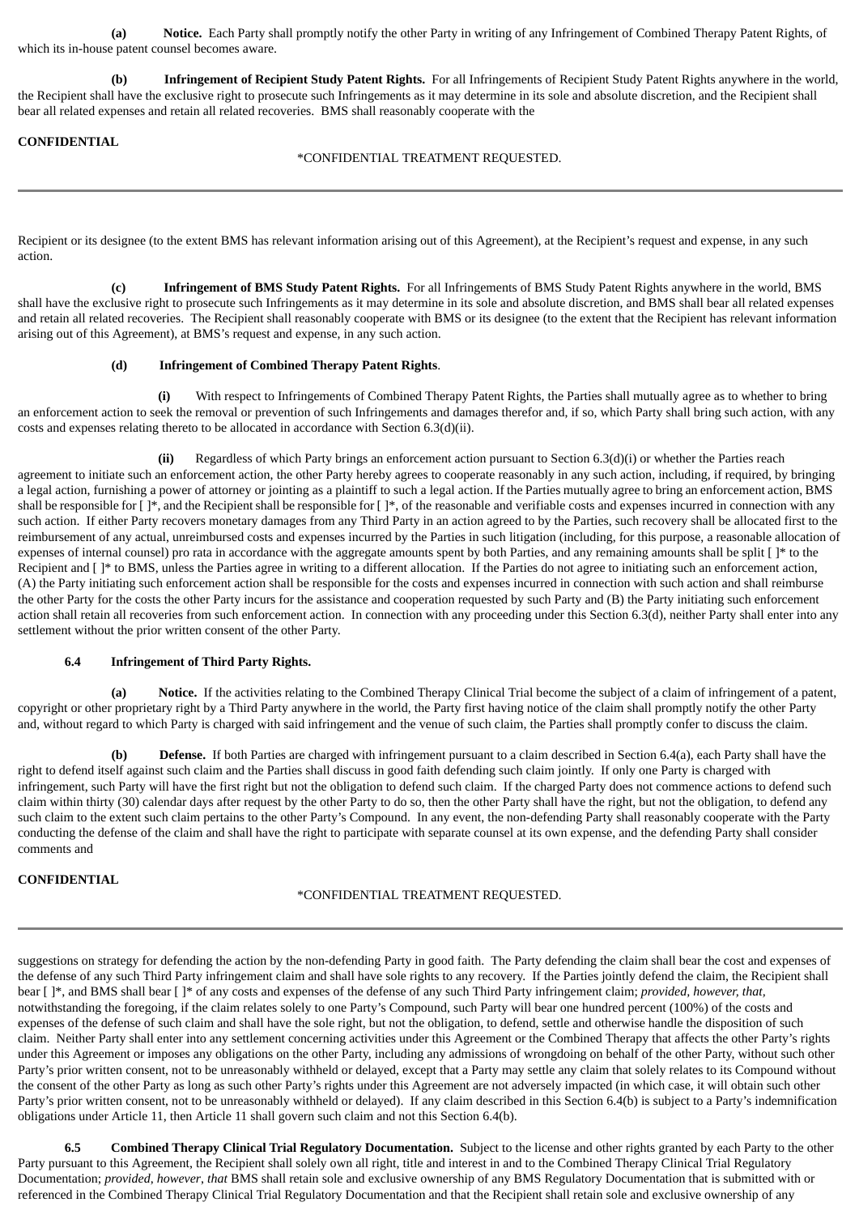**(a)** **Notice.** Each Party shall promptly notify the other Party in writing of any Infringement of Combined Therapy Patent Rights, of which its in-house patent counsel becomes aware.

**(b)** **Infringement of Recipient Study Patent Rights.** For all Infringements of Recipient Study Patent Rights anywhere in the world, the Recipient shall have the exclusive right to prosecute such Infringements as it may determine in its sole and absolute discretion, and the Recipient shall bear all related expenses and retain all related recoveries. BMS shall reasonably cooperate with the Recipient or its designee (to the extent BMS has relevant information arising out of this Agreement), at the Recipient's request and expense, in any such action.

**(c)** **Infringement of BMS Study Patent Rights.** For all Infringements of BMS Study Patent Rights anywhere in the world, BMS shall have the exclusive right to prosecute such Infringements as it may determine in its sole and absolute discretion, and BMS shall bear all related expenses and retain all related recoveries. The Recipient shall reasonably cooperate with BMS or its designee (to the extent that the Recipient has relevant information arising out of this Agreement), at BMS's request and expense, in any such action.

**(d)** **Infringement of Combined Therapy Patent Rights**.

**(i)** With respect to Infringements of Combined Therapy Patent Rights, the Parties shall mutually agree as to whether to bring an enforcement action to seek the removal or prevention of such Infringements and damages therefor and, if so, which Party shall bring such action, with any costs and expenses relating thereto to be allocated in accordance with Section 6.3(d)(ii).

**(ii)** Regardless of which Party brings an enforcement action pursuant to Section 6.3(d)(i) or whether the Parties reach agreement to initiate such an enforcement action, the other Party hereby agrees to cooperate reasonably in any such action, including, if required, by bringing a legal action, furnishing a power of attorney or jointing as a plaintiff to such a legal action. If the Parties mutually agree to bring an enforcement action, BMS shall be responsible for [ ]*, and the Recipient shall be responsible for [ ]*, of the reasonable and verifiable costs and expenses incurred in connection with any such action. If either Party recovers monetary damages from any Third Party in an action agreed to by the Parties, such recovery shall be allocated first to the reimbursement of any actual, unreimbursed costs and expenses incurred by the Parties in such litigation (including, for this purpose, a reasonable allocation of expenses of internal counsel) pro rata in accordance with the aggregate amounts spent by both Parties, and any remaining amounts shall be split [ ]* to the Recipient and [ ]* to BMS, unless the Parties agree in writing to a different allocation. If the Parties do not agree to initiating such an enforcement action, (A) the Party initiating such enforcement action shall be responsible for the costs and expenses incurred in connection with such action and shall reimburse the other Party for the costs the other Party incurs for the assistance and cooperation requested by such Party and (B) the Party initiating such enforcement action shall retain all recoveries from such enforcement action. In connection with any proceeding under this Section 6.3(d), neither Party shall enter into any settlement without the prior written consent of the other Party.

**6.4** **Infringement of Third Party Rights.**

**(a)** **Notice.** If the activities relating to the Combined Therapy Clinical Trial become the subject of a claim of infringement of a patent, copyright or other proprietary right by a Third Party anywhere in the world, the Party first having notice of the claim shall promptly notify the other Party and, without regard to which Party is charged with said infringement and the venue of such claim, the Parties shall promptly confer to discuss the claim.

**(b)** **Defense.** If both Parties are charged with infringement pursuant to a claim described in Section 6.4(a), each Party shall have the right to defend itself against such claim and the Parties shall discuss in good faith defending such claim jointly. If only one Party is charged with infringement, such Party will have the first right but not the obligation to defend such claim. If the charged Party does not commence actions to defend such claim within thirty (30) calendar days after request by the other Party to do so, then the other Party shall have the right, but not the obligation, to defend any such claim to the extent such claim pertains to the other Party's Compound. In any event, the non-defending Party shall reasonably cooperate with the Party conducting the defense of the claim and shall have the right to participate with separate counsel at its own expense, and the defending Party shall consider comments and suggestions on strategy for defending the action by the non-defending Party in good faith. The Party defending the claim shall bear the cost and expenses of the defense of any such Third Party infringement claim and shall have sole rights to any recovery. If the Parties jointly defend the claim, the Recipient shall bear [ ]*, and BMS shall bear [ ]* of any costs and expenses of the defense of any such Third Party infringement claim; *provided, however, that,* notwithstanding the foregoing, if the claim relates solely to one Party's Compound, such Party will bear one hundred percent (100%) of the costs and expenses of the defense of such claim and shall have the sole right, but not the obligation, to defend, settle and otherwise handle the disposition of such claim. Neither Party shall enter into any settlement concerning activities under this Agreement or the Combined Therapy that affects the other Party's rights under this Agreement or imposes any obligations on the other Party, including any admissions of wrongdoing on behalf of the other Party, without such other Party's prior written consent, not to be unreasonably withheld or delayed, except that a Party may settle any claim that solely relates to its Compound without the consent of the other Party as long as such other Party's rights under this Agreement are not adversely impacted (in which case, it will obtain such other Party's prior written consent, not to be unreasonably withheld or delayed). If any claim described in this Section 6.4(b) is subject to a Party's indemnification obligations under Article 11, then Article 11 shall govern such claim and not this Section 6.4(b).

**6.5** **Combined Therapy Clinical Trial Regulatory Documentation.** Subject to the license and other rights granted by each Party to the other Party pursuant to this Agreement, the Recipient shall solely own all right, title and interest in and to the Combined Therapy Clinical Trial Regulatory Documentation; *provided, however, that* BMS shall retain sole and exclusive ownership of any BMS Regulatory Documentation that is submitted with or referenced in the Combined Therapy Clinical Trial Regulatory Documentation and that the Recipient shall retain sole and exclusive ownership of any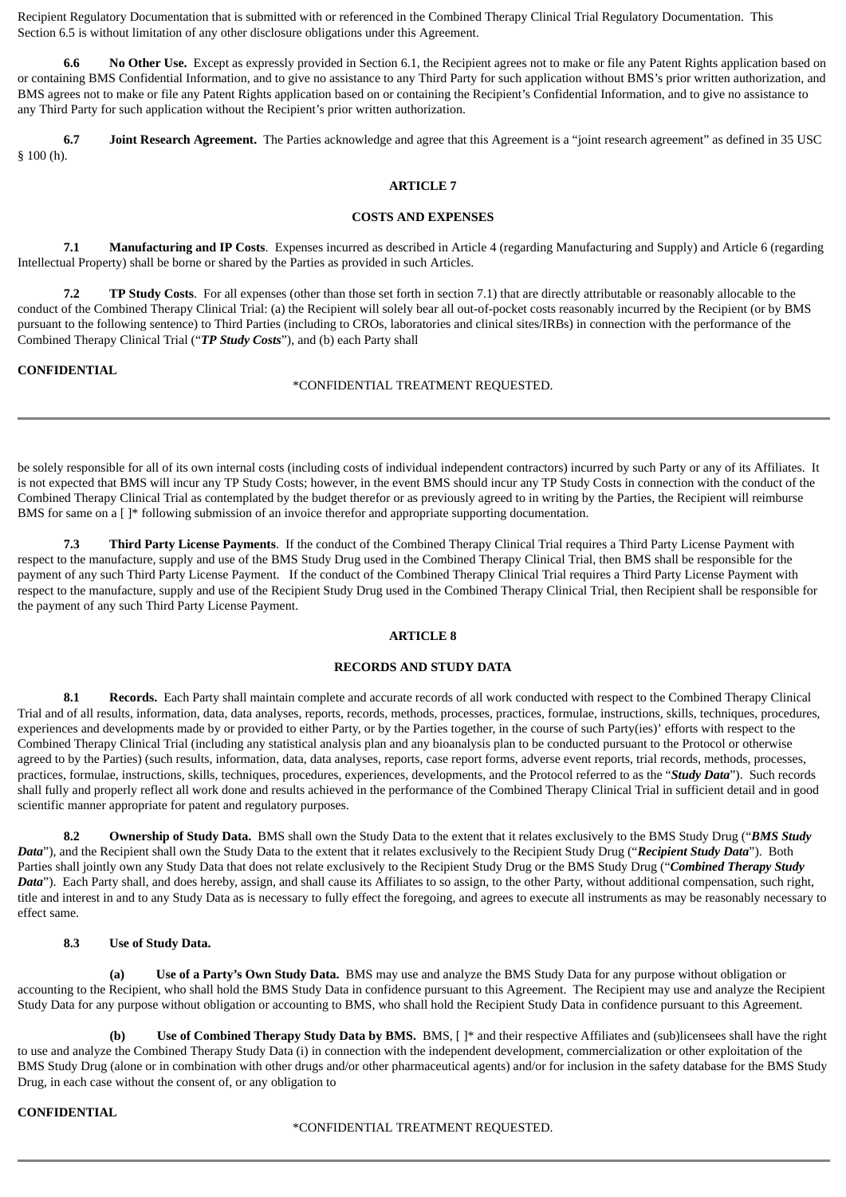Recipient Regulatory Documentation that is submitted with or referenced in the Combined Therapy Clinical Trial Regulatory Documentation. This Section 6.5 is without limitation of any other disclosure obligations under this Agreement.

**6.6 No Other Use.** Except as expressly provided in Section 6.1, the Recipient agrees not to make or file any Patent Rights application based on or containing BMS Confidential Information, and to give no assistance to any Third Party for such application without BMS's prior written authorization, and BMS agrees not to make or file any Patent Rights application based on or containing the Recipient's Confidential Information, and to give no assistance to any Third Party for such application without the Recipient's prior written authorization.

**6.7 Joint Research Agreement.** The Parties acknowledge and agree that this Agreement is a "joint research agreement" as defined in 35 USC § 100 (h).

## ARTICLE 7

## COSTS AND EXPENSES

**7.1 Manufacturing and IP Costs**. Expenses incurred as described in Article 4 (regarding Manufacturing and Supply) and Article 6 (regarding Intellectual Property) shall be borne or shared by the Parties as provided in such Articles.

**7.2 TP Study Costs**. For all expenses (other than those set forth in section 7.1) that are directly attributable or reasonably allocable to the conduct of the Combined Therapy Clinical Trial: (a) the Recipient will solely bear all out-of-pocket costs reasonably incurred by the Recipient (or by BMS pursuant to the following sentence) to Third Parties (including to CROs, laboratories and clinical sites/IRBs) in connection with the performance of the Combined Therapy Clinical Trial ("***TP Study Costs***"), and (b) each Party shall be solely responsible for all of its own internal costs (including costs of individual independent contractors) incurred by such Party or any of its Affiliates. It is not expected that BMS will incur any TP Study Costs; however, in the event BMS should incur any TP Study Costs in connection with the conduct of the Combined Therapy Clinical Trial as contemplated by the budget therefor or as previously agreed to in writing by the Parties, the Recipient will reimburse BMS for same on a [ ]* following submission of an invoice therefor and appropriate supporting documentation.

**7.3 Third Party License Payments**. If the conduct of the Combined Therapy Clinical Trial requires a Third Party License Payment with respect to the manufacture, supply and use of the BMS Study Drug used in the Combined Therapy Clinical Trial, then BMS shall be responsible for the payment of any such Third Party License Payment. If the conduct of the Combined Therapy Clinical Trial requires a Third Party License Payment with respect to the manufacture, supply and use of the Recipient Study Drug used in the Combined Therapy Clinical Trial, then Recipient shall be responsible for the payment of any such Third Party License Payment.

## ARTICLE 8

## RECORDS AND STUDY DATA

**8.1 Records.** Each Party shall maintain complete and accurate records of all work conducted with respect to the Combined Therapy Clinical Trial and of all results, information, data, data analyses, reports, records, methods, processes, practices, formulae, instructions, skills, techniques, procedures, experiences and developments made by or provided to either Party, or by the Parties together, in the course of such Party(ies)' efforts with respect to the Combined Therapy Clinical Trial (including any statistical analysis plan and any bioanalysis plan to be conducted pursuant to the Protocol or otherwise agreed to by the Parties) (such results, information, data, data analyses, reports, case report forms, adverse event reports, trial records, methods, processes, practices, formulae, instructions, skills, techniques, procedures, experiences, developments, and the Protocol referred to as the "***Study Data***"). Such records shall fully and properly reflect all work done and results achieved in the performance of the Combined Therapy Clinical Trial in sufficient detail and in good scientific manner appropriate for patent and regulatory purposes.

**8.2 Ownership of Study Data.** BMS shall own the Study Data to the extent that it relates exclusively to the BMS Study Drug ("***BMS Study Data***"), and the Recipient shall own the Study Data to the extent that it relates exclusively to the Recipient Study Drug ("***Recipient Study Data***"). Both Parties shall jointly own any Study Data that does not relate exclusively to the Recipient Study Drug or the BMS Study Drug ("***Combined Therapy Study Data***"). Each Party shall, and does hereby, assign, and shall cause its Affiliates to so assign, to the other Party, without additional compensation, such right, title and interest in and to any Study Data as is necessary to fully effect the foregoing, and agrees to execute all instruments as may be reasonably necessary to effect same.

**8.3 Use of Study Data.**

**(a) Use of a Party's Own Study Data.** BMS may use and analyze the BMS Study Data for any purpose without obligation or accounting to the Recipient, who shall hold the BMS Study Data in confidence pursuant to this Agreement. The Recipient may use and analyze the Recipient Study Data for any purpose without obligation or accounting to BMS, who shall hold the Recipient Study Data in confidence pursuant to this Agreement.

**(b) Use of Combined Therapy Study Data by BMS.** BMS, [ ]* and their respective Affiliates and (sub)licensees shall have the right to use and analyze the Combined Therapy Study Data (i) in connection with the independent development, commercialization or other exploitation of the BMS Study Drug (alone or in combination with other drugs and/or other pharmaceutical agents) and/or for inclusion in the safety database for the BMS Study Drug, in each case without the consent of, or any obligation to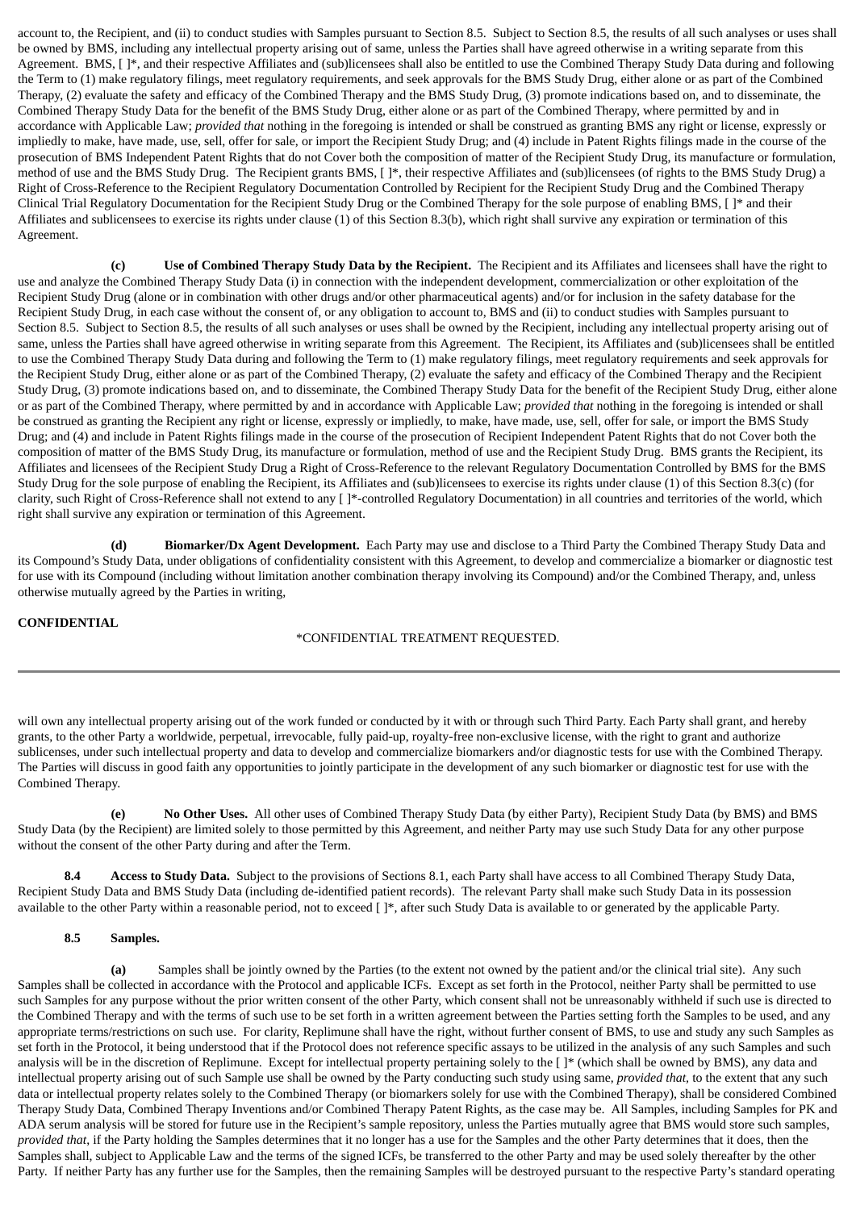account to, the Recipient, and (ii) to conduct studies with Samples pursuant to Section 8.5. Subject to Section 8.5, the results of all such analyses or uses shall be owned by BMS, including any intellectual property arising out of same, unless the Parties shall have agreed otherwise in a writing separate from this Agreement. BMS, [ ]*, and their respective Affiliates and (sub)licensees shall also be entitled to use the Combined Therapy Study Data during and following the Term to (1) make regulatory filings, meet regulatory requirements, and seek approvals for the BMS Study Drug, either alone or as part of the Combined Therapy, (2) evaluate the safety and efficacy of the Combined Therapy and the BMS Study Drug, (3) promote indications based on, and to disseminate, the Combined Therapy Study Data for the benefit of the BMS Study Drug, either alone or as part of the Combined Therapy, where permitted by and in accordance with Applicable Law; *provided that* nothing in the foregoing is intended or shall be construed as granting BMS any right or license, expressly or impliedly to make, have made, use, sell, offer for sale, or import the Recipient Study Drug; and (4) include in Patent Rights filings made in the course of the prosecution of BMS Independent Patent Rights that do not Cover both the composition of matter of the Recipient Study Drug, its manufacture or formulation, method of use and the BMS Study Drug. The Recipient grants BMS, [ ]*, their respective Affiliates and (sub)licensees (of rights to the BMS Study Drug) a Right of Cross-Reference to the Recipient Regulatory Documentation Controlled by Recipient for the Recipient Study Drug and the Combined Therapy Clinical Trial Regulatory Documentation for the Recipient Study Drug or the Combined Therapy for the sole purpose of enabling BMS, [ ]* and their Affiliates and sublicensees to exercise its rights under clause (1) of this Section 8.3(b), which right shall survive any expiration or termination of this Agreement.

**(c) Use of Combined Therapy Study Data by the Recipient.** The Recipient and its Affiliates and licensees shall have the right to use and analyze the Combined Therapy Study Data (i) in connection with the independent development, commercialization or other exploitation of the Recipient Study Drug (alone or in combination with other drugs and/or other pharmaceutical agents) and/or for inclusion in the safety database for the Recipient Study Drug, in each case without the consent of, or any obligation to account to, BMS and (ii) to conduct studies with Samples pursuant to Section 8.5. Subject to Section 8.5, the results of all such analyses or uses shall be owned by the Recipient, including any intellectual property arising out of same, unless the Parties shall have agreed otherwise in writing separate from this Agreement. The Recipient, its Affiliates and (sub)licensees shall be entitled to use the Combined Therapy Study Data during and following the Term to (1) make regulatory filings, meet regulatory requirements and seek approvals for the Recipient Study Drug, either alone or as part of the Combined Therapy, (2) evaluate the safety and efficacy of the Combined Therapy and the Recipient Study Drug, (3) promote indications based on, and to disseminate, the Combined Therapy Study Data for the benefit of the Recipient Study Drug, either alone or as part of the Combined Therapy, where permitted by and in accordance with Applicable Law; *provided that* nothing in the foregoing is intended or shall be construed as granting the Recipient any right or license, expressly or impliedly, to make, have made, use, sell, offer for sale, or import the BMS Study Drug; and (4) and include in Patent Rights filings made in the course of the prosecution of Recipient Independent Patent Rights that do not Cover both the composition of matter of the BMS Study Drug, its manufacture or formulation, method of use and the Recipient Study Drug. BMS grants the Recipient, its Affiliates and licensees of the Recipient Study Drug a Right of Cross-Reference to the relevant Regulatory Documentation Controlled by BMS for the BMS Study Drug for the sole purpose of enabling the Recipient, its Affiliates and (sub)licensees to exercise its rights under clause (1) of this Section 8.3(c) (for clarity, such Right of Cross-Reference shall not extend to any [ ]*-controlled Regulatory Documentation) in all countries and territories of the world, which right shall survive any expiration or termination of this Agreement.

**(d) Biomarker/Dx Agent Development.** Each Party may use and disclose to a Third Party the Combined Therapy Study Data and its Compound's Study Data, under obligations of confidentiality consistent with this Agreement, to develop and commercialize a biomarker or diagnostic test for use with its Compound (including without limitation another combination therapy involving its Compound) and/or the Combined Therapy, and, unless otherwise mutually agreed by the Parties in writing, will own any intellectual property arising out of the work funded or conducted by it with or through such Third Party. Each Party shall grant, and hereby grants, to the other Party a worldwide, perpetual, irrevocable, fully paid-up, royalty-free non-exclusive license, with the right to grant and authorize sublicenses, under such intellectual property and data to develop and commercialize biomarkers and/or diagnostic tests for use with the Combined Therapy. The Parties will discuss in good faith any opportunities to jointly participate in the development of any such biomarker or diagnostic test for use with the Combined Therapy.

**(e) No Other Uses.** All other uses of Combined Therapy Study Data (by either Party), Recipient Study Data (by BMS) and BMS Study Data (by the Recipient) are limited solely to those permitted by this Agreement, and neither Party may use such Study Data for any other purpose without the consent of the other Party during and after the Term.

**8.4 Access to Study Data.** Subject to the provisions of Sections 8.1, each Party shall have access to all Combined Therapy Study Data, Recipient Study Data and BMS Study Data (including de-identified patient records). The relevant Party shall make such Study Data in its possession available to the other Party within a reasonable period, not to exceed [ ]*, after such Study Data is available to or generated by the applicable Party.

**8.5 Samples.**

**(a)** Samples shall be jointly owned by the Parties (to the extent not owned by the patient and/or the clinical trial site). Any such Samples shall be collected in accordance with the Protocol and applicable ICFs. Except as set forth in the Protocol, neither Party shall be permitted to use such Samples for any purpose without the prior written consent of the other Party, which consent shall not be unreasonably withheld if such use is directed to the Combined Therapy and with the terms of such use to be set forth in a written agreement between the Parties setting forth the Samples to be used, and any appropriate terms/restrictions on such use. For clarity, Replimune shall have the right, without further consent of BMS, to use and study any such Samples as set forth in the Protocol, it being understood that if the Protocol does not reference specific assays to be utilized in the analysis of any such Samples and such analysis will be in the discretion of Replimune. Except for intellectual property pertaining solely to the [ ]* (which shall be owned by BMS), any data and intellectual property arising out of such Sample use shall be owned by the Party conducting such study using same, *provided that*, to the extent that any such data or intellectual property relates solely to the Combined Therapy (or biomarkers solely for use with the Combined Therapy), shall be considered Combined Therapy Study Data, Combined Therapy Inventions and/or Combined Therapy Patent Rights, as the case may be. All Samples, including Samples for PK and ADA serum analysis will be stored for future use in the Recipient's sample repository, unless the Parties mutually agree that BMS would store such samples, *provided that*, if the Party holding the Samples determines that it no longer has a use for the Samples and the other Party determines that it does, then the Samples shall, subject to Applicable Law and the terms of the signed ICFs, be transferred to the other Party and may be used solely thereafter by the other Party. If neither Party has any further use for the Samples, then the remaining Samples will be destroyed pursuant to the respective Party's standard operating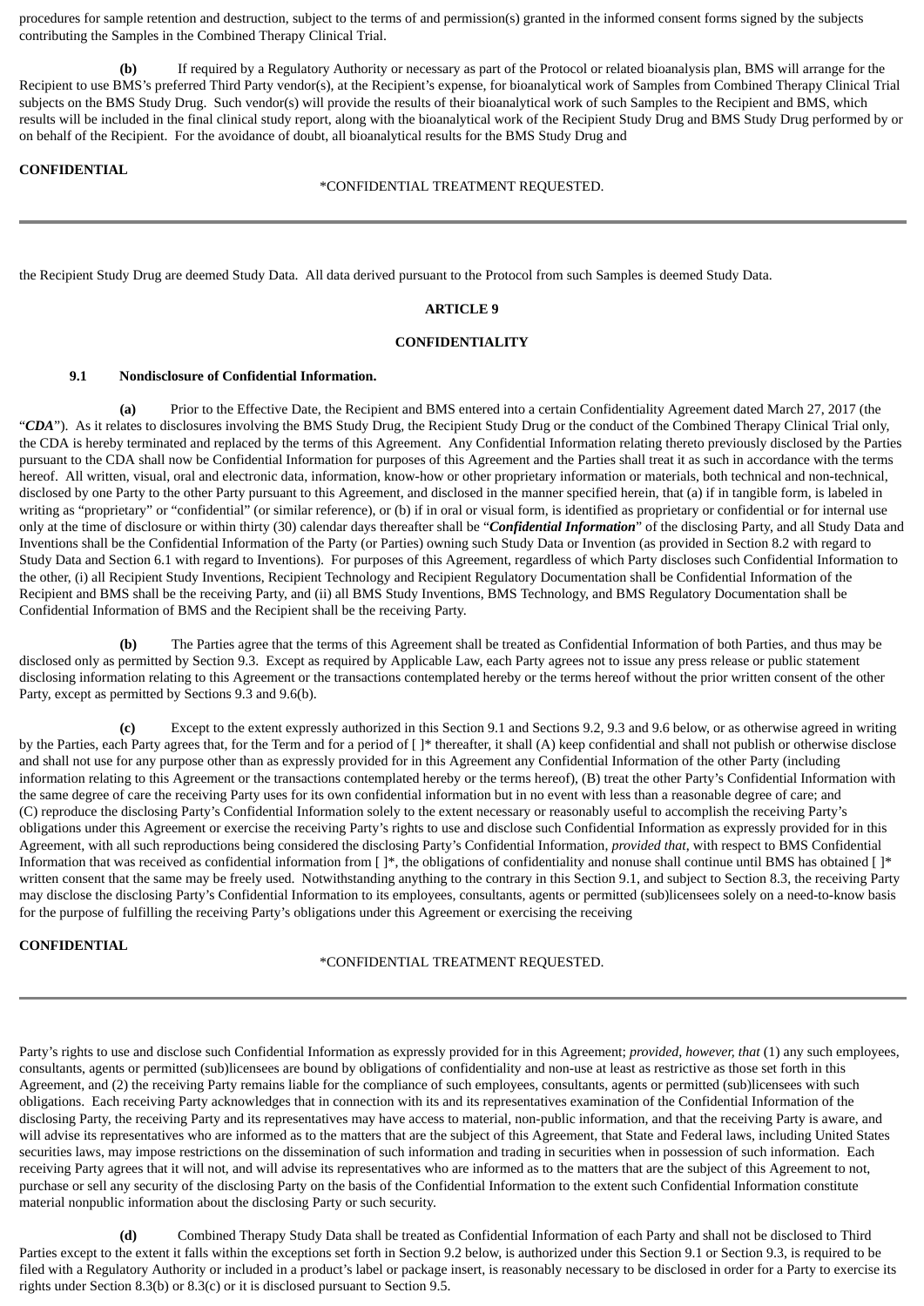procedures for sample retention and destruction, subject to the terms of and permission(s) granted in the informed consent forms signed by the subjects contributing the Samples in the Combined Therapy Clinical Trial.

**(b)** If required by a Regulatory Authority or necessary as part of the Protocol or related bioanalysis plan, BMS will arrange for the Recipient to use BMS's preferred Third Party vendor(s), at the Recipient's expense, for bioanalytical work of Samples from Combined Therapy Clinical Trial subjects on the BMS Study Drug. Such vendor(s) will provide the results of their bioanalytical work of such Samples to the Recipient and BMS, which results will be included in the final clinical study report, along with the bioanalytical work of the Recipient Study Drug and BMS Study Drug performed by or on behalf of the Recipient. For the avoidance of doubt, all bioanalytical results for the BMS Study Drug and the Recipient Study Drug are deemed Study Data. All data derived pursuant to the Protocol from such Samples is deemed Study Data.

## ARTICLE 9

## CONFIDENTIALITY

**9.1 Nondisclosure of Confidential Information.**

**(a)** Prior to the Effective Date, the Recipient and BMS entered into a certain Confidentiality Agreement dated March 27, 2017 (the "***CDA***"). As it relates to disclosures involving the BMS Study Drug, the Recipient Study Drug or the conduct of the Combined Therapy Clinical Trial only, the CDA is hereby terminated and replaced by the terms of this Agreement. Any Confidential Information relating thereto previously disclosed by the Parties pursuant to the CDA shall now be Confidential Information for purposes of this Agreement and the Parties shall treat it as such in accordance with the terms hereof. All written, visual, oral and electronic data, information, know-how or other proprietary information or materials, both technical and non-technical, disclosed by one Party to the other Party pursuant to this Agreement, and disclosed in the manner specified herein, that (a) if in tangible form, is labeled in writing as "proprietary" or "confidential" (or similar reference), or (b) if in oral or visual form, is identified as proprietary or confidential or for internal use only at the time of disclosure or within thirty (30) calendar days thereafter shall be "***Confidential Information***" of the disclosing Party, and all Study Data and Inventions shall be the Confidential Information of the Party (or Parties) owning such Study Data or Invention (as provided in Section 8.2 with regard to Study Data and Section 6.1 with regard to Inventions). For purposes of this Agreement, regardless of which Party discloses such Confidential Information to the other, (i) all Recipient Study Inventions, Recipient Technology and Recipient Regulatory Documentation shall be Confidential Information of the Recipient and BMS shall be the receiving Party, and (ii) all BMS Study Inventions, BMS Technology, and BMS Regulatory Documentation shall be Confidential Information of BMS and the Recipient shall be the receiving Party.

**(b)** The Parties agree that the terms of this Agreement shall be treated as Confidential Information of both Parties, and thus may be disclosed only as permitted by Section 9.3. Except as required by Applicable Law, each Party agrees not to issue any press release or public statement disclosing information relating to this Agreement or the transactions contemplated hereby or the terms hereof without the prior written consent of the other Party, except as permitted by Sections 9.3 and 9.6(b).

**(c)** Except to the extent expressly authorized in this Section 9.1 and Sections 9.2, 9.3 and 9.6 below, or as otherwise agreed in writing by the Parties, each Party agrees that, for the Term and for a period of [ ]* thereafter, it shall (A) keep confidential and shall not publish or otherwise disclose and shall not use for any purpose other than as expressly provided for in this Agreement any Confidential Information of the other Party (including information relating to this Agreement or the transactions contemplated hereby or the terms hereof), (B) treat the other Party's Confidential Information with the same degree of care the receiving Party uses for its own confidential information but in no event with less than a reasonable degree of care; and (C) reproduce the disclosing Party's Confidential Information solely to the extent necessary or reasonably useful to accomplish the receiving Party's obligations under this Agreement or exercise the receiving Party's rights to use and disclose such Confidential Information as expressly provided for in this Agreement, with all such reproductions being considered the disclosing Party's Confidential Information, *provided that*, with respect to BMS Confidential Information that was received as confidential information from [ ]*, the obligations of confidentiality and nonuse shall continue until BMS has obtained [ ]* written consent that the same may be freely used. Notwithstanding anything to the contrary in this Section 9.1, and subject to Section 8.3, the receiving Party may disclose the disclosing Party's Confidential Information to its employees, consultants, agents or permitted (sub)licensees solely on a need-to-know basis for the purpose of fulfilling the receiving Party's obligations under this Agreement or exercising the receiving Party's rights to use and disclose such Confidential Information as expressly provided for in this Agreement; *provided, however, that* (1) any such employees, consultants, agents or permitted (sub)licensees are bound by obligations of confidentiality and non-use at least as restrictive as those set forth in this Agreement, and (2) the receiving Party remains liable for the compliance of such employees, consultants, agents or permitted (sub)licensees with such obligations. Each receiving Party acknowledges that in connection with its and its representatives examination of the Confidential Information of the disclosing Party, the receiving Party and its representatives may have access to material, non-public information, and that the receiving Party is aware, and will advise its representatives who are informed as to the matters that are the subject of this Agreement, that State and Federal laws, including United States securities laws, may impose restrictions on the dissemination of such information and trading in securities when in possession of such information. Each receiving Party agrees that it will not, and will advise its representatives who are informed as to the matters that are the subject of this Agreement to not, purchase or sell any security of the disclosing Party on the basis of the Confidential Information to the extent such Confidential Information constitute material nonpublic information about the disclosing Party or such security.

**(d)** Combined Therapy Study Data shall be treated as Confidential Information of each Party and shall not be disclosed to Third Parties except to the extent it falls within the exceptions set forth in Section 9.2 below, is authorized under this Section 9.1 or Section 9.3, is required to be filed with a Regulatory Authority or included in a product's label or package insert, is reasonably necessary to be disclosed in order for a Party to exercise its rights under Section 8.3(b) or 8.3(c) or it is disclosed pursuant to Section 9.5.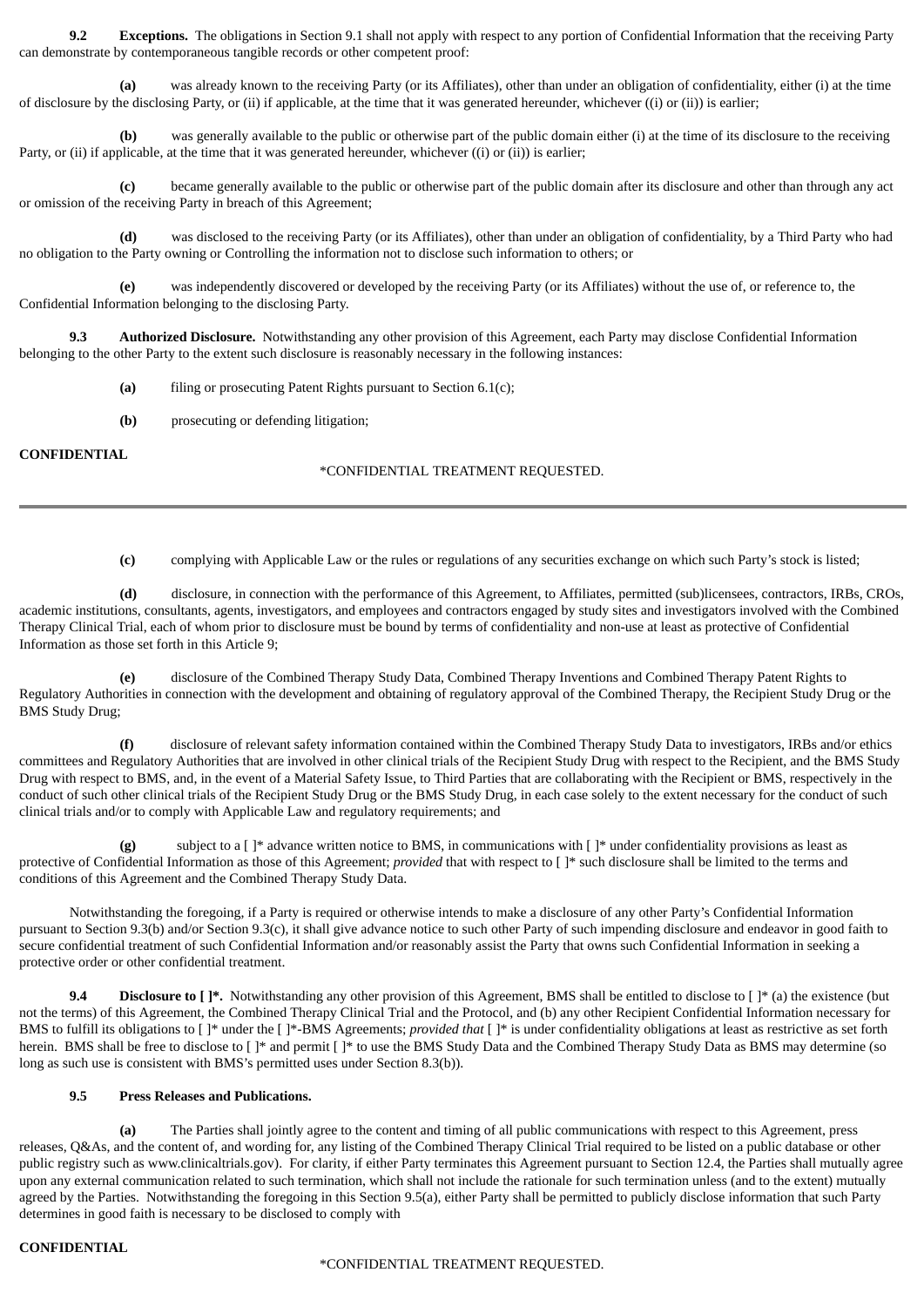**9.2 Exceptions.** The obligations in Section 9.1 shall not apply with respect to any portion of Confidential Information that the receiving Party can demonstrate by contemporaneous tangible records or other competent proof:

**(a)** was already known to the receiving Party (or its Affiliates), other than under an obligation of confidentiality, either (i) at the time of disclosure by the disclosing Party, or (ii) if applicable, at the time that it was generated hereunder, whichever ((i) or (ii)) is earlier;

**(b)** was generally available to the public or otherwise part of the public domain either (i) at the time of its disclosure to the receiving Party, or (ii) if applicable, at the time that it was generated hereunder, whichever ((i) or (ii)) is earlier;

**(c)** became generally available to the public or otherwise part of the public domain after its disclosure and other than through any act or omission of the receiving Party in breach of this Agreement;

**(d)** was disclosed to the receiving Party (or its Affiliates), other than under an obligation of confidentiality, by a Third Party who had no obligation to the Party owning or Controlling the information not to disclose such information to others; or

**(e)** was independently discovered or developed by the receiving Party (or its Affiliates) without the use of, or reference to, the Confidential Information belonging to the disclosing Party.

**9.3 Authorized Disclosure.** Notwithstanding any other provision of this Agreement, each Party may disclose Confidential Information belonging to the other Party to the extent such disclosure is reasonably necessary in the following instances:

**(a)** filing or prosecuting Patent Rights pursuant to Section 6.1(c);

**(b)** prosecuting or defending litigation;

**(c)** complying with Applicable Law or the rules or regulations of any securities exchange on which such Party's stock is listed;

**(d)** disclosure, in connection with the performance of this Agreement, to Affiliates, permitted (sub)licensees, contractors, IRBs, CROs, academic institutions, consultants, agents, investigators, and employees and contractors engaged by study sites and investigators involved with the Combined Therapy Clinical Trial, each of whom prior to disclosure must be bound by terms of confidentiality and non-use at least as protective of Confidential Information as those set forth in this Article 9;

**(e)** disclosure of the Combined Therapy Study Data, Combined Therapy Inventions and Combined Therapy Patent Rights to Regulatory Authorities in connection with the development and obtaining of regulatory approval of the Combined Therapy, the Recipient Study Drug or the BMS Study Drug;

**(f)** disclosure of relevant safety information contained within the Combined Therapy Study Data to investigators, IRBs and/or ethics committees and Regulatory Authorities that are involved in other clinical trials of the Recipient Study Drug with respect to the Recipient, and the BMS Study Drug with respect to BMS, and, in the event of a Material Safety Issue, to Third Parties that are collaborating with the Recipient or BMS, respectively in the conduct of such other clinical trials of the Recipient Study Drug or the BMS Study Drug, in each case solely to the extent necessary for the conduct of such clinical trials and/or to comply with Applicable Law and regulatory requirements; and

**(g)** subject to a [ ]* advance written notice to BMS, in communications with [ ]* under confidentiality provisions as least as protective of Confidential Information as those of this Agreement; *provided* that with respect to [ ]* such disclosure shall be limited to the terms and conditions of this Agreement and the Combined Therapy Study Data.

Notwithstanding the foregoing, if a Party is required or otherwise intends to make a disclosure of any other Party's Confidential Information pursuant to Section 9.3(b) and/or Section 9.3(c), it shall give advance notice to such other Party of such impending disclosure and endeavor in good faith to secure confidential treatment of such Confidential Information and/or reasonably assist the Party that owns such Confidential Information in seeking a protective order or other confidential treatment.

**9.4 Disclosure to [ ]*.** Notwithstanding any other provision of this Agreement, BMS shall be entitled to disclose to [ ]* (a) the existence (but not the terms) of this Agreement, the Combined Therapy Clinical Trial and the Protocol, and (b) any other Recipient Confidential Information necessary for BMS to fulfill its obligations to [ ]* under the [ ]*-BMS Agreements; *provided that* [ ]* is under confidentiality obligations at least as restrictive as set forth herein. BMS shall be free to disclose to [ ]* and permit [ ]* to use the BMS Study Data and the Combined Therapy Study Data as BMS may determine (so long as such use is consistent with BMS's permitted uses under Section 8.3(b)).

**9.5 Press Releases and Publications.**

**(a)** The Parties shall jointly agree to the content and timing of all public communications with respect to this Agreement, press releases, Q&As, and the content of, and wording for, any listing of the Combined Therapy Clinical Trial required to be listed on a public database or other public registry such as www.clinicaltrials.gov). For clarity, if either Party terminates this Agreement pursuant to Section 12.4, the Parties shall mutually agree upon any external communication related to such termination, which shall not include the rationale for such termination unless (and to the extent) mutually agreed by the Parties. Notwithstanding the foregoing in this Section 9.5(a), either Party shall be permitted to publicly disclose information that such Party determines in good faith is necessary to be disclosed to comply with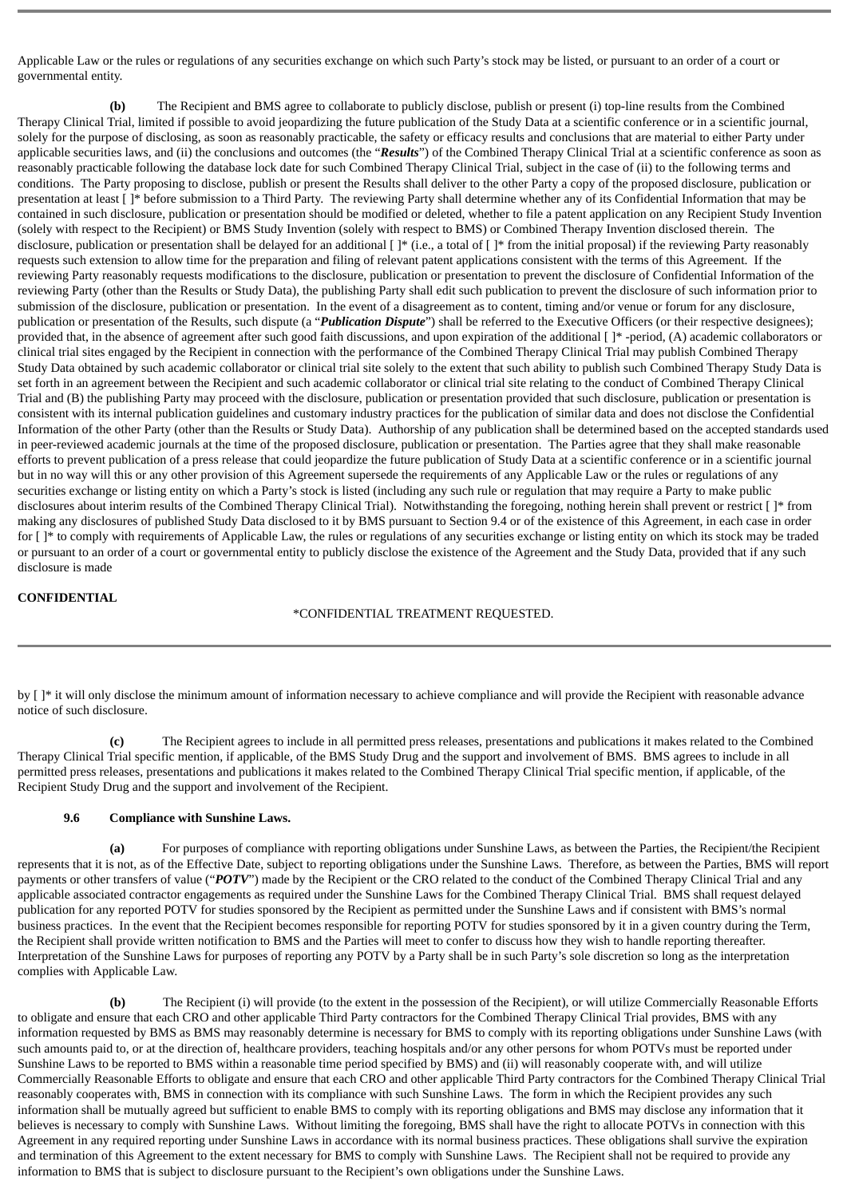Applicable Law or the rules or regulations of any securities exchange on which such Party's stock may be listed, or pursuant to an order of a court or governmental entity.

**(b)** The Recipient and BMS agree to collaborate to publicly disclose, publish or present (i) top-line results from the Combined Therapy Clinical Trial, limited if possible to avoid jeopardizing the future publication of the Study Data at a scientific conference or in a scientific journal, solely for the purpose of disclosing, as soon as reasonably practicable, the safety or efficacy results and conclusions that are material to either Party under applicable securities laws, and (ii) the conclusions and outcomes (the "***Results***") of the Combined Therapy Clinical Trial at a scientific conference as soon as reasonably practicable following the database lock date for such Combined Therapy Clinical Trial, subject in the case of (ii) to the following terms and conditions. The Party proposing to disclose, publish or present the Results shall deliver to the other Party a copy of the proposed disclosure, publication or presentation at least [ ]* before submission to a Third Party. The reviewing Party shall determine whether any of its Confidential Information that may be contained in such disclosure, publication or presentation should be modified or deleted, whether to file a patent application on any Recipient Study Invention (solely with respect to the Recipient) or BMS Study Invention (solely with respect to BMS) or Combined Therapy Invention disclosed therein. The disclosure, publication or presentation shall be delayed for an additional [ ]* (i.e., a total of [ ]* from the initial proposal) if the reviewing Party reasonably requests such extension to allow time for the preparation and filing of relevant patent applications consistent with the terms of this Agreement. If the reviewing Party reasonably requests modifications to the disclosure, publication or presentation to prevent the disclosure of Confidential Information of the reviewing Party (other than the Results or Study Data), the publishing Party shall edit such publication to prevent the disclosure of such information prior to submission of the disclosure, publication or presentation. In the event of a disagreement as to content, timing and/or venue or forum for any disclosure, publication or presentation of the Results, such dispute (a "***Publication Dispute***") shall be referred to the Executive Officers (or their respective designees); provided that, in the absence of agreement after such good faith discussions, and upon expiration of the additional [ ]* -period, (A) academic collaborators or clinical trial sites engaged by the Recipient in connection with the performance of the Combined Therapy Clinical Trial may publish Combined Therapy Study Data obtained by such academic collaborator or clinical trial site solely to the extent that such ability to publish such Combined Therapy Study Data is set forth in an agreement between the Recipient and such academic collaborator or clinical trial site relating to the conduct of Combined Therapy Clinical Trial and (B) the publishing Party may proceed with the disclosure, publication or presentation provided that such disclosure, publication or presentation is consistent with its internal publication guidelines and customary industry practices for the publication of similar data and does not disclose the Confidential Information of the other Party (other than the Results or Study Data). Authorship of any publication shall be determined based on the accepted standards used in peer-reviewed academic journals at the time of the proposed disclosure, publication or presentation. The Parties agree that they shall make reasonable efforts to prevent publication of a press release that could jeopardize the future publication of Study Data at a scientific conference or in a scientific journal but in no way will this or any other provision of this Agreement supersede the requirements of any Applicable Law or the rules or regulations of any securities exchange or listing entity on which a Party's stock is listed (including any such rule or regulation that may require a Party to make public disclosures about interim results of the Combined Therapy Clinical Trial). Notwithstanding the foregoing, nothing herein shall prevent or restrict [ ]* from making any disclosures of published Study Data disclosed to it by BMS pursuant to Section 9.4 or of the existence of this Agreement, in each case in order for [ ]* to comply with requirements of Applicable Law, the rules or regulations of any securities exchange or listing entity on which its stock may be traded or pursuant to an order of a court or governmental entity to publicly disclose the existence of the Agreement and the Study Data, provided that if any such disclosure is made by [ ]* it will only disclose the minimum amount of information necessary to achieve compliance and will provide the Recipient with reasonable advance notice of such disclosure.

**(c)** The Recipient agrees to include in all permitted press releases, presentations and publications it makes related to the Combined Therapy Clinical Trial specific mention, if applicable, of the BMS Study Drug and the support and involvement of BMS. BMS agrees to include in all permitted press releases, presentations and publications it makes related to the Combined Therapy Clinical Trial specific mention, if applicable, of the Recipient Study Drug and the support and involvement of the Recipient.

**9.6 Compliance with Sunshine Laws.**

**(a)** For purposes of compliance with reporting obligations under Sunshine Laws, as between the Parties, the Recipient/the Recipient represents that it is not, as of the Effective Date, subject to reporting obligations under the Sunshine Laws. Therefore, as between the Parties, BMS will report payments or other transfers of value ("***POTV***") made by the Recipient or the CRO related to the conduct of the Combined Therapy Clinical Trial and any applicable associated contractor engagements as required under the Sunshine Laws for the Combined Therapy Clinical Trial. BMS shall request delayed publication for any reported POTV for studies sponsored by the Recipient as permitted under the Sunshine Laws and if consistent with BMS's normal business practices. In the event that the Recipient becomes responsible for reporting POTV for studies sponsored by it in a given country during the Term, the Recipient shall provide written notification to BMS and the Parties will meet to confer to discuss how they wish to handle reporting thereafter. Interpretation of the Sunshine Laws for purposes of reporting any POTV by a Party shall be in such Party's sole discretion so long as the interpretation complies with Applicable Law.

**(b)** The Recipient (i) will provide (to the extent in the possession of the Recipient), or will utilize Commercially Reasonable Efforts to obligate and ensure that each CRO and other applicable Third Party contractors for the Combined Therapy Clinical Trial provides, BMS with any information requested by BMS as BMS may reasonably determine is necessary for BMS to comply with its reporting obligations under Sunshine Laws (with such amounts paid to, or at the direction of, healthcare providers, teaching hospitals and/or any other persons for whom POTVs must be reported under Sunshine Laws to be reported to BMS within a reasonable time period specified by BMS) and (ii) will reasonably cooperate with, and will utilize Commercially Reasonable Efforts to obligate and ensure that each CRO and other applicable Third Party contractors for the Combined Therapy Clinical Trial reasonably cooperates with, BMS in connection with its compliance with such Sunshine Laws. The form in which the Recipient provides any such information shall be mutually agreed but sufficient to enable BMS to comply with its reporting obligations and BMS may disclose any information that it believes is necessary to comply with Sunshine Laws. Without limiting the foregoing, BMS shall have the right to allocate POTVs in connection with this Agreement in any required reporting under Sunshine Laws in accordance with its normal business practices. These obligations shall survive the expiration and termination of this Agreement to the extent necessary for BMS to comply with Sunshine Laws. The Recipient shall not be required to provide any information to BMS that is subject to disclosure pursuant to the Recipient's own obligations under the Sunshine Laws.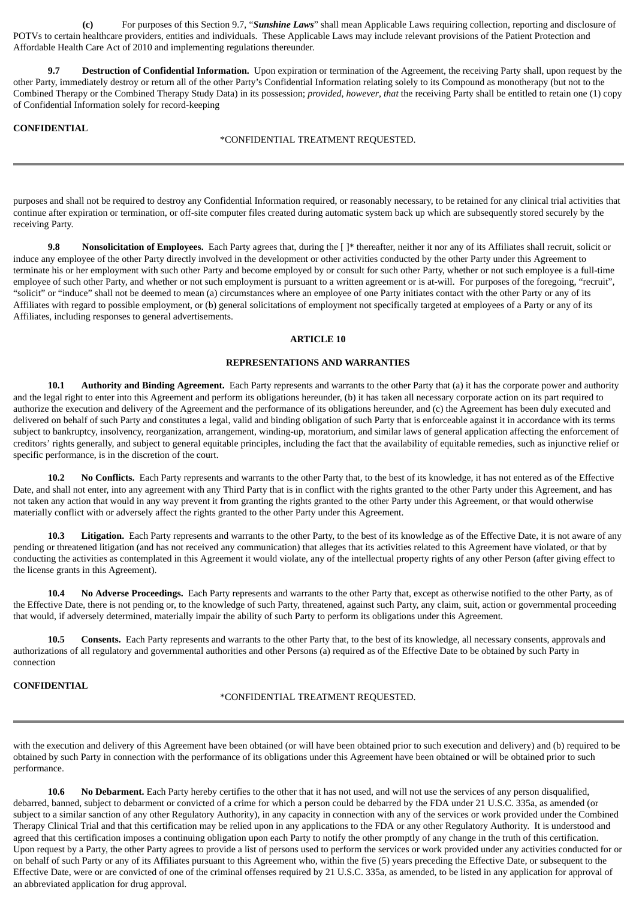**(c)** For purposes of this Section 9.7, "***Sunshine Laws***" shall mean Applicable Laws requiring collection, reporting and disclosure of POTVs to certain healthcare providers, entities and individuals. These Applicable Laws may include relevant provisions of the Patient Protection and Affordable Health Care Act of 2010 and implementing regulations thereunder.

**9.7 Destruction of Confidential Information.** Upon expiration or termination of the Agreement, the receiving Party shall, upon request by the other Party, immediately destroy or return all of the other Party's Confidential Information relating solely to its Compound as monotherapy (but not to the Combined Therapy or the Combined Therapy Study Data) in its possession; *provided*, *however*, *that* the receiving Party shall be entitled to retain one (1) copy of Confidential Information solely for record-keeping purposes and shall not be required to destroy any Confidential Information required, or reasonably necessary, to be retained for any clinical trial activities that continue after expiration or termination, or off-site computer files created during automatic system back up which are subsequently stored securely by the receiving Party.

**9.8 Nonsolicitation of Employees.** Each Party agrees that, during the [ ]* thereafter, neither it nor any of its Affiliates shall recruit, solicit or induce any employee of the other Party directly involved in the development or other activities conducted by the other Party under this Agreement to terminate his or her employment with such other Party and become employed by or consult for such other Party, whether or not such employee is a full-time employee of such other Party, and whether or not such employment is pursuant to a written agreement or is at-will. For purposes of the foregoing, "recruit", "solicit" or "induce" shall not be deemed to mean (a) circumstances where an employee of one Party initiates contact with the other Party or any of its Affiliates with regard to possible employment, or (b) general solicitations of employment not specifically targeted at employees of a Party or any of its Affiliates, including responses to general advertisements.

## ARTICLE 10

## REPRESENTATIONS AND WARRANTIES

**10.1 Authority and Binding Agreement.** Each Party represents and warrants to the other Party that (a) it has the corporate power and authority and the legal right to enter into this Agreement and perform its obligations hereunder, (b) it has taken all necessary corporate action on its part required to authorize the execution and delivery of the Agreement and the performance of its obligations hereunder, and (c) the Agreement has been duly executed and delivered on behalf of such Party and constitutes a legal, valid and binding obligation of such Party that is enforceable against it in accordance with its terms subject to bankruptcy, insolvency, reorganization, arrangement, winding-up, moratorium, and similar laws of general application affecting the enforcement of creditors' rights generally, and subject to general equitable principles, including the fact that the availability of equitable remedies, such as injunctive relief or specific performance, is in the discretion of the court.

**10.2 No Conflicts.** Each Party represents and warrants to the other Party that, to the best of its knowledge, it has not entered as of the Effective Date, and shall not enter, into any agreement with any Third Party that is in conflict with the rights granted to the other Party under this Agreement, and has not taken any action that would in any way prevent it from granting the rights granted to the other Party under this Agreement, or that would otherwise materially conflict with or adversely affect the rights granted to the other Party under this Agreement.

**10.3 Litigation.** Each Party represents and warrants to the other Party, to the best of its knowledge as of the Effective Date, it is not aware of any pending or threatened litigation (and has not received any communication) that alleges that its activities related to this Agreement have violated, or that by conducting the activities as contemplated in this Agreement it would violate, any of the intellectual property rights of any other Person (after giving effect to the license grants in this Agreement).

**10.4 No Adverse Proceedings.** Each Party represents and warrants to the other Party that, except as otherwise notified to the other Party, as of the Effective Date, there is not pending or, to the knowledge of such Party, threatened, against such Party, any claim, suit, action or governmental proceeding that would, if adversely determined, materially impair the ability of such Party to perform its obligations under this Agreement.

**10.5 Consents.** Each Party represents and warrants to the other Party that, to the best of its knowledge, all necessary consents, approvals and authorizations of all regulatory and governmental authorities and other Persons (a) required as of the Effective Date to be obtained by such Party in connection with the execution and delivery of this Agreement have been obtained (or will have been obtained prior to such execution and delivery) and (b) required to be obtained by such Party in connection with the performance of its obligations under this Agreement have been obtained or will be obtained prior to such performance.

**10.6 No Debarment.** Each Party hereby certifies to the other that it has not used, and will not use the services of any person disqualified, debarred, banned, subject to debarment or convicted of a crime for which a person could be debarred by the FDA under 21 U.S.C. 335a, as amended (or subject to a similar sanction of any other Regulatory Authority), in any capacity in connection with any of the services or work provided under the Combined Therapy Clinical Trial and that this certification may be relied upon in any applications to the FDA or any other Regulatory Authority. It is understood and agreed that this certification imposes a continuing obligation upon each Party to notify the other promptly of any change in the truth of this certification. Upon request by a Party, the other Party agrees to provide a list of persons used to perform the services or work provided under any activities conducted for or on behalf of such Party or any of its Affiliates pursuant to this Agreement who, within the five (5) years preceding the Effective Date, or subsequent to the Effective Date, were or are convicted of one of the criminal offenses required by 21 U.S.C. 335a, as amended, to be listed in any application for approval of an abbreviated application for drug approval.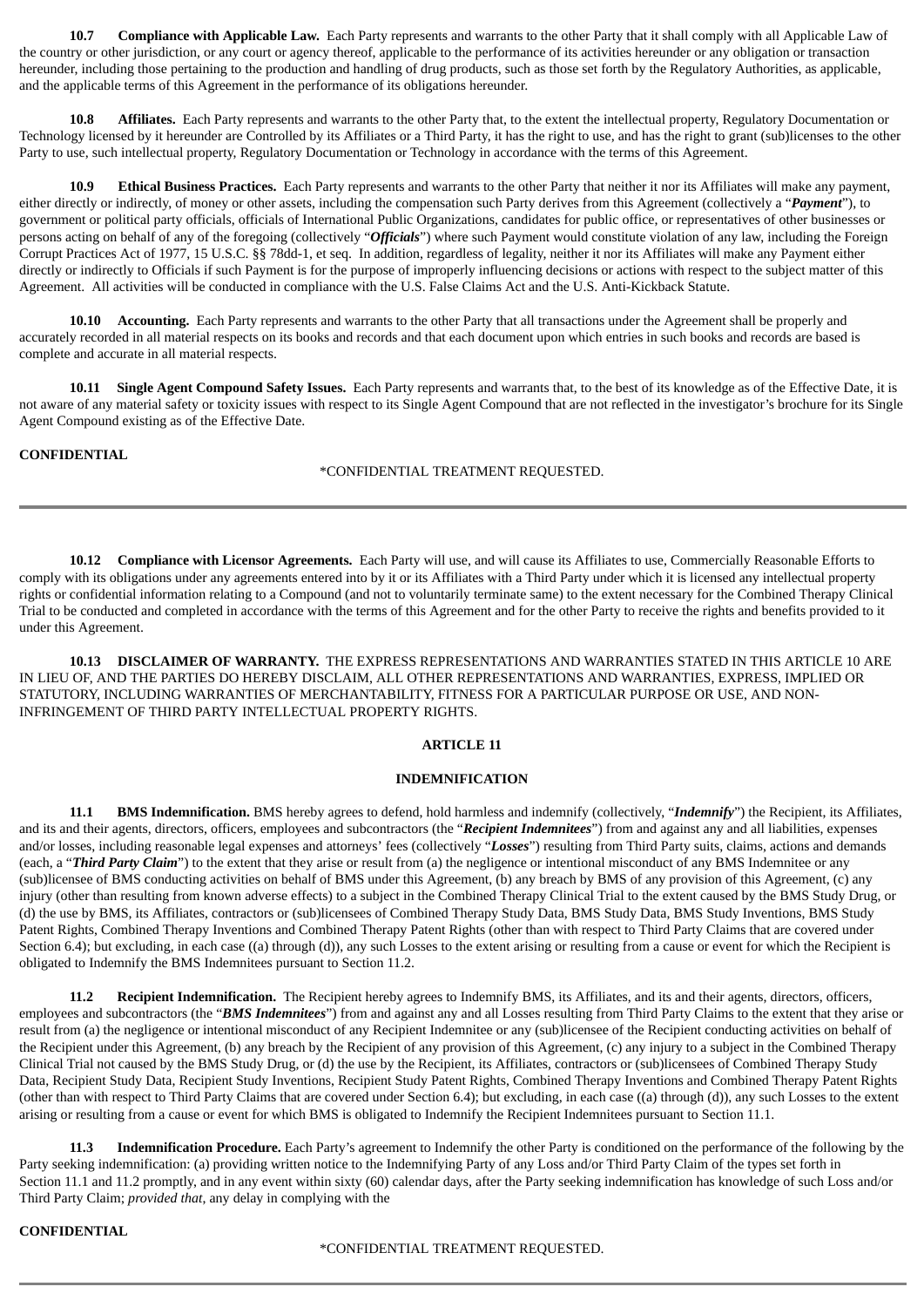**10.7 Compliance with Applicable Law.** Each Party represents and warrants to the other Party that it shall comply with all Applicable Law of the country or other jurisdiction, or any court or agency thereof, applicable to the performance of its activities hereunder or any obligation or transaction hereunder, including those pertaining to the production and handling of drug products, such as those set forth by the Regulatory Authorities, as applicable, and the applicable terms of this Agreement in the performance of its obligations hereunder.

**10.8 Affiliates.** Each Party represents and warrants to the other Party that, to the extent the intellectual property, Regulatory Documentation or Technology licensed by it hereunder are Controlled by its Affiliates or a Third Party, it has the right to use, and has the right to grant (sub)licenses to the other Party to use, such intellectual property, Regulatory Documentation or Technology in accordance with the terms of this Agreement.

**10.9 Ethical Business Practices.** Each Party represents and warrants to the other Party that neither it nor its Affiliates will make any payment, either directly or indirectly, of money or other assets, including the compensation such Party derives from this Agreement (collectively a "***Payment***"), to government or political party officials, officials of International Public Organizations, candidates for public office, or representatives of other businesses or persons acting on behalf of any of the foregoing (collectively "***Officials***") where such Payment would constitute violation of any law, including the Foreign Corrupt Practices Act of 1977, 15 U.S.C. §§ 78dd-1, et seq. In addition, regardless of legality, neither it nor its Affiliates will make any Payment either directly or indirectly to Officials if such Payment is for the purpose of improperly influencing decisions or actions with respect to the subject matter of this Agreement. All activities will be conducted in compliance with the U.S. False Claims Act and the U.S. Anti-Kickback Statute.

**10.10 Accounting.** Each Party represents and warrants to the other Party that all transactions under the Agreement shall be properly and accurately recorded in all material respects on its books and records and that each document upon which entries in such books and records are based is complete and accurate in all material respects.

**10.11 Single Agent Compound Safety Issues.** Each Party represents and warrants that, to the best of its knowledge as of the Effective Date, it is not aware of any material safety or toxicity issues with respect to its Single Agent Compound that are not reflected in the investigator's brochure for its Single Agent Compound existing as of the Effective Date.

**10.12 Compliance with Licensor Agreements.** Each Party will use, and will cause its Affiliates to use, Commercially Reasonable Efforts to comply with its obligations under any agreements entered into by it or its Affiliates with a Third Party under which it is licensed any intellectual property rights or confidential information relating to a Compound (and not to voluntarily terminate same) to the extent necessary for the Combined Therapy Clinical Trial to be conducted and completed in accordance with the terms of this Agreement and for the other Party to receive the rights and benefits provided to it under this Agreement.

**10.13 DISCLAIMER OF WARRANTY.** THE EXPRESS REPRESENTATIONS AND WARRANTIES STATED IN THIS ARTICLE 10 ARE IN LIEU OF, AND THE PARTIES DO HEREBY DISCLAIM, ALL OTHER REPRESENTATIONS AND WARRANTIES, EXPRESS, IMPLIED OR STATUTORY, INCLUDING WARRANTIES OF MERCHANTABILITY, FITNESS FOR A PARTICULAR PURPOSE OR USE, AND NON-INFRINGEMENT OF THIRD PARTY INTELLECTUAL PROPERTY RIGHTS.

## ARTICLE 11

## INDEMNIFICATION

**11.1 BMS Indemnification.** BMS hereby agrees to defend, hold harmless and indemnify (collectively, "***Indemnify***") the Recipient, its Affiliates, and its and their agents, directors, officers, employees and subcontractors (the "***Recipient Indemnitees***") from and against any and all liabilities, expenses and/or losses, including reasonable legal expenses and attorneys' fees (collectively "***Losses***") resulting from Third Party suits, claims, actions and demands (each, a "***Third Party Claim***") to the extent that they arise or result from (a) the negligence or intentional misconduct of any BMS Indemnitee or any (sub)licensee of BMS conducting activities on behalf of BMS under this Agreement, (b) any breach by BMS of any provision of this Agreement, (c) any injury (other than resulting from known adverse effects) to a subject in the Combined Therapy Clinical Trial to the extent caused by the BMS Study Drug, or (d) the use by BMS, its Affiliates, contractors or (sub)licensees of Combined Therapy Study Data, BMS Study Data, BMS Study Inventions, BMS Study Patent Rights, Combined Therapy Inventions and Combined Therapy Patent Rights (other than with respect to Third Party Claims that are covered under Section 6.4); but excluding, in each case ((a) through (d)), any such Losses to the extent arising or resulting from a cause or event for which the Recipient is obligated to Indemnify the BMS Indemnitees pursuant to Section 11.2.

**11.2 Recipient Indemnification.** The Recipient hereby agrees to Indemnify BMS, its Affiliates, and its and their agents, directors, officers, employees and subcontractors (the "***BMS Indemnitees***") from and against any and all Losses resulting from Third Party Claims to the extent that they arise or result from (a) the negligence or intentional misconduct of any Recipient Indemnitee or any (sub)licensee of the Recipient conducting activities on behalf of the Recipient under this Agreement, (b) any breach by the Recipient of any provision of this Agreement, (c) any injury to a subject in the Combined Therapy Clinical Trial not caused by the BMS Study Drug, or (d) the use by the Recipient, its Affiliates, contractors or (sub)licensees of Combined Therapy Study Data, Recipient Study Data, Recipient Study Inventions, Recipient Study Patent Rights, Combined Therapy Inventions and Combined Therapy Patent Rights (other than with respect to Third Party Claims that are covered under Section 6.4); but excluding, in each case ((a) through (d)), any such Losses to the extent arising or resulting from a cause or event for which BMS is obligated to Indemnify the Recipient Indemnitees pursuant to Section 11.1.

**11.3 Indemnification Procedure.** Each Party's agreement to Indemnify the other Party is conditioned on the performance of the following by the Party seeking indemnification: (a) providing written notice to the Indemnifying Party of any Loss and/or Third Party Claim of the types set forth in Section 11.1 and 11.2 promptly, and in any event within sixty (60) calendar days, after the Party seeking indemnification has knowledge of such Loss and/or Third Party Claim; *provided that*, any delay in complying with the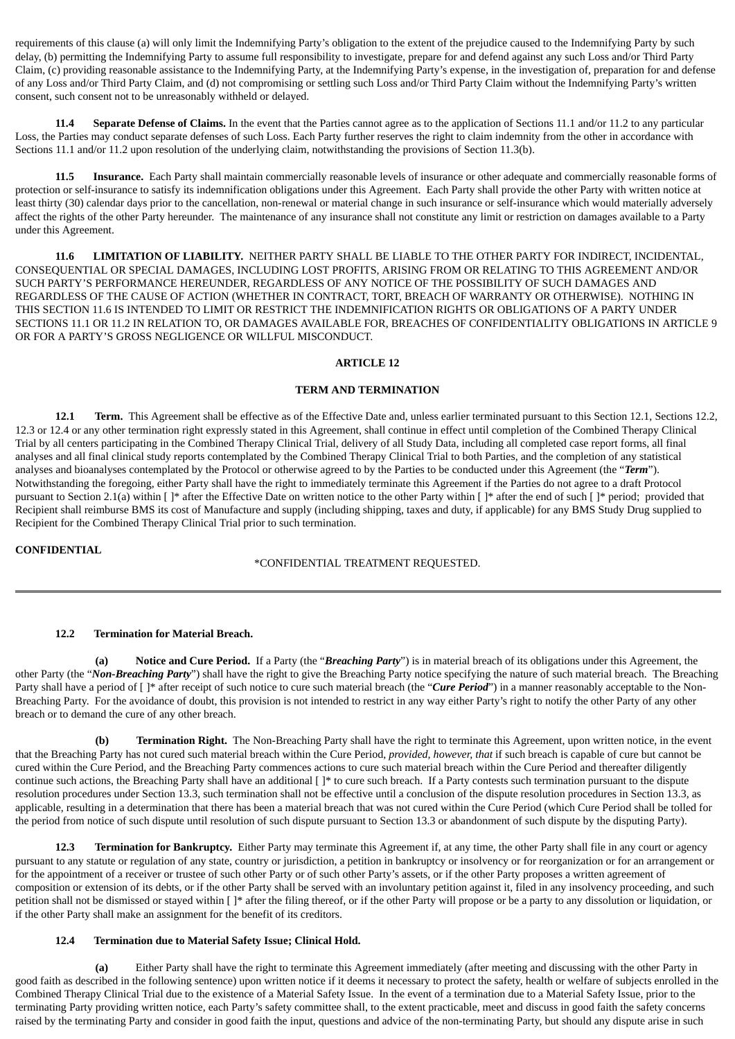requirements of this clause (a) will only limit the Indemnifying Party's obligation to the extent of the prejudice caused to the Indemnifying Party by such delay, (b) permitting the Indemnifying Party to assume full responsibility to investigate, prepare for and defend against any such Loss and/or Third Party Claim, (c) providing reasonable assistance to the Indemnifying Party, at the Indemnifying Party's expense, in the investigation of, preparation for and defense of any Loss and/or Third Party Claim, and (d) not compromising or settling such Loss and/or Third Party Claim without the Indemnifying Party's written consent, such consent not to be unreasonably withheld or delayed.

**11.4 Separate Defense of Claims.** In the event that the Parties cannot agree as to the application of Sections 11.1 and/or 11.2 to any particular Loss, the Parties may conduct separate defenses of such Loss. Each Party further reserves the right to claim indemnity from the other in accordance with Sections 11.1 and/or 11.2 upon resolution of the underlying claim, notwithstanding the provisions of Section 11.3(b).

**11.5 Insurance.** Each Party shall maintain commercially reasonable levels of insurance or other adequate and commercially reasonable forms of protection or self-insurance to satisfy its indemnification obligations under this Agreement. Each Party shall provide the other Party with written notice at least thirty (30) calendar days prior to the cancellation, non-renewal or material change in such insurance or self-insurance which would materially adversely affect the rights of the other Party hereunder. The maintenance of any insurance shall not constitute any limit or restriction on damages available to a Party under this Agreement.

**11.6 LIMITATION OF LIABILITY.** NEITHER PARTY SHALL BE LIABLE TO THE OTHER PARTY FOR INDIRECT, INCIDENTAL, CONSEQUENTIAL OR SPECIAL DAMAGES, INCLUDING LOST PROFITS, ARISING FROM OR RELATING TO THIS AGREEMENT AND/OR SUCH PARTY'S PERFORMANCE HEREUNDER, REGARDLESS OF ANY NOTICE OF THE POSSIBILITY OF SUCH DAMAGES AND REGARDLESS OF THE CAUSE OF ACTION (WHETHER IN CONTRACT, TORT, BREACH OF WARRANTY OR OTHERWISE). NOTHING IN THIS SECTION 11.6 IS INTENDED TO LIMIT OR RESTRICT THE INDEMNIFICATION RIGHTS OR OBLIGATIONS OF A PARTY UNDER SECTIONS 11.1 OR 11.2 IN RELATION TO, OR DAMAGES AVAILABLE FOR, BREACHES OF CONFIDENTIALITY OBLIGATIONS IN ARTICLE 9 OR FOR A PARTY'S GROSS NEGLIGENCE OR WILLFUL MISCONDUCT.

## ARTICLE 12

## TERM AND TERMINATION

**12.1 Term.** This Agreement shall be effective as of the Effective Date and, unless earlier terminated pursuant to this Section 12.1, Sections 12.2, 12.3 or 12.4 or any other termination right expressly stated in this Agreement, shall continue in effect until completion of the Combined Therapy Clinical Trial by all centers participating in the Combined Therapy Clinical Trial, delivery of all Study Data, including all completed case report forms, all final analyses and all final clinical study reports contemplated by the Combined Therapy Clinical Trial to both Parties, and the completion of any statistical analyses and bioanalyses contemplated by the Protocol or otherwise agreed to by the Parties to be conducted under this Agreement (the "***Term***"). Notwithstanding the foregoing, either Party shall have the right to immediately terminate this Agreement if the Parties do not agree to a draft Protocol pursuant to Section 2.1(a) within [ ]* after the Effective Date on written notice to the other Party within [ ]* after the end of such [ ]* period; provided that Recipient shall reimburse BMS its cost of Manufacture and supply (including shipping, taxes and duty, if applicable) for any BMS Study Drug supplied to Recipient for the Combined Therapy Clinical Trial prior to such termination.

**CONFIDENTIAL**

*CONFIDENTIAL TREATMENT REQUESTED.

**12.2 Termination for Material Breach.**

**(a) Notice and Cure Period.** If a Party (the "***Breaching Party***") is in material breach of its obligations under this Agreement, the other Party (the "***Non-Breaching Party***") shall have the right to give the Breaching Party notice specifying the nature of such material breach. The Breaching Party shall have a period of [ ]* after receipt of such notice to cure such material breach (the "***Cure Period***") in a manner reasonably acceptable to the Non-Breaching Party. For the avoidance of doubt, this provision is not intended to restrict in any way either Party's right to notify the other Party of any other breach or to demand the cure of any other breach.

**(b) Termination Right.** The Non-Breaching Party shall have the right to terminate this Agreement, upon written notice, in the event that the Breaching Party has not cured such material breach within the Cure Period, *provided, however, that* if such breach is capable of cure but cannot be cured within the Cure Period, and the Breaching Party commences actions to cure such material breach within the Cure Period and thereafter diligently continue such actions, the Breaching Party shall have an additional [ ]* to cure such breach. If a Party contests such termination pursuant to the dispute resolution procedures under Section 13.3, such termination shall not be effective until a conclusion of the dispute resolution procedures in Section 13.3, as applicable, resulting in a determination that there has been a material breach that was not cured within the Cure Period (which Cure Period shall be tolled for the period from notice of such dispute until resolution of such dispute pursuant to Section 13.3 or abandonment of such dispute by the disputing Party).

**12.3 Termination for Bankruptcy.** Either Party may terminate this Agreement if, at any time, the other Party shall file in any court or agency pursuant to any statute or regulation of any state, country or jurisdiction, a petition in bankruptcy or insolvency or for reorganization or for an arrangement or for the appointment of a receiver or trustee of such other Party or of such other Party's assets, or if the other Party proposes a written agreement of composition or extension of its debts, or if the other Party shall be served with an involuntary petition against it, filed in any insolvency proceeding, and such petition shall not be dismissed or stayed within [ ]* after the filing thereof, or if the other Party will propose or be a party to any dissolution or liquidation, or if the other Party shall make an assignment for the benefit of its creditors.

**12.4 Termination due to Material Safety Issue; Clinical Hold.**

**(a)** Either Party shall have the right to terminate this Agreement immediately (after meeting and discussing with the other Party in good faith as described in the following sentence) upon written notice if it deems it necessary to protect the safety, health or welfare of subjects enrolled in the Combined Therapy Clinical Trial due to the existence of a Material Safety Issue. In the event of a termination due to a Material Safety Issue, prior to the terminating Party providing written notice, each Party's safety committee shall, to the extent practicable, meet and discuss in good faith the safety concerns raised by the terminating Party and consider in good faith the input, questions and advice of the non-terminating Party, but should any dispute arise in such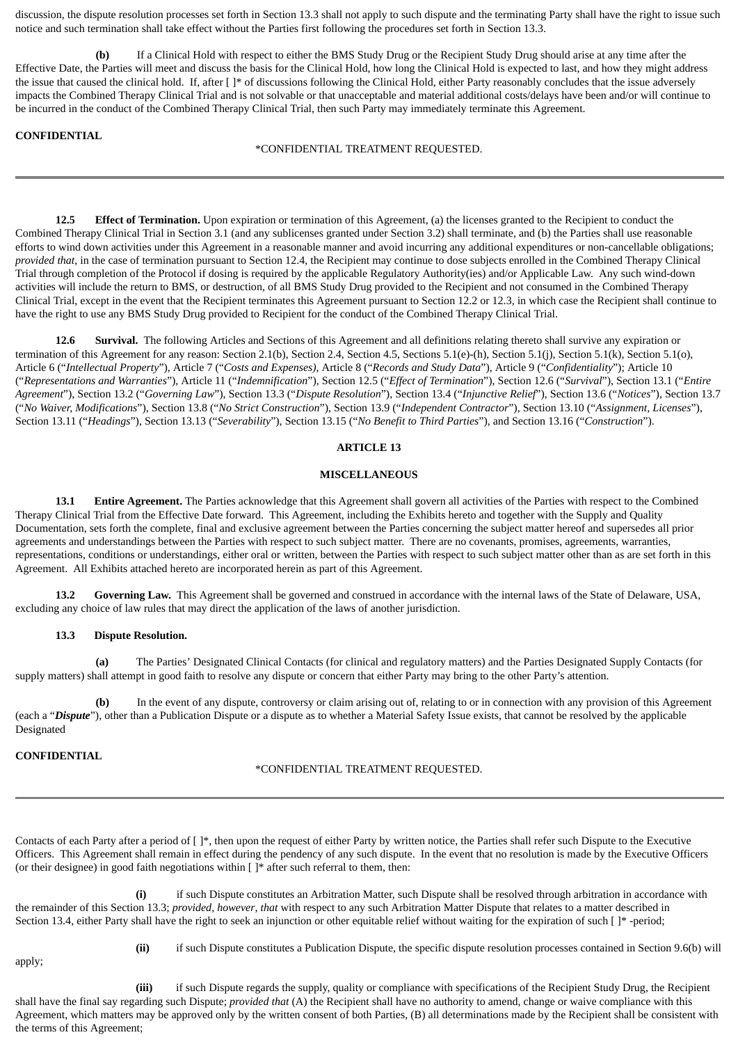discussion, the dispute resolution processes set forth in Section 13.3 shall not apply to such dispute and the terminating Party shall have the right to issue such notice and such termination shall take effect without the Parties first following the procedures set forth in Section 13.3.

**(b)** If a Clinical Hold with respect to either the BMS Study Drug or the Recipient Study Drug should arise at any time after the Effective Date, the Parties will meet and discuss the basis for the Clinical Hold, how long the Clinical Hold is expected to last, and how they might address the issue that caused the clinical hold. If, after [ ]* of discussions following the Clinical Hold, either Party reasonably concludes that the issue adversely impacts the Combined Therapy Clinical Trial and is not solvable or that unacceptable and material additional costs/delays have been and/or will continue to be incurred in the conduct of the Combined Therapy Clinical Trial, then such Party may immediately terminate this Agreement.

**12.5 Effect of Termination.** Upon expiration or termination of this Agreement, (a) the licenses granted to the Recipient to conduct the Combined Therapy Clinical Trial in Section 3.1 (and any sublicenses granted under Section 3.2) shall terminate, and (b) the Parties shall use reasonable efforts to wind down activities under this Agreement in a reasonable manner and avoid incurring any additional expenditures or non-cancellable obligations; *provided that*, in the case of termination pursuant to Section 12.4, the Recipient may continue to dose subjects enrolled in the Combined Therapy Clinical Trial through completion of the Protocol if dosing is required by the applicable Regulatory Authority(ies) and/or Applicable Law. Any such wind-down activities will include the return to BMS, or destruction, of all BMS Study Drug provided to the Recipient and not consumed in the Combined Therapy Clinical Trial, except in the event that the Recipient terminates this Agreement pursuant to Section 12.2 or 12.3, in which case the Recipient shall continue to have the right to use any BMS Study Drug provided to Recipient for the conduct of the Combined Therapy Clinical Trial.

**12.6 Survival.** The following Articles and Sections of this Agreement and all definitions relating thereto shall survive any expiration or termination of this Agreement for any reason: Section 2.1(b), Section 2.4, Section 4.5, Sections 5.1(e)-(h), Section 5.1(j), Section 5.1(k), Section 5.1(o), Article 6 ("*Intellectual Property*"), Article 7 ("*Costs and Expenses),* Article 8 ("*Records and Study Data*"), Article 9 ("*Confidentiality*"); Article 10 ("*Representations and Warranties*"), Article 11 ("*Indemnification*"), Section 12.5 ("*Effect of Termination*"), Section 12.6 ("*Survival*"), Section 13.1 ("*Entire Agreement*"), Section 13.2 ("*Governing Law*"), Section 13.3 ("*Dispute Resolution*"), Section 13.4 ("*Injunctive Relief*"), Section 13.6 ("*Notices*"), Section 13.7 ("*No Waiver, Modifications*"), Section 13.8 ("*No Strict Construction*"), Section 13.9 ("*Independent Contractor*"), Section 13.10 ("*Assignment, Licenses*"), Section 13.11 ("*Headings*"), Section 13.13 ("*Severability*"), Section 13.15 ("*No Benefit to Third Parties*"), and Section 13.16 ("*Construction*").

## ARTICLE 13

## MISCELLANEOUS

**13.1 Entire Agreement.** The Parties acknowledge that this Agreement shall govern all activities of the Parties with respect to the Combined Therapy Clinical Trial from the Effective Date forward. This Agreement, including the Exhibits hereto and together with the Supply and Quality Documentation, sets forth the complete, final and exclusive agreement between the Parties concerning the subject matter hereof and supersedes all prior agreements and understandings between the Parties with respect to such subject matter. There are no covenants, promises, agreements, warranties, representations, conditions or understandings, either oral or written, between the Parties with respect to such subject matter other than as are set forth in this Agreement. All Exhibits attached hereto are incorporated herein as part of this Agreement.

**13.2 Governing Law.** This Agreement shall be governed and construed in accordance with the internal laws of the State of Delaware, USA, excluding any choice of law rules that may direct the application of the laws of another jurisdiction.

**13.3 Dispute Resolution.**

**(a)** The Parties' Designated Clinical Contacts (for clinical and regulatory matters) and the Parties Designated Supply Contacts (for supply matters) shall attempt in good faith to resolve any dispute or concern that either Party may bring to the other Party's attention.

**(b)** In the event of any dispute, controversy or claim arising out of, relating to or in connection with any provision of this Agreement (each a "***Dispute***"), other than a Publication Dispute or a dispute as to whether a Material Safety Issue exists, that cannot be resolved by the applicable Designated Contacts of each Party after a period of [ ]*, then upon the request of either Party by written notice, the Parties shall refer such Dispute to the Executive Officers. This Agreement shall remain in effect during the pendency of any such dispute. In the event that no resolution is made by the Executive Officers (or their designee) in good faith negotiations within [ ]* after such referral to them, then:

**(i)** if such Dispute constitutes an Arbitration Matter, such Dispute shall be resolved through arbitration in accordance with the remainder of this Section 13.3; *provided, however, that* with respect to any such Arbitration Matter Dispute that relates to a matter described in Section 13.4, either Party shall have the right to seek an injunction or other equitable relief without waiting for the expiration of such [ ]* -period;

**(ii)** if such Dispute constitutes a Publication Dispute, the specific dispute resolution processes contained in Section 9.6(b) will apply;

**(iii)** if such Dispute regards the supply, quality or compliance with specifications of the Recipient Study Drug, the Recipient shall have the final say regarding such Dispute; *provided that* (A) the Recipient shall have no authority to amend, change or waive compliance with this Agreement, which matters may be approved only by the written consent of both Parties, (B) all determinations made by the Recipient shall be consistent with the terms of this Agreement;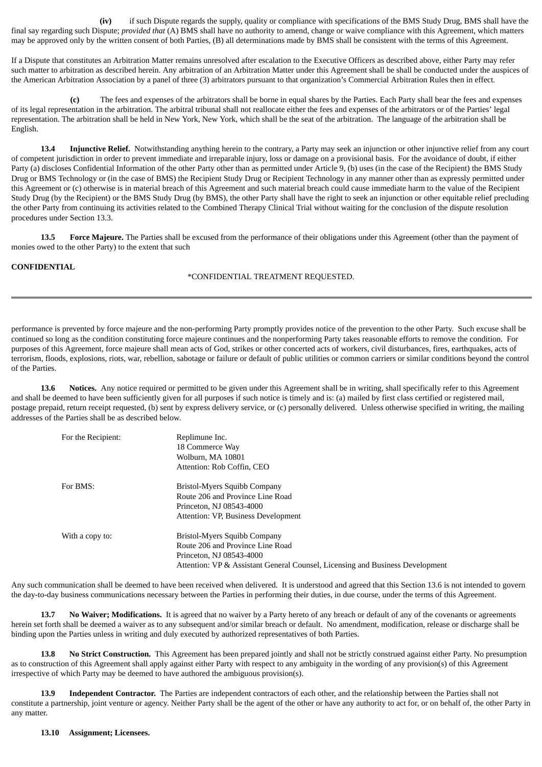(iv) if such Dispute regards the supply, quality or compliance with specifications of the BMS Study Drug, BMS shall have the final say regarding such Dispute; *provided that* (A) BMS shall have no authority to amend, change or waive compliance with this Agreement, which matters may be approved only by the written consent of both Parties, (B) all determinations made by BMS shall be consistent with the terms of this Agreement.

If a Dispute that constitutes an Arbitration Matter remains unresolved after escalation to the Executive Officers as described above, either Party may refer such matter to arbitration as described herein. Any arbitration of an Arbitration Matter under this Agreement shall be shall be conducted under the auspices of the American Arbitration Association by a panel of three (3) arbitrators pursuant to that organization's Commercial Arbitration Rules then in effect.

**(c)** The fees and expenses of the arbitrators shall be borne in equal shares by the Parties. Each Party shall bear the fees and expenses of its legal representation in the arbitration. The arbitral tribunal shall not reallocate either the fees and expenses of the arbitrators or of the Parties' legal representation. The arbitration shall be held in New York, New York, which shall be the seat of the arbitration. The language of the arbitration shall be English.

**13.4 Injunctive Relief.** Notwithstanding anything herein to the contrary, a Party may seek an injunction or other injunctive relief from any court of competent jurisdiction in order to prevent immediate and irreparable injury, loss or damage on a provisional basis. For the avoidance of doubt, if either Party (a) discloses Confidential Information of the other Party other than as permitted under Article 9, (b) uses (in the case of the Recipient) the BMS Study Drug or BMS Technology or (in the case of BMS) the Recipient Study Drug or Recipient Technology in any manner other than as expressly permitted under this Agreement or (c) otherwise is in material breach of this Agreement and such material breach could cause immediate harm to the value of the Recipient Study Drug (by the Recipient) or the BMS Study Drug (by BMS), the other Party shall have the right to seek an injunction or other equitable relief precluding the other Party from continuing its activities related to the Combined Therapy Clinical Trial without waiting for the conclusion of the dispute resolution procedures under Section 13.3.

**13.5 Force Majeure.** The Parties shall be excused from the performance of their obligations under this Agreement (other than the payment of monies owed to the other Party) to the extent that such performance is prevented by force majeure and the non-performing Party promptly provides notice of the prevention to the other Party. Such excuse shall be continued so long as the condition constituting force majeure continues and the nonperforming Party takes reasonable efforts to remove the condition. For purposes of this Agreement, force majeure shall mean acts of God, strikes or other concerted acts of workers, civil disturbances, fires, earthquakes, acts of terrorism, floods, explosions, riots, war, rebellion, sabotage or failure or default of public utilities or common carriers or similar conditions beyond the control of the Parties.

**13.6 Notices.** Any notice required or permitted to be given under this Agreement shall be in writing, shall specifically refer to this Agreement and shall be deemed to have been sufficiently given for all purposes if such notice is timely and is: (a) mailed by first class certified or registered mail, postage prepaid, return receipt requested, (b) sent by express delivery service, or (c) personally delivered. Unless otherwise specified in writing, the mailing addresses of the Parties shall be as described below.

For the Recipient:
Replimune Inc.
18 Commerce Way
Wolburn, MA 10801
Attention: Rob Coffin, CEO

For BMS:
Bristol-Myers Squibb Company
Route 206 and Province Line Road
Princeton, NJ 08543-4000
Attention: VP, Business Development

With a copy to:
Bristol-Myers Squibb Company
Route 206 and Province Line Road
Princeton, NJ 08543-4000
Attention: VP & Assistant General Counsel, Licensing and Business Development

Any such communication shall be deemed to have been received when delivered. It is understood and agreed that this Section 13.6 is not intended to govern the day-to-day business communications necessary between the Parties in performing their duties, in due course, under the terms of this Agreement.

**13.7 No Waiver; Modifications.** It is agreed that no waiver by a Party hereto of any breach or default of any of the covenants or agreements herein set forth shall be deemed a waiver as to any subsequent and/or similar breach or default. No amendment, modification, release or discharge shall be binding upon the Parties unless in writing and duly executed by authorized representatives of both Parties.

**13.8 No Strict Construction.** This Agreement has been prepared jointly and shall not be strictly construed against either Party. No presumption as to construction of this Agreement shall apply against either Party with respect to any ambiguity in the wording of any provision(s) of this Agreement irrespective of which Party may be deemed to have authored the ambiguous provision(s).

**13.9 Independent Contractor.** The Parties are independent contractors of each other, and the relationship between the Parties shall not constitute a partnership, joint venture or agency. Neither Party shall be the agent of the other or have any authority to act for, or on behalf of, the other Party in any matter.

**13.10 Assignment; Licensees.**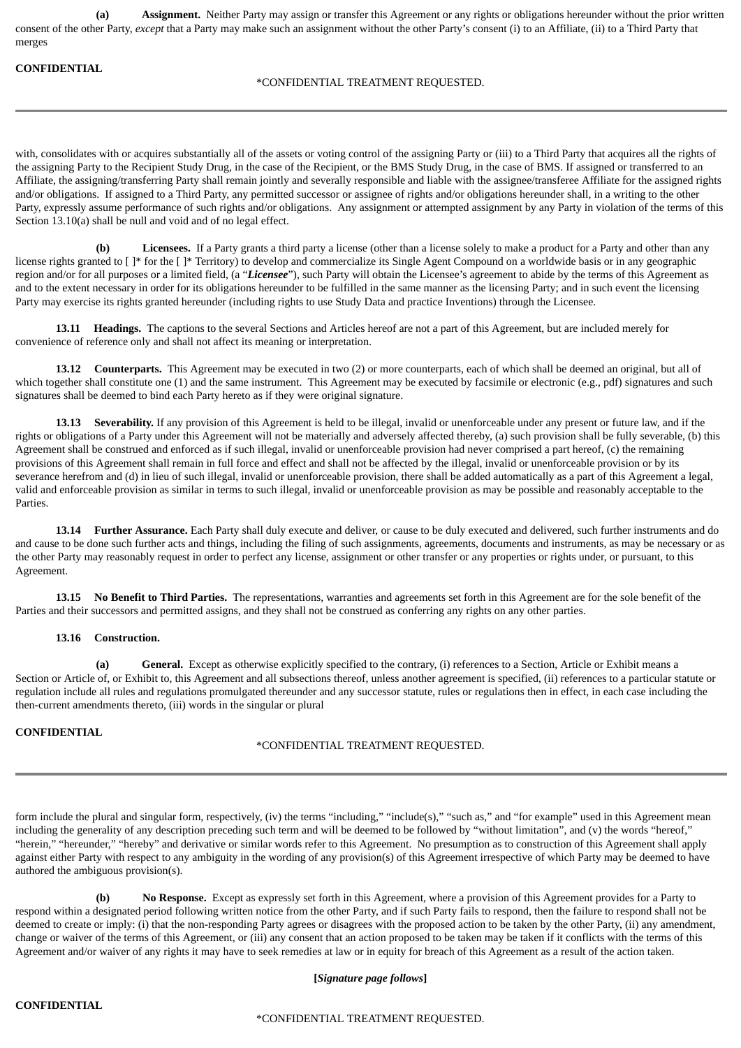**(a)** **Assignment.** Neither Party may assign or transfer this Agreement or any rights or obligations hereunder without the prior written consent of the other Party, *except* that a Party may make such an assignment without the other Party's consent (i) to an Affiliate, (ii) to a Third Party that merges with, consolidates with or acquires substantially all of the assets or voting control of the assigning Party or (iii) to a Third Party that acquires all the rights of the assigning Party to the Recipient Study Drug, in the case of the Recipient, or the BMS Study Drug, in the case of BMS. If assigned or transferred to an Affiliate, the assigning/transferring Party shall remain jointly and severally responsible and liable with the assignee/transferee Affiliate for the assigned rights and/or obligations. If assigned to a Third Party, any permitted successor or assignee of rights and/or obligations hereunder shall, in a writing to the other Party, expressly assume performance of such rights and/or obligations. Any assignment or attempted assignment by any Party in violation of the terms of this Section 13.10(a) shall be null and void and of no legal effect.

**(b)** **Licensees.** If a Party grants a third party a license (other than a license solely to make a product for a Party and other than any license rights granted to [ ]* for the [ ]* Territory) to develop and commercialize its Single Agent Compound on a worldwide basis or in any geographic region and/or for all purposes or a limited field, (a "***Licensee***"), such Party will obtain the Licensee's agreement to abide by the terms of this Agreement as and to the extent necessary in order for its obligations hereunder to be fulfilled in the same manner as the licensing Party; and in such event the licensing Party may exercise its rights granted hereunder (including rights to use Study Data and practice Inventions) through the Licensee.

**13.11 Headings.** The captions to the several Sections and Articles hereof are not a part of this Agreement, but are included merely for convenience of reference only and shall not affect its meaning or interpretation.

**13.12 Counterparts.** This Agreement may be executed in two (2) or more counterparts, each of which shall be deemed an original, but all of which together shall constitute one (1) and the same instrument. This Agreement may be executed by facsimile or electronic (e.g., pdf) signatures and such signatures shall be deemed to bind each Party hereto as if they were original signature.

**13.13 Severability.** If any provision of this Agreement is held to be illegal, invalid or unenforceable under any present or future law, and if the rights or obligations of a Party under this Agreement will not be materially and adversely affected thereby, (a) such provision shall be fully severable, (b) this Agreement shall be construed and enforced as if such illegal, invalid or unenforceable provision had never comprised a part hereof, (c) the remaining provisions of this Agreement shall remain in full force and effect and shall not be affected by the illegal, invalid or unenforceable provision or by its severance herefrom and (d) in lieu of such illegal, invalid or unenforceable provision, there shall be added automatically as a part of this Agreement a legal, valid and enforceable provision as similar in terms to such illegal, invalid or unenforceable provision as may be possible and reasonably acceptable to the Parties.

**13.14 Further Assurance.** Each Party shall duly execute and deliver, or cause to be duly executed and delivered, such further instruments and do and cause to be done such further acts and things, including the filing of such assignments, agreements, documents and instruments, as may be necessary or as the other Party may reasonably request in order to perfect any license, assignment or other transfer or any properties or rights under, or pursuant, to this Agreement.

**13.15 No Benefit to Third Parties.** The representations, warranties and agreements set forth in this Agreement are for the sole benefit of the Parties and their successors and permitted assigns, and they shall not be construed as conferring any rights on any other parties.

**13.16 Construction.**

**(a)** **General.** Except as otherwise explicitly specified to the contrary, (i) references to a Section, Article or Exhibit means a Section or Article of, or Exhibit to, this Agreement and all subsections thereof, unless another agreement is specified, (ii) references to a particular statute or regulation include all rules and regulations promulgated thereunder and any successor statute, rules or regulations then in effect, in each case including the then-current amendments thereto, (iii) words in the singular or plural form include the plural and singular form, respectively, (iv) the terms "including," "include(s)," "such as," and "for example" used in this Agreement mean including the generality of any description preceding such term and will be deemed to be followed by "without limitation", and (v) the words "hereof," "herein," "hereunder," "hereby" and derivative or similar words refer to this Agreement. No presumption as to construction of this Agreement shall apply against either Party with respect to any ambiguity in the wording of any provision(s) of this Agreement irrespective of which Party may be deemed to have authored the ambiguous provision(s).

**(b)** **No Response.** Except as expressly set forth in this Agreement, where a provision of this Agreement provides for a Party to respond within a designated period following written notice from the other Party, and if such Party fails to respond, then the failure to respond shall not be deemed to create or imply: (i) that the non-responding Party agrees or disagrees with the proposed action to be taken by the other Party, (ii) any amendment, change or waiver of the terms of this Agreement, or (iii) any consent that an action proposed to be taken may be taken if it conflicts with the terms of this Agreement and/or waiver of any rights it may have to seek remedies at law or in equity for breach of this Agreement as a result of the action taken.

**[*Signature page follows*]**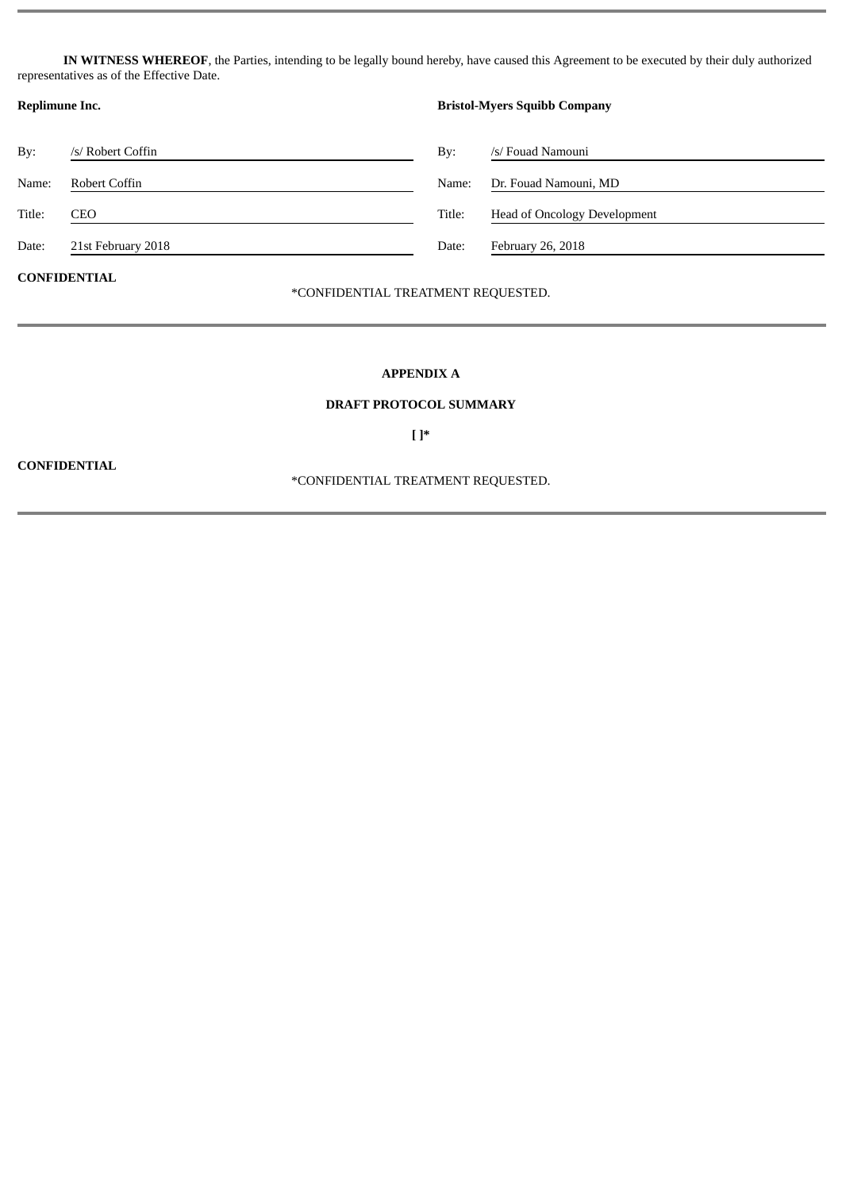**IN WITNESS WHEREOF**, the Parties, intending to be legally bound hereby, have caused this Agreement to be executed by their duly authorized representatives as of the Effective Date.

| **Replimune Inc.** | | **Bristol-Myers Squibb Company** | |
|---|---|---|---|
| By: | /s/ Robert Coffin | By: | /s/ Fouad Namouni |
| Name: | Robert Coffin | Name: | Dr. Fouad Namouni, MD |
| Title: | CEO | Title: | Head of Oncology Development |
| Date: | 21st February 2018 | Date: | February 26, 2018 |

**CONFIDENTIAL**

*CONFIDENTIAL TREATMENT REQUESTED.

---

**APPENDIX A**

**DRAFT PROTOCOL SUMMARY**

**[ ]***

**CONFIDENTIAL**

*CONFIDENTIAL TREATMENT REQUESTED.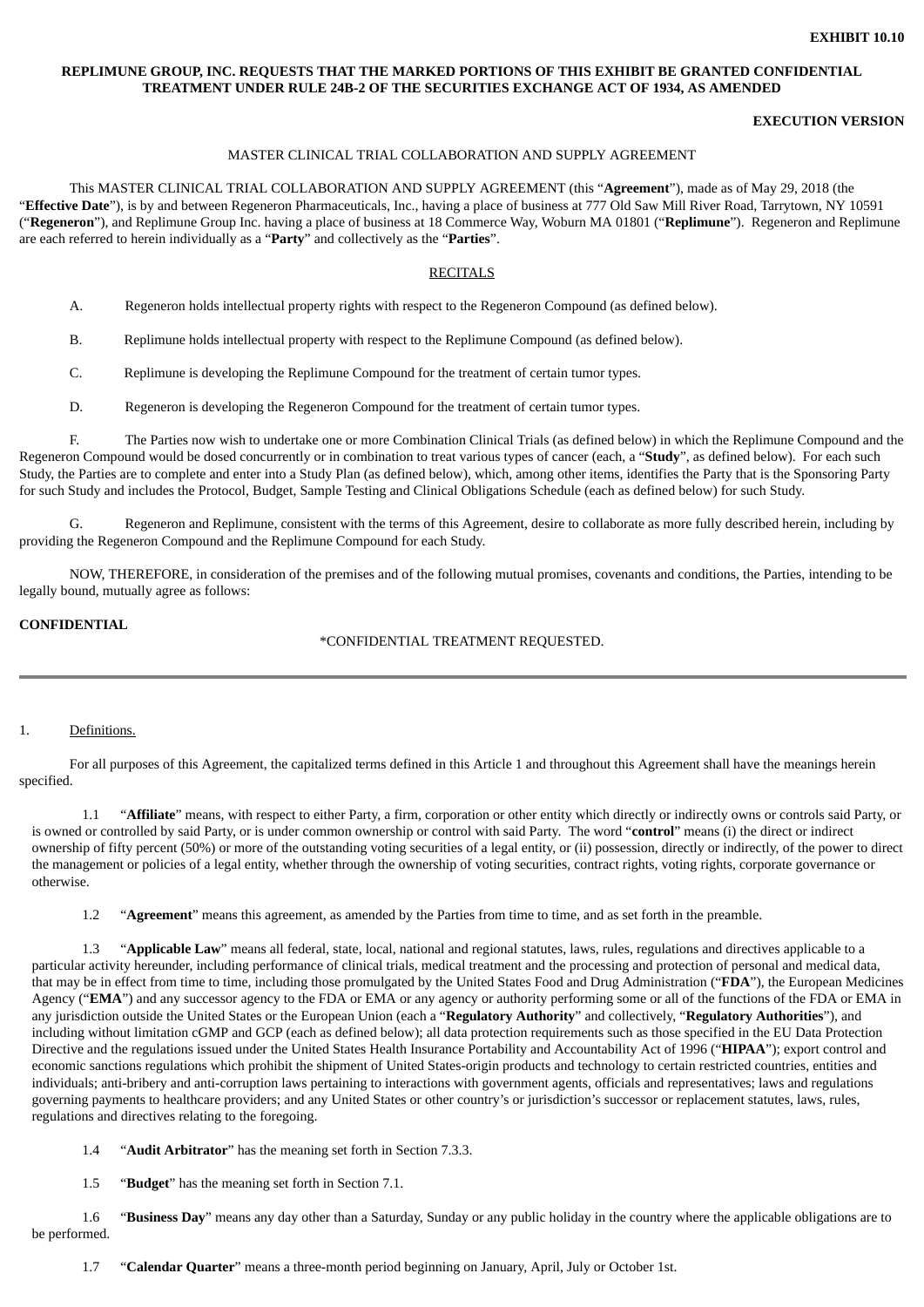**EXHIBIT 10.10**

**REPLIMUNE GROUP, INC. REQUESTS THAT THE MARKED PORTIONS OF THIS EXHIBIT BE GRANTED CONFIDENTIAL TREATMENT UNDER RULE 24B-2 OF THE SECURITIES EXCHANGE ACT OF 1934, AS AMENDED**

**EXECUTION VERSION**

MASTER CLINICAL TRIAL COLLABORATION AND SUPPLY AGREEMENT

This MASTER CLINICAL TRIAL COLLABORATION AND SUPPLY AGREEMENT (this "**Agreement**"), made as of May 29, 2018 (the "**Effective Date**"), is by and between Regeneron Pharmaceuticals, Inc., having a place of business at 777 Old Saw Mill River Road, Tarrytown, NY 10591 ("**Regeneron**"), and Replimune Group Inc. having a place of business at 18 Commerce Way, Woburn MA 01801 ("**Replimune**"). Regeneron and Replimune are each referred to herein individually as a "**Party**" and collectively as the "**Parties**".

RECITALS

A. Regeneron holds intellectual property rights with respect to the Regeneron Compound (as defined below).

B. Replimune holds intellectual property with respect to the Replimune Compound (as defined below).

C. Replimune is developing the Replimune Compound for the treatment of certain tumor types.

D. Regeneron is developing the Regeneron Compound for the treatment of certain tumor types.

F. The Parties now wish to undertake one or more Combination Clinical Trials (as defined below) in which the Replimune Compound and the Regeneron Compound would be dosed concurrently or in combination to treat various types of cancer (each, a "**Study**", as defined below). For each such Study, the Parties are to complete and enter into a Study Plan (as defined below), which, among other items, identifies the Party that is the Sponsoring Party for such Study and includes the Protocol, Budget, Sample Testing and Clinical Obligations Schedule (each as defined below) for such Study.

G. Regeneron and Replimune, consistent with the terms of this Agreement, desire to collaborate as more fully described herein, including by providing the Regeneron Compound and the Replimune Compound for each Study.

NOW, THEREFORE, in consideration of the premises and of the following mutual promises, covenants and conditions, the Parties, intending to be legally bound, mutually agree as follows:

**CONFIDENTIAL**

*CONFIDENTIAL TREATMENT REQUESTED.

1. Definitions.

For all purposes of this Agreement, the capitalized terms defined in this Article 1 and throughout this Agreement shall have the meanings herein specified.

1.1 "**Affiliate**" means, with respect to either Party, a firm, corporation or other entity which directly or indirectly owns or controls said Party, or is owned or controlled by said Party, or is under common ownership or control with said Party. The word "**control**" means (i) the direct or indirect ownership of fifty percent (50%) or more of the outstanding voting securities of a legal entity, or (ii) possession, directly or indirectly, of the power to direct the management or policies of a legal entity, whether through the ownership of voting securities, contract rights, voting rights, corporate governance or otherwise.

1.2 "**Agreement**" means this agreement, as amended by the Parties from time to time, and as set forth in the preamble.

1.3 "**Applicable Law**" means all federal, state, local, national and regional statutes, laws, rules, regulations and directives applicable to a particular activity hereunder, including performance of clinical trials, medical treatment and the processing and protection of personal and medical data, that may be in effect from time to time, including those promulgated by the United States Food and Drug Administration ("**FDA**"), the European Medicines Agency ("**EMA**") and any successor agency to the FDA or EMA or any agency or authority performing some or all of the functions of the FDA or EMA in any jurisdiction outside the United States or the European Union (each a "**Regulatory Authority**" and collectively, "**Regulatory Authorities**"), and including without limitation cGMP and GCP (each as defined below); all data protection requirements such as those specified in the EU Data Protection Directive and the regulations issued under the United States Health Insurance Portability and Accountability Act of 1996 ("**HIPAA**"); export control and economic sanctions regulations which prohibit the shipment of United States-origin products and technology to certain restricted countries, entities and individuals; anti-bribery and anti-corruption laws pertaining to interactions with government agents, officials and representatives; laws and regulations governing payments to healthcare providers; and any United States or other country's or jurisdiction's successor or replacement statutes, laws, rules, regulations and directives relating to the foregoing.

1.4 "**Audit Arbitrator**" has the meaning set forth in Section 7.3.3.

1.5 "**Budget**" has the meaning set forth in Section 7.1.

1.6 "**Business Day**" means any day other than a Saturday, Sunday or any public holiday in the country where the applicable obligations are to be performed.

1.7 "**Calendar Quarter**" means a three-month period beginning on January, April, July or October 1st.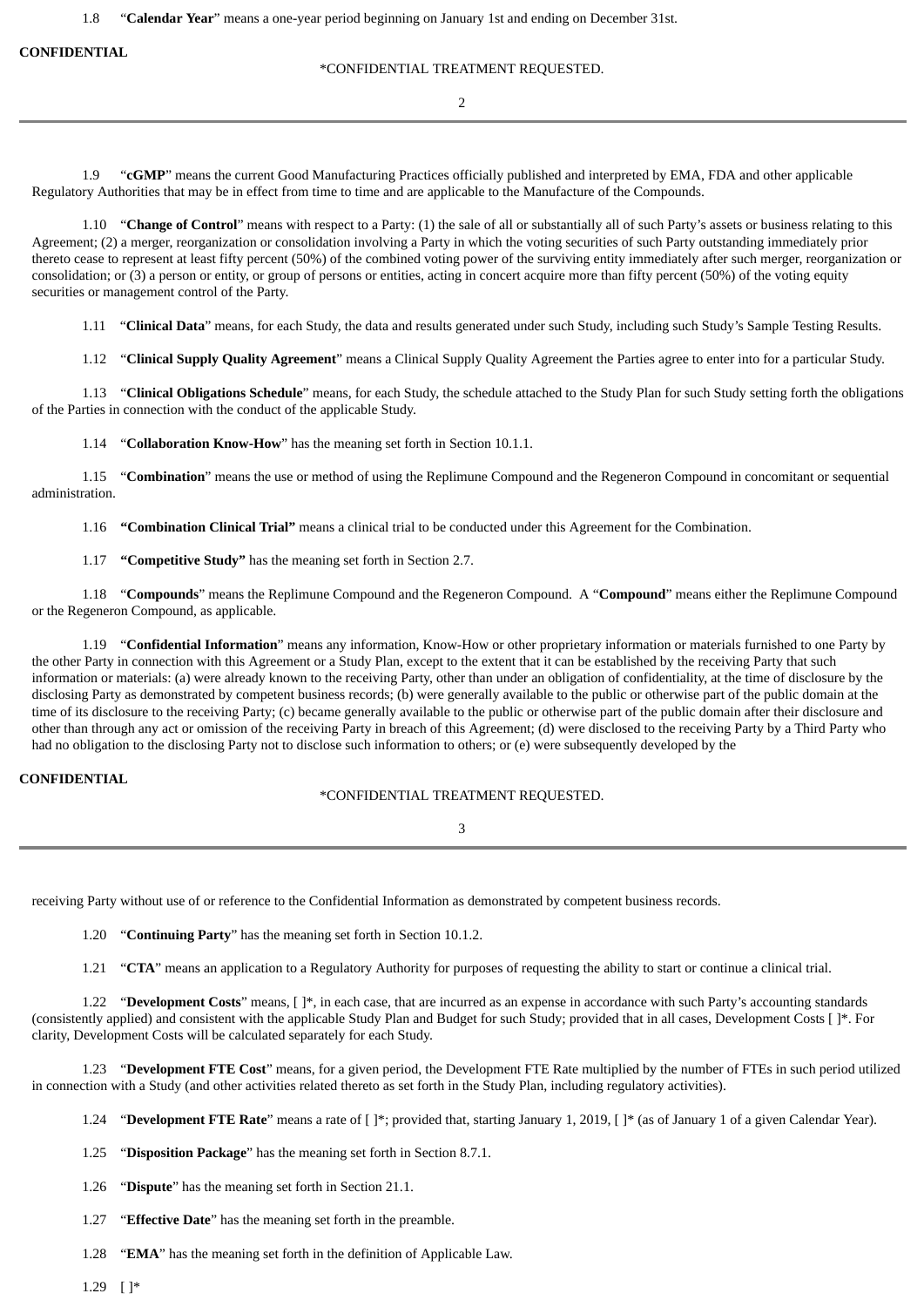1.8 "**Calendar Year**" means a one-year period beginning on January 1st and ending on December 31st.

1.9 "**cGMP**" means the current Good Manufacturing Practices officially published and interpreted by EMA, FDA and other applicable Regulatory Authorities that may be in effect from time to time and are applicable to the Manufacture of the Compounds.

1.10 "**Change of Control**" means with respect to a Party: (1) the sale of all or substantially all of such Party's assets or business relating to this Agreement; (2) a merger, reorganization or consolidation involving a Party in which the voting securities of such Party outstanding immediately prior thereto cease to represent at least fifty percent (50%) of the combined voting power of the surviving entity immediately after such merger, reorganization or consolidation; or (3) a person or entity, or group of persons or entities, acting in concert acquire more than fifty percent (50%) of the voting equity securities or management control of the Party.

1.11 "**Clinical Data**" means, for each Study, the data and results generated under such Study, including such Study's Sample Testing Results.

1.12 "**Clinical Supply Quality Agreement**" means a Clinical Supply Quality Agreement the Parties agree to enter into for a particular Study.

1.13 "**Clinical Obligations Schedule**" means, for each Study, the schedule attached to the Study Plan for such Study setting forth the obligations of the Parties in connection with the conduct of the applicable Study.

1.14 "**Collaboration Know-How**" has the meaning set forth in Section 10.1.1.

1.15 "**Combination**" means the use or method of using the Replimune Compound and the Regeneron Compound in concomitant or sequential administration.

1.16 **"Combination Clinical Trial"** means a clinical trial to be conducted under this Agreement for the Combination.

1.17 **"Competitive Study"** has the meaning set forth in Section 2.7.

1.18 "**Compounds**" means the Replimune Compound and the Regeneron Compound. A "**Compound**" means either the Replimune Compound or the Regeneron Compound, as applicable.

1.19 "**Confidential Information**" means any information, Know-How or other proprietary information or materials furnished to one Party by the other Party in connection with this Agreement or a Study Plan, except to the extent that it can be established by the receiving Party that such information or materials: (a) were already known to the receiving Party, other than under an obligation of confidentiality, at the time of disclosure by the disclosing Party as demonstrated by competent business records; (b) were generally available to the public or otherwise part of the public domain at the time of its disclosure to the receiving Party; (c) became generally available to the public or otherwise part of the public domain after their disclosure and other than through any act or omission of the receiving Party in breach of this Agreement; (d) were disclosed to the receiving Party by a Third Party who had no obligation to the disclosing Party not to disclose such information to others; or (e) were subsequently developed by the receiving Party without use of or reference to the Confidential Information as demonstrated by competent business records.

1.20 "**Continuing Party**" has the meaning set forth in Section 10.1.2.

1.21 "**CTA**" means an application to a Regulatory Authority for purposes of requesting the ability to start or continue a clinical trial.

1.22 "**Development Costs**" means, [ ]*, in each case, that are incurred as an expense in accordance with such Party's accounting standards (consistently applied) and consistent with the applicable Study Plan and Budget for such Study; provided that in all cases, Development Costs [ ]*. For clarity, Development Costs will be calculated separately for each Study.

1.23 "**Development FTE Cost**" means, for a given period, the Development FTE Rate multiplied by the number of FTEs in such period utilized in connection with a Study (and other activities related thereto as set forth in the Study Plan, including regulatory activities).

1.24 "**Development FTE Rate**" means a rate of [ ]*; provided that, starting January 1, 2019, [ ]* (as of January 1 of a given Calendar Year).

1.25 "**Disposition Package**" has the meaning set forth in Section 8.7.1.

1.26 "**Dispute**" has the meaning set forth in Section 21.1.

1.27 "**Effective Date**" has the meaning set forth in the preamble.

1.28 "**EMA**" has the meaning set forth in the definition of Applicable Law.

1.29 [ ]*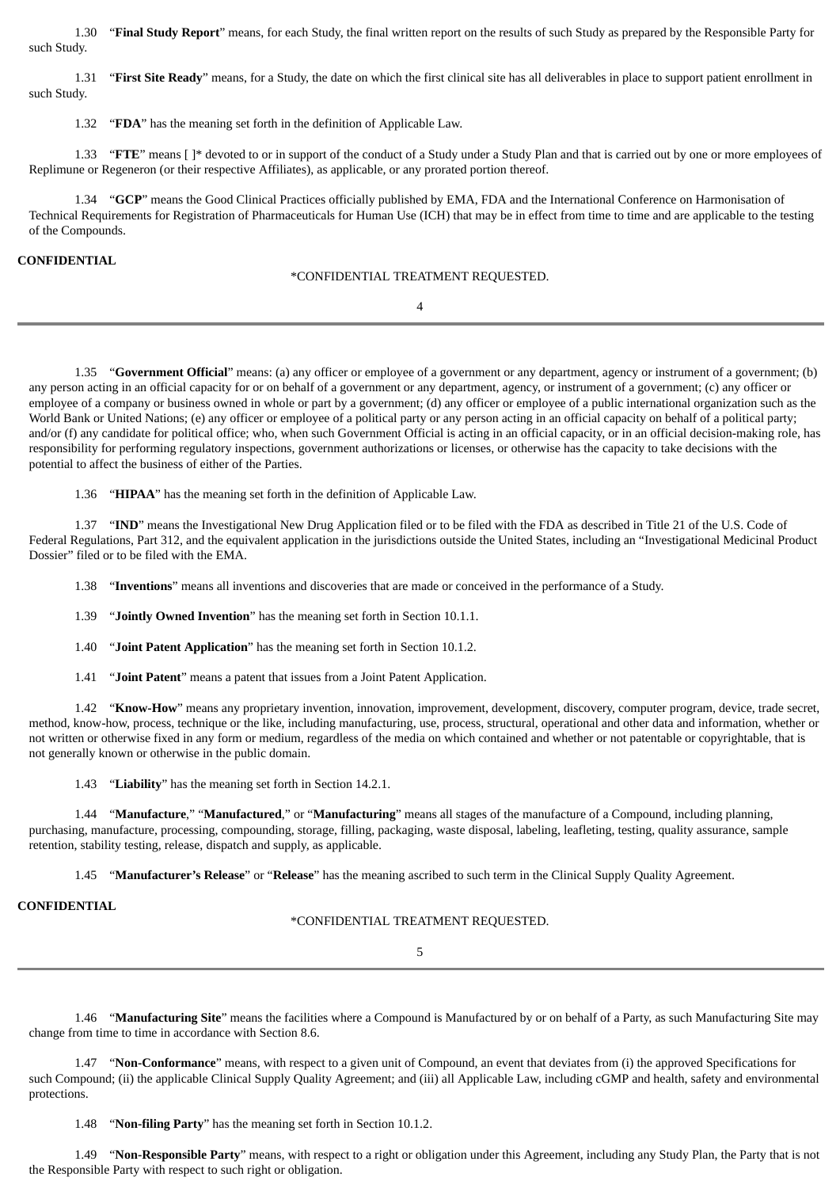1.30 "**Final Study Report**" means, for each Study, the final written report on the results of such Study as prepared by the Responsible Party for such Study.

1.31 "**First Site Ready**" means, for a Study, the date on which the first clinical site has all deliverables in place to support patient enrollment in such Study.

1.32 "**FDA**" has the meaning set forth in the definition of Applicable Law.

1.33 "**FTE**" means [ ]* devoted to or in support of the conduct of a Study under a Study Plan and that is carried out by one or more employees of Replimune or Regeneron (or their respective Affiliates), as applicable, or any prorated portion thereof.

1.34 "**GCP**" means the Good Clinical Practices officially published by EMA, FDA and the International Conference on Harmonisation of Technical Requirements for Registration of Pharmaceuticals for Human Use (ICH) that may be in effect from time to time and are applicable to the testing of the Compounds.

1.35 "**Government Official**" means: (a) any officer or employee of a government or any department, agency or instrument of a government; (b) any person acting in an official capacity for or on behalf of a government or any department, agency, or instrument of a government; (c) any officer or employee of a company or business owned in whole or part by a government; (d) any officer or employee of a public international organization such as the World Bank or United Nations; (e) any officer or employee of a political party or any person acting in an official capacity on behalf of a political party; and/or (f) any candidate for political office; who, when such Government Official is acting in an official capacity, or in an official decision-making role, has responsibility for performing regulatory inspections, government authorizations or licenses, or otherwise has the capacity to take decisions with the potential to affect the business of either of the Parties.

1.36 "**HIPAA**" has the meaning set forth in the definition of Applicable Law.

1.37 "**IND**" means the Investigational New Drug Application filed or to be filed with the FDA as described in Title 21 of the U.S. Code of Federal Regulations, Part 312, and the equivalent application in the jurisdictions outside the United States, including an "Investigational Medicinal Product Dossier" filed or to be filed with the EMA.

1.38 "**Inventions**" means all inventions and discoveries that are made or conceived in the performance of a Study.

1.39 "**Jointly Owned Invention**" has the meaning set forth in Section 10.1.1.

1.40 "**Joint Patent Application**" has the meaning set forth in Section 10.1.2.

1.41 "**Joint Patent**" means a patent that issues from a Joint Patent Application.

1.42 "**Know-How**" means any proprietary invention, innovation, improvement, development, discovery, computer program, device, trade secret, method, know-how, process, technique or the like, including manufacturing, use, process, structural, operational and other data and information, whether or not written or otherwise fixed in any form or medium, regardless of the media on which contained and whether or not patentable or copyrightable, that is not generally known or otherwise in the public domain.

1.43 "**Liability**" has the meaning set forth in Section 14.2.1.

1.44 "**Manufacture**," "**Manufactured**," or "**Manufacturing**" means all stages of the manufacture of a Compound, including planning, purchasing, manufacture, processing, compounding, storage, filling, packaging, waste disposal, labeling, leafleting, testing, quality assurance, sample retention, stability testing, release, dispatch and supply, as applicable.

1.45 "**Manufacturer's Release**" or "**Release**" has the meaning ascribed to such term in the Clinical Supply Quality Agreement.

1.46 "**Manufacturing Site**" means the facilities where a Compound is Manufactured by or on behalf of a Party, as such Manufacturing Site may change from time to time in accordance with Section 8.6.

1.47 "**Non-Conformance**" means, with respect to a given unit of Compound, an event that deviates from (i) the approved Specifications for such Compound; (ii) the applicable Clinical Supply Quality Agreement; and (iii) all Applicable Law, including cGMP and health, safety and environmental protections.

1.48 "**Non-filing Party**" has the meaning set forth in Section 10.1.2.

1.49 "**Non-Responsible Party**" means, with respect to a right or obligation under this Agreement, including any Study Plan, the Party that is not the Responsible Party with respect to such right or obligation.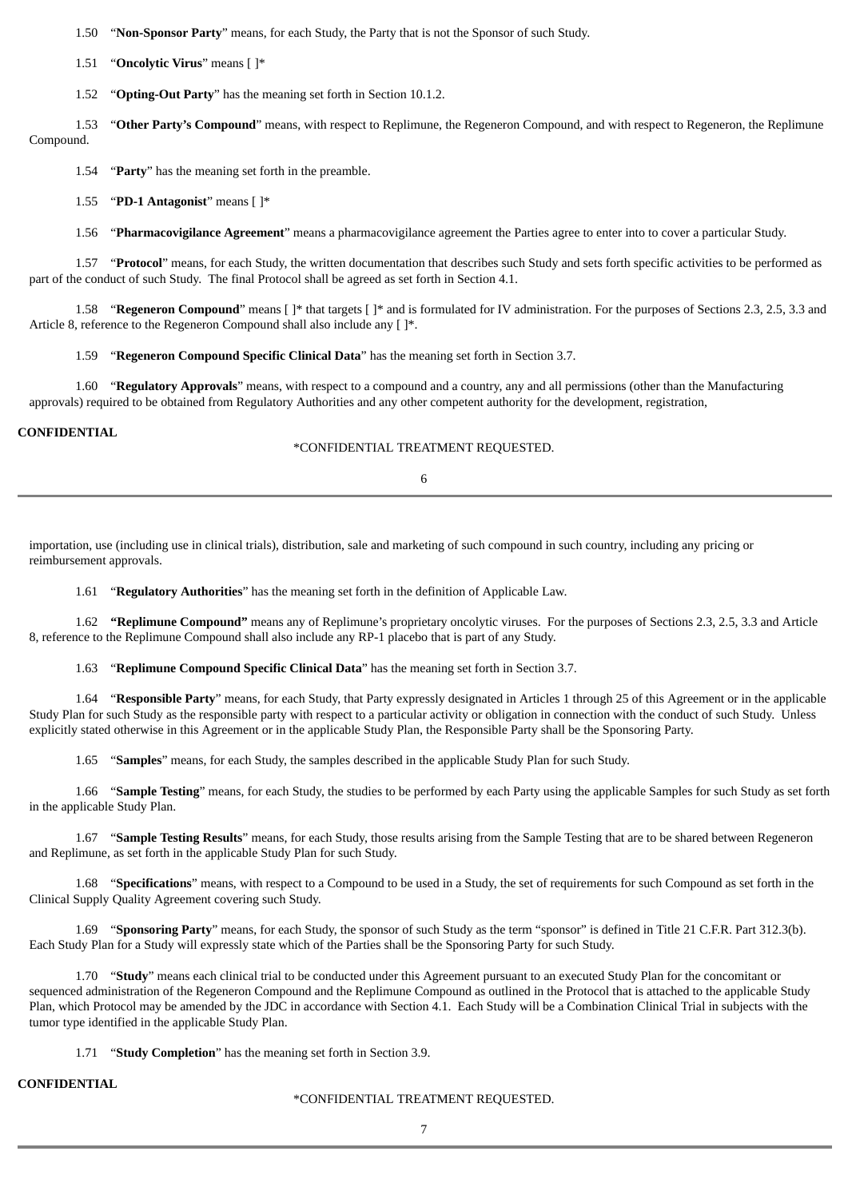1.50 "**Non-Sponsor Party**" means, for each Study, the Party that is not the Sponsor of such Study.

1.51 "**Oncolytic Virus**" means [ ]*

1.52 "**Opting-Out Party**" has the meaning set forth in Section 10.1.2.

1.53 "**Other Party's Compound**" means, with respect to Replimune, the Regeneron Compound, and with respect to Regeneron, the Replimune Compound.

1.54 "**Party**" has the meaning set forth in the preamble.

1.55 "**PD-1 Antagonist**" means [ ]*

1.56 "**Pharmacovigilance Agreement**" means a pharmacovigilance agreement the Parties agree to enter into to cover a particular Study.

1.57 "**Protocol**" means, for each Study, the written documentation that describes such Study and sets forth specific activities to be performed as part of the conduct of such Study. The final Protocol shall be agreed as set forth in Section 4.1.

1.58 "**Regeneron Compound**" means [ ]* that targets [ ]* and is formulated for IV administration. For the purposes of Sections 2.3, 2.5, 3.3 and Article 8, reference to the Regeneron Compound shall also include any [ ]*.

1.59 "**Regeneron Compound Specific Clinical Data**" has the meaning set forth in Section 3.7.

1.60 "**Regulatory Approvals**" means, with respect to a compound and a country, any and all permissions (other than the Manufacturing approvals) required to be obtained from Regulatory Authorities and any other competent authority for the development, registration, importation, use (including use in clinical trials), distribution, sale and marketing of such compound in such country, including any pricing or reimbursement approvals.

1.61 "**Regulatory Authorities**" has the meaning set forth in the definition of Applicable Law.

1.62 **"Replimune Compound"** means any of Replimune's proprietary oncolytic viruses. For the purposes of Sections 2.3, 2.5, 3.3 and Article 8, reference to the Replimune Compound shall also include any RP-1 placebo that is part of any Study.

1.63 "**Replimune Compound Specific Clinical Data**" has the meaning set forth in Section 3.7.

1.64 "**Responsible Party**" means, for each Study, that Party expressly designated in Articles 1 through 25 of this Agreement or in the applicable Study Plan for such Study as the responsible party with respect to a particular activity or obligation in connection with the conduct of such Study. Unless explicitly stated otherwise in this Agreement or in the applicable Study Plan, the Responsible Party shall be the Sponsoring Party.

1.65 "**Samples**" means, for each Study, the samples described in the applicable Study Plan for such Study.

1.66 "**Sample Testing**" means, for each Study, the studies to be performed by each Party using the applicable Samples for such Study as set forth in the applicable Study Plan.

1.67 "**Sample Testing Results**" means, for each Study, those results arising from the Sample Testing that are to be shared between Regeneron and Replimune, as set forth in the applicable Study Plan for such Study.

1.68 "**Specifications**" means, with respect to a Compound to be used in a Study, the set of requirements for such Compound as set forth in the Clinical Supply Quality Agreement covering such Study.

1.69 "**Sponsoring Party**" means, for each Study, the sponsor of such Study as the term "sponsor" is defined in Title 21 C.F.R. Part 312.3(b). Each Study Plan for a Study will expressly state which of the Parties shall be the Sponsoring Party for such Study.

1.70 "**Study**" means each clinical trial to be conducted under this Agreement pursuant to an executed Study Plan for the concomitant or sequenced administration of the Regeneron Compound and the Replimune Compound as outlined in the Protocol that is attached to the applicable Study Plan, which Protocol may be amended by the JDC in accordance with Section 4.1. Each Study will be a Combination Clinical Trial in subjects with the tumor type identified in the applicable Study Plan.

1.71 "**Study Completion**" has the meaning set forth in Section 3.9.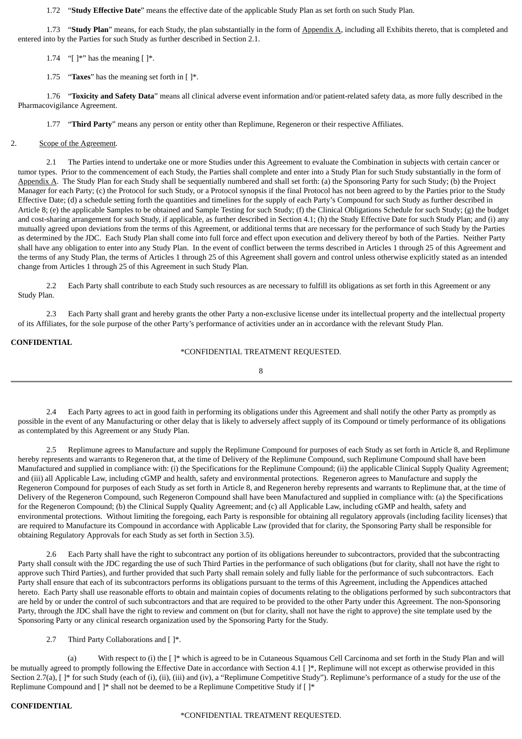1.72 "**Study Effective Date**" means the effective date of the applicable Study Plan as set forth on such Study Plan.

1.73 "**Study Plan**" means, for each Study, the plan substantially in the form of Appendix A, including all Exhibits thereto, that is completed and entered into by the Parties for such Study as further described in Section 2.1.

1.74 "[ ]*" has the meaning [ ]*.

1.75 "**Taxes**" has the meaning set forth in [ ]*.

1.76 "**Toxicity and Safety Data**" means all clinical adverse event information and/or patient-related safety data, as more fully described in the Pharmacovigilance Agreement.

1.77 "**Third Party**" means any person or entity other than Replimune, Regeneron or their respective Affiliates.

2. Scope of the Agreement.

2.1 The Parties intend to undertake one or more Studies under this Agreement to evaluate the Combination in subjects with certain cancer or tumor types. Prior to the commencement of each Study, the Parties shall complete and enter into a Study Plan for such Study substantially in the form of Appendix A. The Study Plan for each Study shall be sequentially numbered and shall set forth: (a) the Sponsoring Party for such Study; (b) the Project Manager for each Party; (c) the Protocol for such Study, or a Protocol synopsis if the final Protocol has not been agreed to by the Parties prior to the Study Effective Date; (d) a schedule setting forth the quantities and timelines for the supply of each Party's Compound for such Study as further described in Article 8; (e) the applicable Samples to be obtained and Sample Testing for such Study; (f) the Clinical Obligations Schedule for such Study; (g) the budget and cost-sharing arrangement for such Study, if applicable, as further described in Section 4.1; (h) the Study Effective Date for such Study Plan; and (i) any mutually agreed upon deviations from the terms of this Agreement, or additional terms that are necessary for the performance of such Study by the Parties as determined by the JDC. Each Study Plan shall come into full force and effect upon execution and delivery thereof by both of the Parties. Neither Party shall have any obligation to enter into any Study Plan. In the event of conflict between the terms described in Articles 1 through 25 of this Agreement and the terms of any Study Plan, the terms of Articles 1 through 25 of this Agreement shall govern and control unless otherwise explicitly stated as an intended change from Articles 1 through 25 of this Agreement in such Study Plan.

2.2 Each Party shall contribute to each Study such resources as are necessary to fulfill its obligations as set forth in this Agreement or any Study Plan.

2.3 Each Party shall grant and hereby grants the other Party a non-exclusive license under its intellectual property and the intellectual property of its Affiliates, for the sole purpose of the other Party's performance of activities under an in accordance with the relevant Study Plan.

2.4 Each Party agrees to act in good faith in performing its obligations under this Agreement and shall notify the other Party as promptly as possible in the event of any Manufacturing or other delay that is likely to adversely affect supply of its Compound or timely performance of its obligations as contemplated by this Agreement or any Study Plan.

2.5 Replimune agrees to Manufacture and supply the Replimune Compound for purposes of each Study as set forth in Article 8, and Replimune hereby represents and warrants to Regeneron that, at the time of Delivery of the Replimune Compound, such Replimune Compound shall have been Manufactured and supplied in compliance with: (i) the Specifications for the Replimune Compound; (ii) the applicable Clinical Supply Quality Agreement; and (iii) all Applicable Law, including cGMP and health, safety and environmental protections. Regeneron agrees to Manufacture and supply the Regeneron Compound for purposes of each Study as set forth in Article 8, and Regeneron hereby represents and warrants to Replimune that, at the time of Delivery of the Regeneron Compound, such Regeneron Compound shall have been Manufactured and supplied in compliance with: (a) the Specifications for the Regeneron Compound; (b) the Clinical Supply Quality Agreement; and (c) all Applicable Law, including cGMP and health, safety and environmental protections. Without limiting the foregoing, each Party is responsible for obtaining all regulatory approvals (including facility licenses) that are required to Manufacture its Compound in accordance with Applicable Law (provided that for clarity, the Sponsoring Party shall be responsible for obtaining Regulatory Approvals for each Study as set forth in Section 3.5).

2.6 Each Party shall have the right to subcontract any portion of its obligations hereunder to subcontractors, provided that the subcontracting Party shall consult with the JDC regarding the use of such Third Parties in the performance of such obligations (but for clarity, shall not have the right to approve such Third Parties), and further provided that such Party shall remain solely and fully liable for the performance of such subcontractors. Each Party shall ensure that each of its subcontractors performs its obligations pursuant to the terms of this Agreement, including the Appendices attached hereto. Each Party shall use reasonable efforts to obtain and maintain copies of documents relating to the obligations performed by such subcontractors that are held by or under the control of such subcontractors and that are required to be provided to the other Party under this Agreement. The non-Sponsoring Party, through the JDC shall have the right to review and comment on (but for clarity, shall not have the right to approve) the site template used by the Sponsoring Party or any clinical research organization used by the Sponsoring Party for the Study.

2.7 Third Party Collaborations and [ ]*.

(a) With respect to (i) the [ ]* which is agreed to be in Cutaneous Squamous Cell Carcinoma and set forth in the Study Plan and will be mutually agreed to promptly following the Effective Date in accordance with Section 4.1 [ ]*, Replimune will not except as otherwise provided in this Section 2.7(a), [ ]* for such Study (each of (i), (ii), (iii) and (iv), a "Replimune Competitive Study"). Replimune's performance of a study for the use of the Replimune Compound and [ ]* shall not be deemed to be a Replimune Competitive Study if [ ]*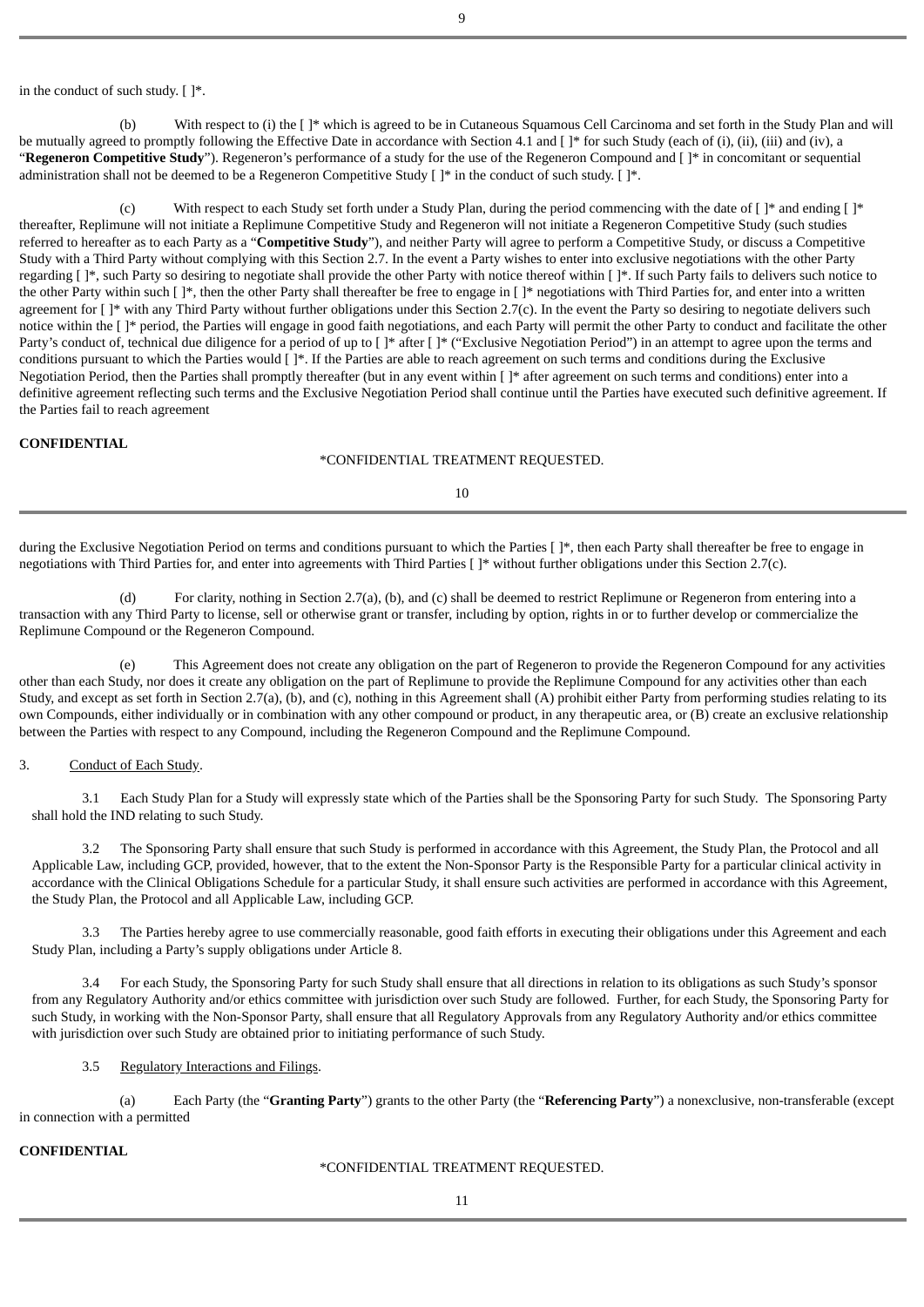in the conduct of such study. [ ]*.

(b) With respect to (i) the [ ]* which is agreed to be in Cutaneous Squamous Cell Carcinoma and set forth in the Study Plan and will be mutually agreed to promptly following the Effective Date in accordance with Section 4.1 and [ ]* for such Study (each of (i), (ii), (iii) and (iv), a "**Regeneron Competitive Study**"). Regeneron's performance of a study for the use of the Regeneron Compound and [ ]* in concomitant or sequential administration shall not be deemed to be a Regeneron Competitive Study [ ]* in the conduct of such study. [ ]*.

(c) With respect to each Study set forth under a Study Plan, during the period commencing with the date of [ ]* and ending [ ]* thereafter, Replimune will not initiate a Replimune Competitive Study and Regeneron will not initiate a Regeneron Competitive Study (such studies referred to hereafter as to each Party as a "**Competitive Study**"), and neither Party will agree to perform a Competitive Study, or discuss a Competitive Study with a Third Party without complying with this Section 2.7. In the event a Party wishes to enter into exclusive negotiations with the other Party regarding [ ]*, such Party so desiring to negotiate shall provide the other Party with notice thereof within [ ]*. If such Party fails to delivers such notice to the other Party within such [ ]*, then the other Party shall thereafter be free to engage in [ ]* negotiations with Third Parties for, and enter into a written agreement for [ ]* with any Third Party without further obligations under this Section 2.7(c). In the event the Party so desiring to negotiate delivers such notice within the [ ]* period, the Parties will engage in good faith negotiations, and each Party will permit the other Party to conduct and facilitate the other Party's conduct of, technical due diligence for a period of up to [ ]* after [ ]* ("Exclusive Negotiation Period") in an attempt to agree upon the terms and conditions pursuant to which the Parties would [ ]*. If the Parties are able to reach agreement on such terms and conditions during the Exclusive Negotiation Period, then the Parties shall promptly thereafter (but in any event within [ ]* after agreement on such terms and conditions) enter into a definitive agreement reflecting such terms and the Exclusive Negotiation Period shall continue until the Parties have executed such definitive agreement. If the Parties fail to reach agreement during the Exclusive Negotiation Period on terms and conditions pursuant to which the Parties [ ]*, then each Party shall thereafter be free to engage in negotiations with Third Parties for, and enter into agreements with Third Parties [ ]* without further obligations under this Section 2.7(c).

(d) For clarity, nothing in Section 2.7(a), (b), and (c) shall be deemed to restrict Replimune or Regeneron from entering into a transaction with any Third Party to license, sell or otherwise grant or transfer, including by option, rights in or to further develop or commercialize the Replimune Compound or the Regeneron Compound.

(e) This Agreement does not create any obligation on the part of Regeneron to provide the Regeneron Compound for any activities other than each Study, nor does it create any obligation on the part of Replimune to provide the Replimune Compound for any activities other than each Study, and except as set forth in Section 2.7(a), (b), and (c), nothing in this Agreement shall (A) prohibit either Party from performing studies relating to its own Compounds, either individually or in combination with any other compound or product, in any therapeutic area, or (B) create an exclusive relationship between the Parties with respect to any Compound, including the Regeneron Compound and the Replimune Compound.

3. Conduct of Each Study.

3.1 Each Study Plan for a Study will expressly state which of the Parties shall be the Sponsoring Party for such Study. The Sponsoring Party shall hold the IND relating to such Study.

3.2 The Sponsoring Party shall ensure that such Study is performed in accordance with this Agreement, the Study Plan, the Protocol and all Applicable Law, including GCP, provided, however, that to the extent the Non-Sponsor Party is the Responsible Party for a particular clinical activity in accordance with the Clinical Obligations Schedule for a particular Study, it shall ensure such activities are performed in accordance with this Agreement, the Study Plan, the Protocol and all Applicable Law, including GCP.

3.3 The Parties hereby agree to use commercially reasonable, good faith efforts in executing their obligations under this Agreement and each Study Plan, including a Party's supply obligations under Article 8.

3.4 For each Study, the Sponsoring Party for such Study shall ensure that all directions in relation to its obligations as such Study's sponsor from any Regulatory Authority and/or ethics committee with jurisdiction over such Study are followed. Further, for each Study, the Sponsoring Party for such Study, in working with the Non-Sponsor Party, shall ensure that all Regulatory Approvals from any Regulatory Authority and/or ethics committee with jurisdiction over such Study are obtained prior to initiating performance of such Study.

3.5 Regulatory Interactions and Filings.

(a) Each Party (the "**Granting Party**") grants to the other Party (the "**Referencing Party**") a nonexclusive, non-transferable (except in connection with a permitted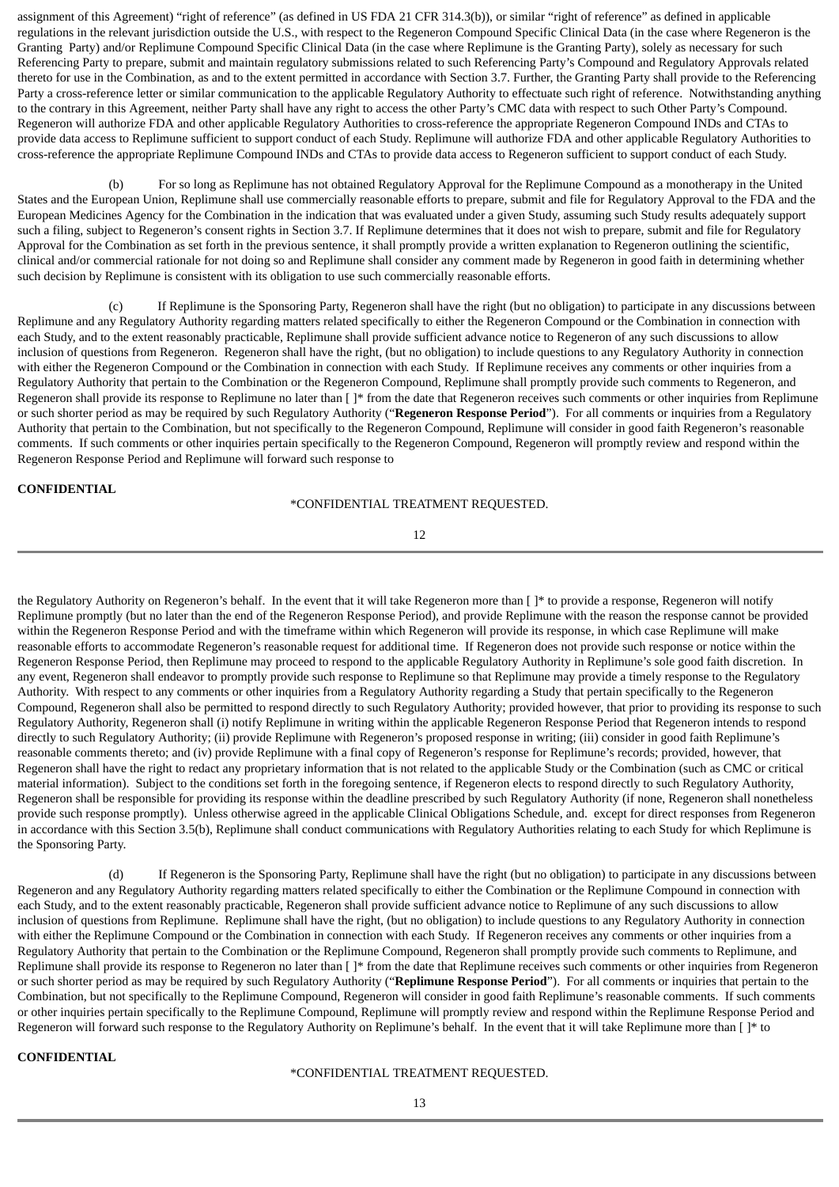assignment of this Agreement) "right of reference" (as defined in US FDA 21 CFR 314.3(b)), or similar "right of reference" as defined in applicable regulations in the relevant jurisdiction outside the U.S., with respect to the Regeneron Compound Specific Clinical Data (in the case where Regeneron is the Granting Party) and/or Replimune Compound Specific Clinical Data (in the case where Replimune is the Granting Party), solely as necessary for such Referencing Party to prepare, submit and maintain regulatory submissions related to such Referencing Party's Compound and Regulatory Approvals related thereto for use in the Combination, as and to the extent permitted in accordance with Section 3.7. Further, the Granting Party shall provide to the Referencing Party a cross-reference letter or similar communication to the applicable Regulatory Authority to effectuate such right of reference. Notwithstanding anything to the contrary in this Agreement, neither Party shall have any right to access the other Party's CMC data with respect to such Other Party's Compound. Regeneron will authorize FDA and other applicable Regulatory Authorities to cross-reference the appropriate Regeneron Compound INDs and CTAs to provide data access to Replimune sufficient to support conduct of each Study. Replimune will authorize FDA and other applicable Regulatory Authorities to cross-reference the appropriate Replimune Compound INDs and CTAs to provide data access to Regeneron sufficient to support conduct of each Study.

(b) For so long as Replimune has not obtained Regulatory Approval for the Replimune Compound as a monotherapy in the United States and the European Union, Replimune shall use commercially reasonable efforts to prepare, submit and file for Regulatory Approval to the FDA and the European Medicines Agency for the Combination in the indication that was evaluated under a given Study, assuming such Study results adequately support such a filing, subject to Regeneron's consent rights in Section 3.7. If Replimune determines that it does not wish to prepare, submit and file for Regulatory Approval for the Combination as set forth in the previous sentence, it shall promptly provide a written explanation to Regeneron outlining the scientific, clinical and/or commercial rationale for not doing so and Replimune shall consider any comment made by Regeneron in good faith in determining whether such decision by Replimune is consistent with its obligation to use such commercially reasonable efforts.

(c) If Replimune is the Sponsoring Party, Regeneron shall have the right (but no obligation) to participate in any discussions between Replimune and any Regulatory Authority regarding matters related specifically to either the Regeneron Compound or the Combination in connection with each Study, and to the extent reasonably practicable, Replimune shall provide sufficient advance notice to Regeneron of any such discussions to allow inclusion of questions from Regeneron. Regeneron shall have the right, (but no obligation) to include questions to any Regulatory Authority in connection with either the Regeneron Compound or the Combination in connection with each Study. If Replimune receives any comments or other inquiries from a Regulatory Authority that pertain to the Combination or the Regeneron Compound, Replimune shall promptly provide such comments to Regeneron, and Regeneron shall provide its response to Replimune no later than [ ]* from the date that Regeneron receives such comments or other inquiries from Replimune or such shorter period as may be required by such Regulatory Authority ("**Regeneron Response Period**"). For all comments or inquiries from a Regulatory Authority that pertain to the Combination, but not specifically to the Regeneron Compound, Replimune will consider in good faith Regeneron's reasonable comments. If such comments or other inquiries pertain specifically to the Regeneron Compound, Regeneron will promptly review and respond within the Regeneron Response Period and Replimune will forward such response to the Regulatory Authority on Regeneron's behalf. In the event that it will take Regeneron more than [ ]* to provide a response, Regeneron will notify Replimune promptly (but no later than the end of the Regeneron Response Period), and provide Replimune with the reason the response cannot be provided within the Regeneron Response Period and with the timeframe within which Regeneron will provide its response, in which case Replimune will make reasonable efforts to accommodate Regeneron's reasonable request for additional time. If Regeneron does not provide such response or notice within the Regeneron Response Period, then Replimune may proceed to respond to the applicable Regulatory Authority in Replimune's sole good faith discretion. In any event, Regeneron shall endeavor to promptly provide such response to Replimune so that Replimune may provide a timely response to the Regulatory Authority. With respect to any comments or other inquiries from a Regulatory Authority regarding a Study that pertain specifically to the Regeneron Compound, Regeneron shall also be permitted to respond directly to such Regulatory Authority; provided however, that prior to providing its response to such Regulatory Authority, Regeneron shall (i) notify Replimune in writing within the applicable Regeneron Response Period that Regeneron intends to respond directly to such Regulatory Authority; (ii) provide Replimune with Regeneron's proposed response in writing; (iii) consider in good faith Replimune's reasonable comments thereto; and (iv) provide Replimune with a final copy of Regeneron's response for Replimune's records; provided, however, that Regeneron shall have the right to redact any proprietary information that is not related to the applicable Study or the Combination (such as CMC or critical material information). Subject to the conditions set forth in the foregoing sentence, if Regeneron elects to respond directly to such Regulatory Authority, Regeneron shall be responsible for providing its response within the deadline prescribed by such Regulatory Authority (if none, Regeneron shall nonetheless provide such response promptly). Unless otherwise agreed in the applicable Clinical Obligations Schedule, and. except for direct responses from Regeneron in accordance with this Section 3.5(b), Replimune shall conduct communications with Regulatory Authorities relating to each Study for which Replimune is the Sponsoring Party.

(d) If Regeneron is the Sponsoring Party, Replimune shall have the right (but no obligation) to participate in any discussions between Regeneron and any Regulatory Authority regarding matters related specifically to either the Combination or the Replimune Compound in connection with each Study, and to the extent reasonably practicable, Regeneron shall provide sufficient advance notice to Replimune of any such discussions to allow inclusion of questions from Replimune. Replimune shall have the right, (but no obligation) to include questions to any Regulatory Authority in connection with either the Replimune Compound or the Combination in connection with each Study. If Regeneron receives any comments or other inquiries from a Regulatory Authority that pertain to the Combination or the Replimune Compound, Regeneron shall promptly provide such comments to Replimune, and Replimune shall provide its response to Regeneron no later than [ ]* from the date that Replimune receives such comments or other inquiries from Regeneron or such shorter period as may be required by such Regulatory Authority ("**Replimune Response Period**"). For all comments or inquiries that pertain to the Combination, but not specifically to the Replimune Compound, Regeneron will consider in good faith Replimune's reasonable comments. If such comments or other inquiries pertain specifically to the Replimune Compound, Replimune will promptly review and respond within the Replimune Response Period and Regeneron will forward such response to the Regulatory Authority on Replimune's behalf. In the event that it will take Replimune more than [ ]* to

**CONFIDENTIAL**

*CONFIDENTIAL TREATMENT REQUESTED.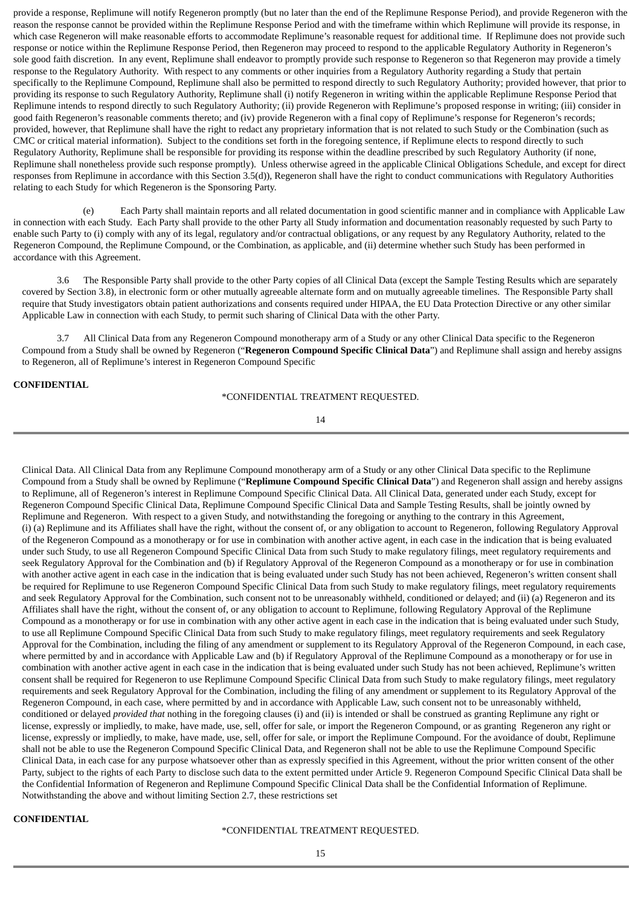provide a response, Replimune will notify Regeneron promptly (but no later than the end of the Replimune Response Period), and provide Regeneron with the reason the response cannot be provided within the Replimune Response Period and with the timeframe within which Replimune will provide its response, in which case Regeneron will make reasonable efforts to accommodate Replimune's reasonable request for additional time. If Replimune does not provide such response or notice within the Replimune Response Period, then Regeneron may proceed to respond to the applicable Regulatory Authority in Regeneron's sole good faith discretion. In any event, Replimune shall endeavor to promptly provide such response to Regeneron so that Regeneron may provide a timely response to the Regulatory Authority. With respect to any comments or other inquiries from a Regulatory Authority regarding a Study that pertain specifically to the Replimune Compound, Replimune shall also be permitted to respond directly to such Regulatory Authority; provided however, that prior to providing its response to such Regulatory Authority, Replimune shall (i) notify Regeneron in writing within the applicable Replimune Response Period that Replimune intends to respond directly to such Regulatory Authority; (ii) provide Regeneron with Replimune's proposed response in writing; (iii) consider in good faith Regeneron's reasonable comments thereto; and (iv) provide Regeneron with a final copy of Replimune's response for Regeneron's records; provided, however, that Replimune shall have the right to redact any proprietary information that is not related to such Study or the Combination (such as CMC or critical material information). Subject to the conditions set forth in the foregoing sentence, if Replimune elects to respond directly to such Regulatory Authority, Replimune shall be responsible for providing its response within the deadline prescribed by such Regulatory Authority (if none, Replimune shall nonetheless provide such response promptly). Unless otherwise agreed in the applicable Clinical Obligations Schedule, and except for direct responses from Replimune in accordance with this Section 3.5(d)), Regeneron shall have the right to conduct communications with Regulatory Authorities relating to each Study for which Regeneron is the Sponsoring Party.

(e) Each Party shall maintain reports and all related documentation in good scientific manner and in compliance with Applicable Law in connection with each Study. Each Party shall provide to the other Party all Study information and documentation reasonably requested by such Party to enable such Party to (i) comply with any of its legal, regulatory and/or contractual obligations, or any request by any Regulatory Authority, related to the Regeneron Compound, the Replimune Compound, or the Combination, as applicable, and (ii) determine whether such Study has been performed in accordance with this Agreement.

3.6 The Responsible Party shall provide to the other Party copies of all Clinical Data (except the Sample Testing Results which are separately covered by Section 3.8), in electronic form or other mutually agreeable alternate form and on mutually agreeable timelines. The Responsible Party shall require that Study investigators obtain patient authorizations and consents required under HIPAA, the EU Data Protection Directive or any other similar Applicable Law in connection with each Study, to permit such sharing of Clinical Data with the other Party.

3.7 All Clinical Data from any Regeneron Compound monotherapy arm of a Study or any other Clinical Data specific to the Regeneron Compound from a Study shall be owned by Regeneron ("**Regeneron Compound Specific Clinical Data**") and Replimune shall assign and hereby assigns to Regeneron, all of Replimune's interest in Regeneron Compound Specific Clinical Data. All Clinical Data from any Replimune Compound monotherapy arm of a Study or any other Clinical Data specific to the Replimune Compound from a Study shall be owned by Replimune ("**Replimune Compound Specific Clinical Data**") and Regeneron shall assign and hereby assigns to Replimune, all of Regeneron's interest in Replimune Compound Specific Clinical Data. All Clinical Data, generated under each Study, except for Regeneron Compound Specific Clinical Data, Replimune Compound Specific Clinical Data and Sample Testing Results, shall be jointly owned by Replimune and Regeneron. With respect to a given Study, and notwithstanding the foregoing or anything to the contrary in this Agreement, (i) (a) Replimune and its Affiliates shall have the right, without the consent of, or any obligation to account to Regeneron, following Regulatory Approval of the Regeneron Compound as a monotherapy or for use in combination with another active agent, in each case in the indication that is being evaluated under such Study, to use all Regeneron Compound Specific Clinical Data from such Study to make regulatory filings, meet regulatory requirements and seek Regulatory Approval for the Combination and (b) if Regulatory Approval of the Regeneron Compound as a monotherapy or for use in combination with another active agent in each case in the indication that is being evaluated under such Study has not been achieved, Regeneron's written consent shall be required for Replimune to use Regeneron Compound Specific Clinical Data from such Study to make regulatory filings, meet regulatory requirements and seek Regulatory Approval for the Combination, such consent not to be unreasonably withheld, conditioned or delayed; and (ii) (a) Regeneron and its Affiliates shall have the right, without the consent of, or any obligation to account to Replimune, following Regulatory Approval of the Replimune Compound as a monotherapy or for use in combination with any other active agent in each case in the indication that is being evaluated under such Study, to use all Replimune Compound Specific Clinical Data from such Study to make regulatory filings, meet regulatory requirements and seek Regulatory Approval for the Combination, including the filing of any amendment or supplement to its Regulatory Approval of the Regeneron Compound, in each case, where permitted by and in accordance with Applicable Law and (b) if Regulatory Approval of the Replimune Compound as a monotherapy or for use in combination with another active agent in each case in the indication that is being evaluated under such Study has not been achieved, Replimune's written consent shall be required for Regeneron to use Replimune Compound Specific Clinical Data from such Study to make regulatory filings, meet regulatory requirements and seek Regulatory Approval for the Combination, including the filing of any amendment or supplement to its Regulatory Approval of the Regeneron Compound, in each case, where permitted by and in accordance with Applicable Law, such consent not to be unreasonably withheld, conditioned or delayed *provided that* nothing in the foregoing clauses (i) and (ii) is intended or shall be construed as granting Replimune any right or license, expressly or impliedly, to make, have made, use, sell, offer for sale, or import the Regeneron Compound, or as granting Regeneron any right or license, expressly or impliedly, to make, have made, use, sell, offer for sale, or import the Replimune Compound. For the avoidance of doubt, Replimune shall not be able to use the Regeneron Compound Specific Clinical Data, and Regeneron shall not be able to use the Replimune Compound Specific Clinical Data, in each case for any purpose whatsoever other than as expressly specified in this Agreement, without the prior written consent of the other Party, subject to the rights of each Party to disclose such data to the extent permitted under Article 9. Regeneron Compound Specific Clinical Data shall be the Confidential Information of Regeneron and Replimune Compound Specific Clinical Data shall be the Confidential Information of Replimune. Notwithstanding the above and without limiting Section 2.7, these restrictions set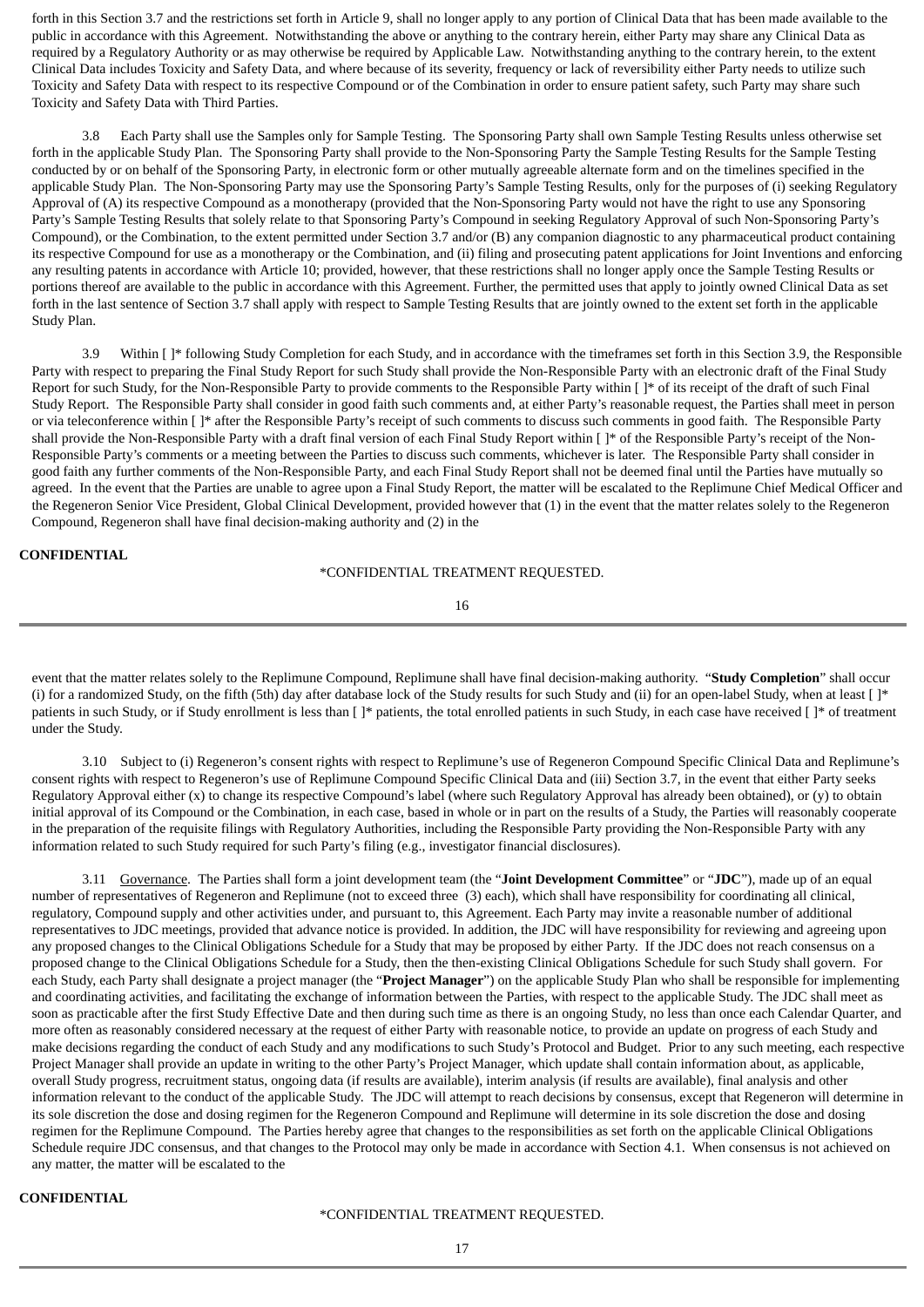forth in this Section 3.7 and the restrictions set forth in Article 9, shall no longer apply to any portion of Clinical Data that has been made available to the public in accordance with this Agreement. Notwithstanding the above or anything to the contrary herein, either Party may share any Clinical Data as required by a Regulatory Authority or as may otherwise be required by Applicable Law. Notwithstanding anything to the contrary herein, to the extent Clinical Data includes Toxicity and Safety Data, and where because of its severity, frequency or lack of reversibility either Party needs to utilize such Toxicity and Safety Data with respect to its respective Compound or of the Combination in order to ensure patient safety, such Party may share such Toxicity and Safety Data with Third Parties.

3.8 Each Party shall use the Samples only for Sample Testing. The Sponsoring Party shall own Sample Testing Results unless otherwise set forth in the applicable Study Plan. The Sponsoring Party shall provide to the Non-Sponsoring Party the Sample Testing Results for the Sample Testing conducted by or on behalf of the Sponsoring Party, in electronic form or other mutually agreeable alternate form and on the timelines specified in the applicable Study Plan. The Non-Sponsoring Party may use the Sponsoring Party's Sample Testing Results, only for the purposes of (i) seeking Regulatory Approval of (A) its respective Compound as a monotherapy (provided that the Non-Sponsoring Party would not have the right to use any Sponsoring Party's Sample Testing Results that solely relate to that Sponsoring Party's Compound in seeking Regulatory Approval of such Non-Sponsoring Party's Compound), or the Combination, to the extent permitted under Section 3.7 and/or (B) any companion diagnostic to any pharmaceutical product containing its respective Compound for use as a monotherapy or the Combination, and (ii) filing and prosecuting patent applications for Joint Inventions and enforcing any resulting patents in accordance with Article 10; provided, however, that these restrictions shall no longer apply once the Sample Testing Results or portions thereof are available to the public in accordance with this Agreement. Further, the permitted uses that apply to jointly owned Clinical Data as set forth in the last sentence of Section 3.7 shall apply with respect to Sample Testing Results that are jointly owned to the extent set forth in the applicable Study Plan.

3.9 Within [ ]* following Study Completion for each Study, and in accordance with the timeframes set forth in this Section 3.9, the Responsible Party with respect to preparing the Final Study Report for such Study shall provide the Non-Responsible Party with an electronic draft of the Final Study Report for such Study, for the Non-Responsible Party to provide comments to the Responsible Party within [ ]* of its receipt of the draft of such Final Study Report. The Responsible Party shall consider in good faith such comments and, at either Party's reasonable request, the Parties shall meet in person or via teleconference within [ ]* after the Responsible Party's receipt of such comments to discuss such comments in good faith. The Responsible Party shall provide the Non-Responsible Party with a draft final version of each Final Study Report within [ ]* of the Responsible Party's receipt of the Non-Responsible Party's comments or a meeting between the Parties to discuss such comments, whichever is later. The Responsible Party shall consider in good faith any further comments of the Non-Responsible Party, and each Final Study Report shall not be deemed final until the Parties have mutually so agreed. In the event that the Parties are unable to agree upon a Final Study Report, the matter will be escalated to the Replimune Chief Medical Officer and the Regeneron Senior Vice President, Global Clinical Development, provided however that (1) in the event that the matter relates solely to the Regeneron Compound, Regeneron shall have final decision-making authority and (2) in the event that the matter relates solely to the Replimune Compound, Replimune shall have final decision-making authority. "**Study Completion**" shall occur (i) for a randomized Study, on the fifth (5th) day after database lock of the Study results for such Study and (ii) for an open-label Study, when at least [ ]* patients in such Study, or if Study enrollment is less than [ ]* patients, the total enrolled patients in such Study, in each case have received [ ]* of treatment under the Study.

3.10 Subject to (i) Regeneron's consent rights with respect to Replimune's use of Regeneron Compound Specific Clinical Data and Replimune's consent rights with respect to Regeneron's use of Replimune Compound Specific Clinical Data and (iii) Section 3.7, in the event that either Party seeks Regulatory Approval either (x) to change its respective Compound's label (where such Regulatory Approval has already been obtained), or (y) to obtain initial approval of its Compound or the Combination, in each case, based in whole or in part on the results of a Study, the Parties will reasonably cooperate in the preparation of the requisite filings with Regulatory Authorities, including the Responsible Party providing the Non-Responsible Party with any information related to such Study required for such Party's filing (e.g., investigator financial disclosures).

3.11 Governance. The Parties shall form a joint development team (the "**Joint Development Committee**" or "**JDC**"), made up of an equal number of representatives of Regeneron and Replimune (not to exceed three (3) each), which shall have responsibility for coordinating all clinical, regulatory, Compound supply and other activities under, and pursuant to, this Agreement. Each Party may invite a reasonable number of additional representatives to JDC meetings, provided that advance notice is provided. In addition, the JDC will have responsibility for reviewing and agreeing upon any proposed changes to the Clinical Obligations Schedule for a Study that may be proposed by either Party. If the JDC does not reach consensus on a proposed change to the Clinical Obligations Schedule for a Study, then the then-existing Clinical Obligations Schedule for such Study shall govern. For each Study, each Party shall designate a project manager (the "**Project Manager**") on the applicable Study Plan who shall be responsible for implementing and coordinating activities, and facilitating the exchange of information between the Parties, with respect to the applicable Study. The JDC shall meet as soon as practicable after the first Study Effective Date and then during such time as there is an ongoing Study, no less than once each Calendar Quarter, and more often as reasonably considered necessary at the request of either Party with reasonable notice, to provide an update on progress of each Study and make decisions regarding the conduct of each Study and any modifications to such Study's Protocol and Budget. Prior to any such meeting, each respective Project Manager shall provide an update in writing to the other Party's Project Manager, which update shall contain information about, as applicable, overall Study progress, recruitment status, ongoing data (if results are available), interim analysis (if results are available), final analysis and other information relevant to the conduct of the applicable Study. The JDC will attempt to reach decisions by consensus, except that Regeneron will determine in its sole discretion the dose and dosing regimen for the Regeneron Compound and Replimune will determine in its sole discretion the dose and dosing regimen for the Replimune Compound. The Parties hereby agree that changes to the responsibilities as set forth on the applicable Clinical Obligations Schedule require JDC consensus, and that changes to the Protocol may only be made in accordance with Section 4.1. When consensus is not achieved on any matter, the matter will be escalated to the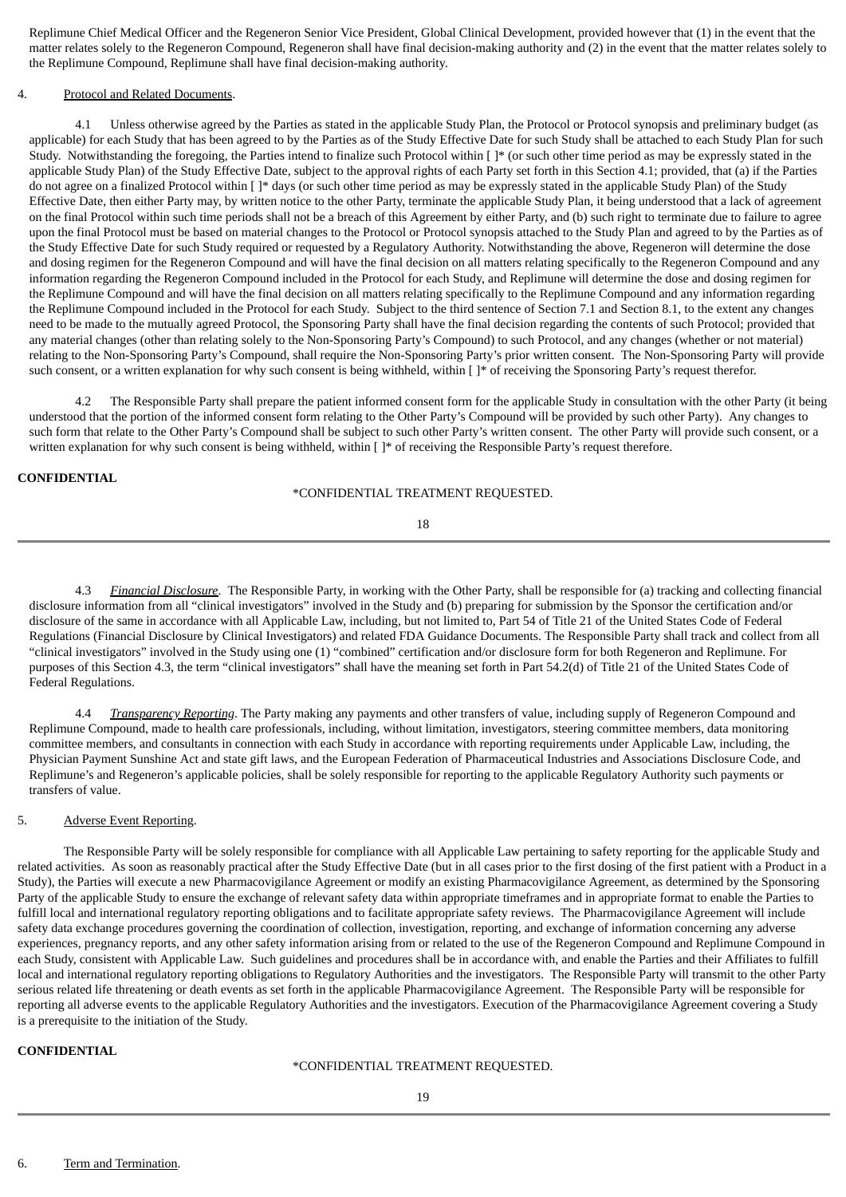Replimune Chief Medical Officer and the Regeneron Senior Vice President, Global Clinical Development, provided however that (1) in the event that the matter relates solely to the Regeneron Compound, Regeneron shall have final decision-making authority and (2) in the event that the matter relates solely to the Replimune Compound, Replimune shall have final decision-making authority.

4. Protocol and Related Documents.

4.1 Unless otherwise agreed by the Parties as stated in the applicable Study Plan, the Protocol or Protocol synopsis and preliminary budget (as applicable) for each Study that has been agreed to by the Parties as of the Study Effective Date for such Study shall be attached to each Study Plan for such Study. Notwithstanding the foregoing, the Parties intend to finalize such Protocol within [ ]* (or such other time period as may be expressly stated in the applicable Study Plan) of the Study Effective Date, subject to the approval rights of each Party set forth in this Section 4.1; provided, that (a) if the Parties do not agree on a finalized Protocol within [ ]* days (or such other time period as may be expressly stated in the applicable Study Plan) of the Study Effective Date, then either Party may, by written notice to the other Party, terminate the applicable Study Plan, it being understood that a lack of agreement on the final Protocol within such time periods shall not be a breach of this Agreement by either Party, and (b) such right to terminate due to failure to agree upon the final Protocol must be based on material changes to the Protocol or Protocol synopsis attached to the Study Plan and agreed to by the Parties as of the Study Effective Date for such Study required or requested by a Regulatory Authority. Notwithstanding the above, Regeneron will determine the dose and dosing regimen for the Regeneron Compound and will have the final decision on all matters relating specifically to the Regeneron Compound and any information regarding the Regeneron Compound included in the Protocol for each Study, and Replimune will determine the dose and dosing regimen for the Replimune Compound and will have the final decision on all matters relating specifically to the Replimune Compound and any information regarding the Replimune Compound included in the Protocol for each Study. Subject to the third sentence of Section 7.1 and Section 8.1, to the extent any changes need to be made to the mutually agreed Protocol, the Sponsoring Party shall have the final decision regarding the contents of such Protocol; provided that any material changes (other than relating solely to the Non-Sponsoring Party's Compound) to such Protocol, and any changes (whether or not material) relating to the Non-Sponsoring Party's Compound, shall require the Non-Sponsoring Party's prior written consent. The Non-Sponsoring Party will provide such consent, or a written explanation for why such consent is being withheld, within [ ]* of receiving the Sponsoring Party's request therefor.

4.2 The Responsible Party shall prepare the patient informed consent form for the applicable Study in consultation with the other Party (it being understood that the portion of the informed consent form relating to the Other Party's Compound will be provided by such other Party). Any changes to such form that relate to the Other Party's Compound shall be subject to such other Party's written consent. The other Party will provide such consent, or a written explanation for why such consent is being withheld, within [ ]* of receiving the Responsible Party's request therefore.

4.3 *Financial Disclosure*. The Responsible Party, in working with the Other Party, shall be responsible for (a) tracking and collecting financial disclosure information from all "clinical investigators" involved in the Study and (b) preparing for submission by the Sponsor the certification and/or disclosure of the same in accordance with all Applicable Law, including, but not limited to, Part 54 of Title 21 of the United States Code of Federal Regulations (Financial Disclosure by Clinical Investigators) and related FDA Guidance Documents. The Responsible Party shall track and collect from all "clinical investigators" involved in the Study using one (1) "combined" certification and/or disclosure form for both Regeneron and Replimune. For purposes of this Section 4.3, the term "clinical investigators" shall have the meaning set forth in Part 54.2(d) of Title 21 of the United States Code of Federal Regulations.

4.4 *Transparency Reporting*. The Party making any payments and other transfers of value, including supply of Regeneron Compound and Replimune Compound, made to health care professionals, including, without limitation, investigators, steering committee members, data monitoring committee members, and consultants in connection with each Study in accordance with reporting requirements under Applicable Law, including, the Physician Payment Sunshine Act and state gift laws, and the European Federation of Pharmaceutical Industries and Associations Disclosure Code, and Replimune's and Regeneron's applicable policies, shall be solely responsible for reporting to the applicable Regulatory Authority such payments or transfers of value.

5. Adverse Event Reporting.

The Responsible Party will be solely responsible for compliance with all Applicable Law pertaining to safety reporting for the applicable Study and related activities. As soon as reasonably practical after the Study Effective Date (but in all cases prior to the first dosing of the first patient with a Product in a Study), the Parties will execute a new Pharmacovigilance Agreement or modify an existing Pharmacovigilance Agreement, as determined by the Sponsoring Party of the applicable Study to ensure the exchange of relevant safety data within appropriate timeframes and in appropriate format to enable the Parties to fulfill local and international regulatory reporting obligations and to facilitate appropriate safety reviews. The Pharmacovigilance Agreement will include safety data exchange procedures governing the coordination of collection, investigation, reporting, and exchange of information concerning any adverse experiences, pregnancy reports, and any other safety information arising from or related to the use of the Regeneron Compound and Replimune Compound in each Study, consistent with Applicable Law. Such guidelines and procedures shall be in accordance with, and enable the Parties and their Affiliates to fulfill local and international regulatory reporting obligations to Regulatory Authorities and the investigators. The Responsible Party will transmit to the other Party serious related life threatening or death events as set forth in the applicable Pharmacovigilance Agreement. The Responsible Party will be responsible for reporting all adverse events to the applicable Regulatory Authorities and the investigators. Execution of the Pharmacovigilance Agreement covering a Study is a prerequisite to the initiation of the Study.

6. Term and Termination.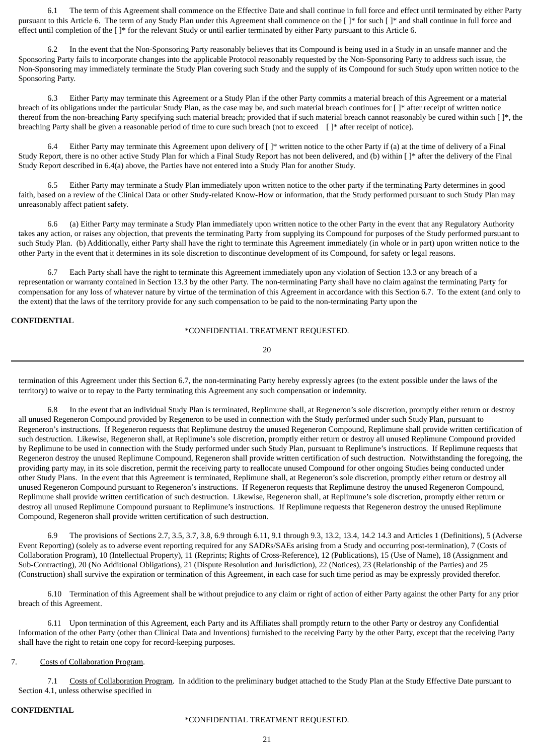6.1 The term of this Agreement shall commence on the Effective Date and shall continue in full force and effect until terminated by either Party pursuant to this Article 6. The term of any Study Plan under this Agreement shall commence on the [ ]* for such [ ]* and shall continue in full force and effect until completion of the [ ]* for the relevant Study or until earlier terminated by either Party pursuant to this Article 6.

6.2 In the event that the Non-Sponsoring Party reasonably believes that its Compound is being used in a Study in an unsafe manner and the Sponsoring Party fails to incorporate changes into the applicable Protocol reasonably requested by the Non-Sponsoring Party to address such issue, the Non-Sponsoring may immediately terminate the Study Plan covering such Study and the supply of its Compound for such Study upon written notice to the Sponsoring Party.

6.3 Either Party may terminate this Agreement or a Study Plan if the other Party commits a material breach of this Agreement or a material breach of its obligations under the particular Study Plan, as the case may be, and such material breach continues for [ ]* after receipt of written notice thereof from the non-breaching Party specifying such material breach; provided that if such material breach cannot reasonably be cured within such [ ]*, the breaching Party shall be given a reasonable period of time to cure such breach (not to exceed [ ]* after receipt of notice).

6.4 Either Party may terminate this Agreement upon delivery of [ ]* written notice to the other Party if (a) at the time of delivery of a Final Study Report, there is no other active Study Plan for which a Final Study Report has not been delivered, and (b) within [ ]* after the delivery of the Final Study Report described in 6.4(a) above, the Parties have not entered into a Study Plan for another Study.

6.5 Either Party may terminate a Study Plan immediately upon written notice to the other party if the terminating Party determines in good faith, based on a review of the Clinical Data or other Study-related Know-How or information, that the Study performed pursuant to such Study Plan may unreasonably affect patient safety.

6.6 (a) Either Party may terminate a Study Plan immediately upon written notice to the other Party in the event that any Regulatory Authority takes any action, or raises any objection, that prevents the terminating Party from supplying its Compound for purposes of the Study performed pursuant to such Study Plan. (b) Additionally, either Party shall have the right to terminate this Agreement immediately (in whole or in part) upon written notice to the other Party in the event that it determines in its sole discretion to discontinue development of its Compound, for safety or legal reasons.

6.7 Each Party shall have the right to terminate this Agreement immediately upon any violation of Section 13.3 or any breach of a representation or warranty contained in Section 13.3 by the other Party. The non-terminating Party shall have no claim against the terminating Party for compensation for any loss of whatever nature by virtue of the termination of this Agreement in accordance with this Section 6.7. To the extent (and only to the extent) that the laws of the territory provide for any such compensation to be paid to the non-terminating Party upon the termination of this Agreement under this Section 6.7, the non-terminating Party hereby expressly agrees (to the extent possible under the laws of the territory) to waive or to repay to the Party terminating this Agreement any such compensation or indemnity.

6.8 In the event that an individual Study Plan is terminated, Replimune shall, at Regeneron's sole discretion, promptly either return or destroy all unused Regeneron Compound provided by Regeneron to be used in connection with the Study performed under such Study Plan, pursuant to Regeneron's instructions. If Regeneron requests that Replimune destroy the unused Regeneron Compound, Replimune shall provide written certification of such destruction. Likewise, Regeneron shall, at Replimune's sole discretion, promptly either return or destroy all unused Replimune Compound provided by Replimune to be used in connection with the Study performed under such Study Plan, pursuant to Replimune's instructions. If Replimune requests that Regeneron destroy the unused Replimune Compound, Regeneron shall provide written certification of such destruction. Notwithstanding the foregoing, the providing party may, in its sole discretion, permit the receiving party to reallocate unused Compound for other ongoing Studies being conducted under other Study Plans. In the event that this Agreement is terminated, Replimune shall, at Regeneron's sole discretion, promptly either return or destroy all unused Regeneron Compound pursuant to Regeneron's instructions. If Regeneron requests that Replimune destroy the unused Regeneron Compound, Replimune shall provide written certification of such destruction. Likewise, Regeneron shall, at Replimune's sole discretion, promptly either return or destroy all unused Replimune Compound pursuant to Replimune's instructions. If Replimune requests that Regeneron destroy the unused Replimune Compound, Regeneron shall provide written certification of such destruction.

6.9 The provisions of Sections 2.7, 3.5, 3.7, 3.8, 6.9 through 6.11, 9.1 through 9.3, 13.2, 13.4, 14.2 14.3 and Articles 1 (Definitions), 5 (Adverse Event Reporting) (solely as to adverse event reporting required for any SADRs/SAEs arising from a Study and occurring post-termination), 7 (Costs of Collaboration Program), 10 (Intellectual Property), 11 (Reprints; Rights of Cross-Reference), 12 (Publications), 15 (Use of Name), 18 (Assignment and Sub-Contracting), 20 (No Additional Obligations), 21 (Dispute Resolution and Jurisdiction), 22 (Notices), 23 (Relationship of the Parties) and 25 (Construction) shall survive the expiration or termination of this Agreement, in each case for such time period as may be expressly provided therefor.

6.10 Termination of this Agreement shall be without prejudice to any claim or right of action of either Party against the other Party for any prior breach of this Agreement.

6.11 Upon termination of this Agreement, each Party and its Affiliates shall promptly return to the other Party or destroy any Confidential Information of the other Party (other than Clinical Data and Inventions) furnished to the receiving Party by the other Party, except that the receiving Party shall have the right to retain one copy for record-keeping purposes.

7. Costs of Collaboration Program.

7.1 Costs of Collaboration Program. In addition to the preliminary budget attached to the Study Plan at the Study Effective Date pursuant to Section 4.1, unless otherwise specified in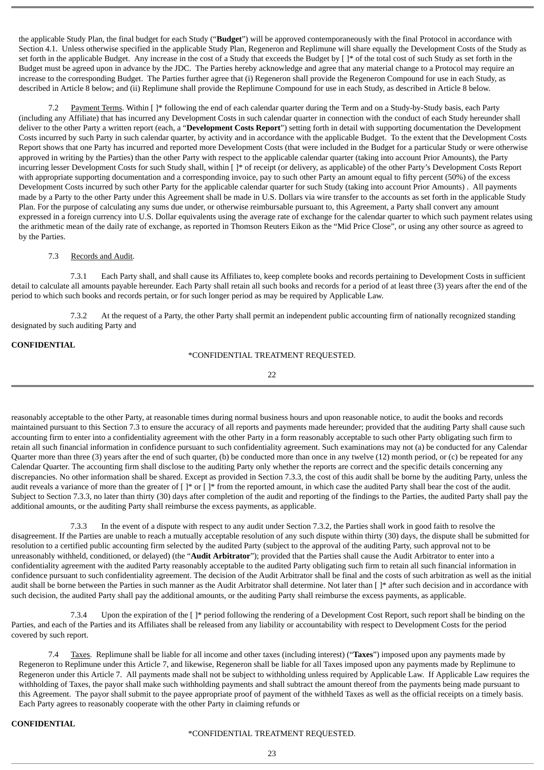the applicable Study Plan, the final budget for each Study (“**Budget**”) will be approved contemporaneously with the final Protocol in accordance with Section 4.1. Unless otherwise specified in the applicable Study Plan, Regeneron and Replimune will share equally the Development Costs of the Study as set forth in the applicable Budget. Any increase in the cost of a Study that exceeds the Budget by [ ]* of the total cost of such Study as set forth in the Budget must be agreed upon in advance by the JDC. The Parties hereby acknowledge and agree that any material change to a Protocol may require an increase to the corresponding Budget. The Parties further agree that (i) Regeneron shall provide the Regeneron Compound for use in each Study, as described in Article 8 below; and (ii) Replimune shall provide the Replimune Compound for use in each Study, as described in Article 8 below.

7.2 Payment Terms. Within [ ]* following the end of each calendar quarter during the Term and on a Study-by-Study basis, each Party (including any Affiliate) that has incurred any Development Costs in such calendar quarter in connection with the conduct of each Study hereunder shall deliver to the other Party a written report (each, a “**Development Costs Report**”) setting forth in detail with supporting documentation the Development Costs incurred by such Party in such calendar quarter, by activity and in accordance with the applicable Budget. To the extent that the Development Costs Report shows that one Party has incurred and reported more Development Costs (that were included in the Budget for a particular Study or were otherwise approved in writing by the Parties) than the other Party with respect to the applicable calendar quarter (taking into account Prior Amounts), the Party incurring lesser Development Costs for such Study shall, within [ ]* of receipt (or delivery, as applicable) of the other Party’s Development Costs Report with appropriate supporting documentation and a corresponding invoice, pay to such other Party an amount equal to fifty percent (50%) of the excess Development Costs incurred by such other Party for the applicable calendar quarter for such Study (taking into account Prior Amounts) . All payments made by a Party to the other Party under this Agreement shall be made in U.S. Dollars via wire transfer to the accounts as set forth in the applicable Study Plan. For the purpose of calculating any sums due under, or otherwise reimbursable pursuant to, this Agreement, a Party shall convert any amount expressed in a foreign currency into U.S. Dollar equivalents using the average rate of exchange for the calendar quarter to which such payment relates using the arithmetic mean of the daily rate of exchange, as reported in Thomson Reuters Eikon as the “Mid Price Close”, or using any other source as agreed to by the Parties.

7.3 Records and Audit.

7.3.1 Each Party shall, and shall cause its Affiliates to, keep complete books and records pertaining to Development Costs in sufficient detail to calculate all amounts payable hereunder. Each Party shall retain all such books and records for a period of at least three (3) years after the end of the period to which such books and records pertain, or for such longer period as may be required by Applicable Law.

7.3.2 At the request of a Party, the other Party shall permit an independent public accounting firm of nationally recognized standing designated by such auditing Party and reasonably acceptable to the other Party, at reasonable times during normal business hours and upon reasonable notice, to audit the books and records maintained pursuant to this Section 7.3 to ensure the accuracy of all reports and payments made hereunder; provided that the auditing Party shall cause such accounting firm to enter into a confidentiality agreement with the other Party in a form reasonably acceptable to such other Party obligating such firm to retain all such financial information in confidence pursuant to such confidentiality agreement. Such examinations may not (a) be conducted for any Calendar Quarter more than three (3) years after the end of such quarter, (b) be conducted more than once in any twelve (12) month period, or (c) be repeated for any Calendar Quarter. The accounting firm shall disclose to the auditing Party only whether the reports are correct and the specific details concerning any discrepancies. No other information shall be shared. Except as provided in Section 7.3.3, the cost of this audit shall be borne by the auditing Party, unless the audit reveals a variance of more than the greater of [ ]* or [ ]* from the reported amount, in which case the audited Party shall bear the cost of the audit. Subject to Section 7.3.3, no later than thirty (30) days after completion of the audit and reporting of the findings to the Parties, the audited Party shall pay the additional amounts, or the auditing Party shall reimburse the excess payments, as applicable.

7.3.3 In the event of a dispute with respect to any audit under Section 7.3.2, the Parties shall work in good faith to resolve the disagreement. If the Parties are unable to reach a mutually acceptable resolution of any such dispute within thirty (30) days, the dispute shall be submitted for resolution to a certified public accounting firm selected by the audited Party (subject to the approval of the auditing Party, such approval not to be unreasonably withheld, conditioned, or delayed) (the “**Audit Arbitrator**”); provided that the Parties shall cause the Audit Arbitrator to enter into a confidentiality agreement with the audited Party reasonably acceptable to the audited Party obligating such firm to retain all such financial information in confidence pursuant to such confidentiality agreement. The decision of the Audit Arbitrator shall be final and the costs of such arbitration as well as the initial audit shall be borne between the Parties in such manner as the Audit Arbitrator shall determine. Not later than [ ]* after such decision and in accordance with such decision, the audited Party shall pay the additional amounts, or the auditing Party shall reimburse the excess payments, as applicable.

7.3.4 Upon the expiration of the [ ]* period following the rendering of a Development Cost Report, such report shall be binding on the Parties, and each of the Parties and its Affiliates shall be released from any liability or accountability with respect to Development Costs for the period covered by such report.

7.4 Taxes. Replimune shall be liable for all income and other taxes (including interest) (“**Taxes**”) imposed upon any payments made by Regeneron to Replimune under this Article 7, and likewise, Regeneron shall be liable for all Taxes imposed upon any payments made by Replimune to Regeneron under this Article 7. All payments made shall not be subject to withholding unless required by Applicable Law. If Applicable Law requires the withholding of Taxes, the payor shall make such withholding payments and shall subtract the amount thereof from the payments being made pursuant to this Agreement. The payor shall submit to the payee appropriate proof of payment of the withheld Taxes as well as the official receipts on a timely basis. Each Party agrees to reasonably cooperate with the other Party in claiming refunds or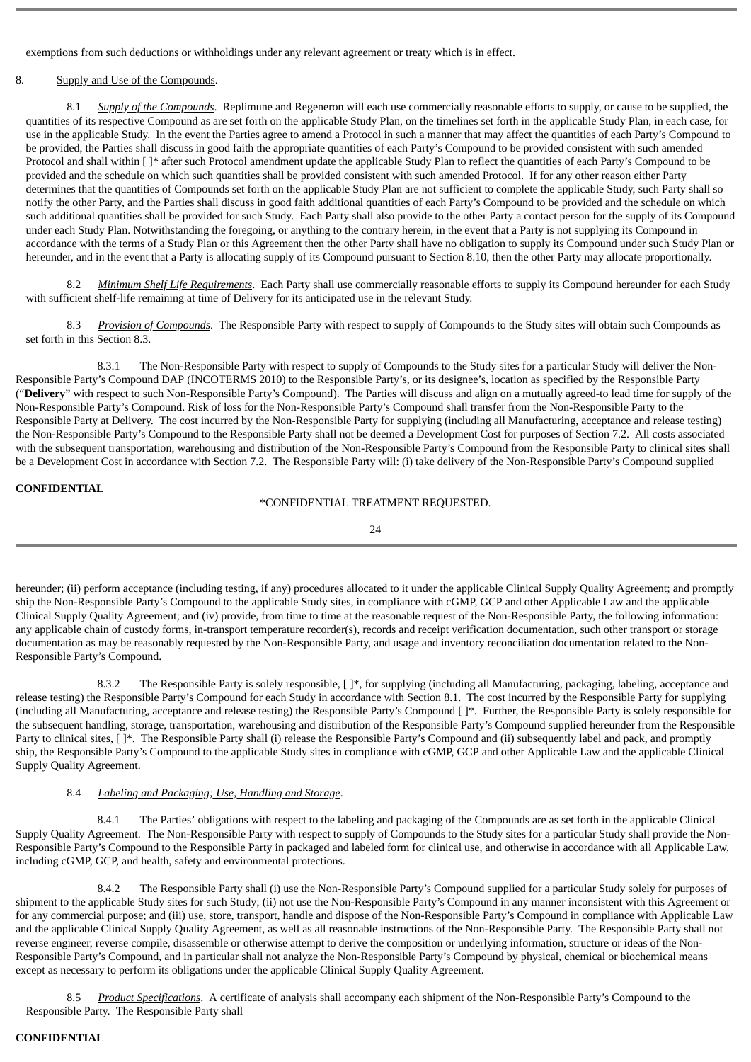exemptions from such deductions or withholdings under any relevant agreement or treaty which is in effect.

8. Supply and Use of the Compounds.

8.1 *Supply of the Compounds*. Replimune and Regeneron will each use commercially reasonable efforts to supply, or cause to be supplied, the quantities of its respective Compound as are set forth on the applicable Study Plan, on the timelines set forth in the applicable Study Plan, in each case, for use in the applicable Study. In the event the Parties agree to amend a Protocol in such a manner that may affect the quantities of each Party's Compound to be provided, the Parties shall discuss in good faith the appropriate quantities of each Party's Compound to be provided consistent with such amended Protocol and shall within [ ]* after such Protocol amendment update the applicable Study Plan to reflect the quantities of each Party's Compound to be provided and the schedule on which such quantities shall be provided consistent with such amended Protocol. If for any other reason either Party determines that the quantities of Compounds set forth on the applicable Study Plan are not sufficient to complete the applicable Study, such Party shall so notify the other Party, and the Parties shall discuss in good faith additional quantities of each Party's Compound to be provided and the schedule on which such additional quantities shall be provided for such Study. Each Party shall also provide to the other Party a contact person for the supply of its Compound under each Study Plan. Notwithstanding the foregoing, or anything to the contrary herein, in the event that a Party is not supplying its Compound in accordance with the terms of a Study Plan or this Agreement then the other Party shall have no obligation to supply its Compound under such Study Plan or hereunder, and in the event that a Party is allocating supply of its Compound pursuant to Section 8.10, then the other Party may allocate proportionally.

8.2 *Minimum Shelf Life Requirements*. Each Party shall use commercially reasonable efforts to supply its Compound hereunder for each Study with sufficient shelf-life remaining at time of Delivery for its anticipated use in the relevant Study.

8.3 *Provision of Compounds*. The Responsible Party with respect to supply of Compounds to the Study sites will obtain such Compounds as set forth in this Section 8.3.

8.3.1 The Non-Responsible Party with respect to supply of Compounds to the Study sites for a particular Study will deliver the Non-Responsible Party's Compound DAP (INCOTERMS 2010) to the Responsible Party's, or its designee's, location as specified by the Responsible Party ("**Delivery**" with respect to such Non-Responsible Party's Compound). The Parties will discuss and align on a mutually agreed-to lead time for supply of the Non-Responsible Party's Compound. Risk of loss for the Non-Responsible Party's Compound shall transfer from the Non-Responsible Party to the Responsible Party at Delivery. The cost incurred by the Non-Responsible Party for supplying (including all Manufacturing, acceptance and release testing) the Non-Responsible Party's Compound to the Responsible Party shall not be deemed a Development Cost for purposes of Section 7.2. All costs associated with the subsequent transportation, warehousing and distribution of the Non-Responsible Party's Compound from the Responsible Party to clinical sites shall be a Development Cost in accordance with Section 7.2. The Responsible Party will: (i) take delivery of the Non-Responsible Party's Compound supplied hereunder; (ii) perform acceptance (including testing, if any) procedures allocated to it under the applicable Clinical Supply Quality Agreement; and promptly ship the Non-Responsible Party's Compound to the applicable Study sites, in compliance with cGMP, GCP and other Applicable Law and the applicable Clinical Supply Quality Agreement; and (iv) provide, from time to time at the reasonable request of the Non-Responsible Party, the following information: any applicable chain of custody forms, in-transport temperature recorder(s), records and receipt verification documentation, such other transport or storage documentation as may be reasonably requested by the Non-Responsible Party, and usage and inventory reconciliation documentation related to the Non-Responsible Party's Compound.

8.3.2 The Responsible Party is solely responsible, [ ]*, for supplying (including all Manufacturing, packaging, labeling, acceptance and release testing) the Responsible Party's Compound for each Study in accordance with Section 8.1. The cost incurred by the Responsible Party for supplying (including all Manufacturing, acceptance and release testing) the Responsible Party's Compound [ ]*. Further, the Responsible Party is solely responsible for the subsequent handling, storage, transportation, warehousing and distribution of the Responsible Party's Compound supplied hereunder from the Responsible Party to clinical sites, [ ]*. The Responsible Party shall (i) release the Responsible Party's Compound and (ii) subsequently label and pack, and promptly ship, the Responsible Party's Compound to the applicable Study sites in compliance with cGMP, GCP and other Applicable Law and the applicable Clinical Supply Quality Agreement.

8.4 *Labeling and Packaging; Use, Handling and Storage*.

8.4.1 The Parties' obligations with respect to the labeling and packaging of the Compounds are as set forth in the applicable Clinical Supply Quality Agreement. The Non-Responsible Party with respect to supply of Compounds to the Study sites for a particular Study shall provide the Non-Responsible Party's Compound to the Responsible Party in packaged and labeled form for clinical use, and otherwise in accordance with all Applicable Law, including cGMP, GCP, and health, safety and environmental protections.

8.4.2 The Responsible Party shall (i) use the Non-Responsible Party's Compound supplied for a particular Study solely for purposes of shipment to the applicable Study sites for such Study; (ii) not use the Non-Responsible Party's Compound in any manner inconsistent with this Agreement or for any commercial purpose; and (iii) use, store, transport, handle and dispose of the Non-Responsible Party's Compound in compliance with Applicable Law and the applicable Clinical Supply Quality Agreement, as well as all reasonable instructions of the Non-Responsible Party. The Responsible Party shall not reverse engineer, reverse compile, disassemble or otherwise attempt to derive the composition or underlying information, structure or ideas of the Non-Responsible Party's Compound, and in particular shall not analyze the Non-Responsible Party's Compound by physical, chemical or biochemical means except as necessary to perform its obligations under the applicable Clinical Supply Quality Agreement.

8.5 *Product Specifications*. A certificate of analysis shall accompany each shipment of the Non-Responsible Party's Compound to the Responsible Party. The Responsible Party shall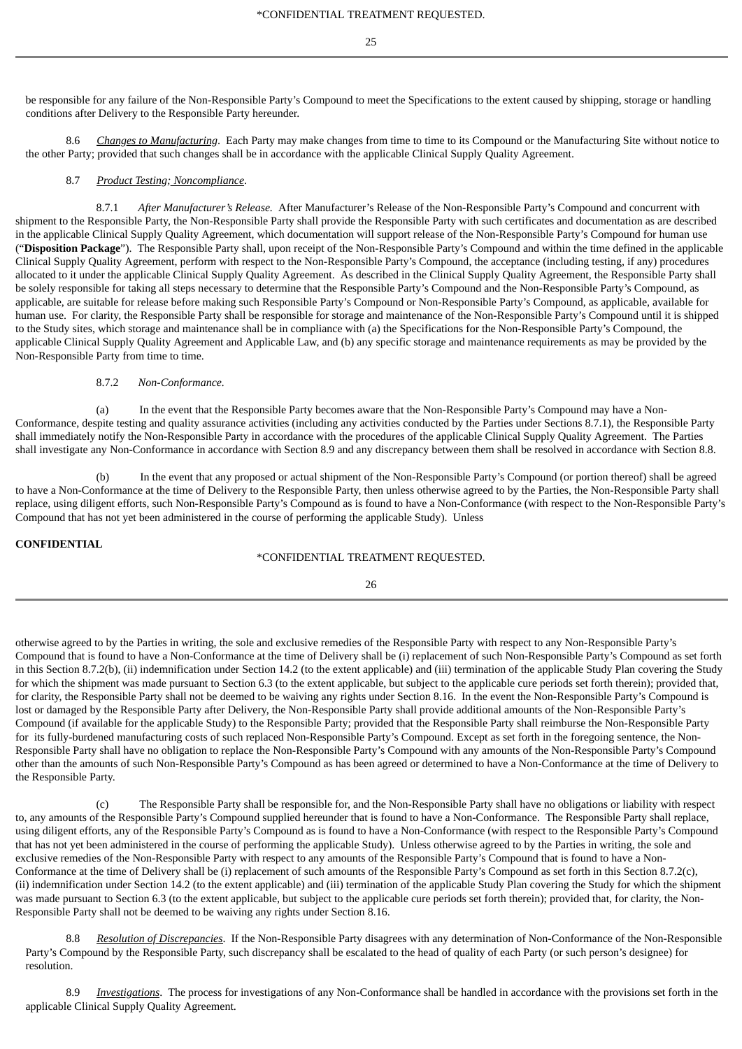be responsible for any failure of the Non-Responsible Party's Compound to meet the Specifications to the extent caused by shipping, storage or handling conditions after Delivery to the Responsible Party hereunder.

8.6 *Changes to Manufacturing*. Each Party may make changes from time to time to its Compound or the Manufacturing Site without notice to the other Party; provided that such changes shall be in accordance with the applicable Clinical Supply Quality Agreement.

8.7 *Product Testing; Noncompliance*.

8.7.1 *After Manufacturer's Release.* After Manufacturer's Release of the Non-Responsible Party's Compound and concurrent with shipment to the Responsible Party, the Non-Responsible Party shall provide the Responsible Party with such certificates and documentation as are described in the applicable Clinical Supply Quality Agreement, which documentation will support release of the Non-Responsible Party's Compound for human use ("**Disposition Package**"). The Responsible Party shall, upon receipt of the Non-Responsible Party's Compound and within the time defined in the applicable Clinical Supply Quality Agreement, perform with respect to the Non-Responsible Party's Compound, the acceptance (including testing, if any) procedures allocated to it under the applicable Clinical Supply Quality Agreement. As described in the Clinical Supply Quality Agreement, the Responsible Party shall be solely responsible for taking all steps necessary to determine that the Responsible Party's Compound and the Non-Responsible Party's Compound, as applicable, are suitable for release before making such Responsible Party's Compound or Non-Responsible Party's Compound, as applicable, available for human use. For clarity, the Responsible Party shall be responsible for storage and maintenance of the Non-Responsible Party's Compound until it is shipped to the Study sites, which storage and maintenance shall be in compliance with (a) the Specifications for the Non-Responsible Party's Compound, the applicable Clinical Supply Quality Agreement and Applicable Law, and (b) any specific storage and maintenance requirements as may be provided by the Non-Responsible Party from time to time.

8.7.2 *Non-Conformance.*

(a) In the event that the Responsible Party becomes aware that the Non-Responsible Party's Compound may have a Non-Conformance, despite testing and quality assurance activities (including any activities conducted by the Parties under Sections 8.7.1), the Responsible Party shall immediately notify the Non-Responsible Party in accordance with the procedures of the applicable Clinical Supply Quality Agreement. The Parties shall investigate any Non-Conformance in accordance with Section 8.9 and any discrepancy between them shall be resolved in accordance with Section 8.8.

(b) In the event that any proposed or actual shipment of the Non-Responsible Party's Compound (or portion thereof) shall be agreed to have a Non-Conformance at the time of Delivery to the Responsible Party, then unless otherwise agreed to by the Parties, the Non-Responsible Party shall replace, using diligent efforts, such Non-Responsible Party's Compound as is found to have a Non-Conformance (with respect to the Non-Responsible Party's Compound that has not yet been administered in the course of performing the applicable Study). Unless otherwise agreed to by the Parties in writing, the sole and exclusive remedies of the Responsible Party with respect to any Non-Responsible Party's Compound that is found to have a Non-Conformance at the time of Delivery shall be (i) replacement of such Non-Responsible Party's Compound as set forth in this Section 8.7.2(b), (ii) indemnification under Section 14.2 (to the extent applicable) and (iii) termination of the applicable Study Plan covering the Study for which the shipment was made pursuant to Section 6.3 (to the extent applicable, but subject to the applicable cure periods set forth therein); provided that, for clarity, the Responsible Party shall not be deemed to be waiving any rights under Section 8.16. In the event the Non-Responsible Party's Compound is lost or damaged by the Responsible Party after Delivery, the Non-Responsible Party shall provide additional amounts of the Non-Responsible Party's Compound (if available for the applicable Study) to the Responsible Party; provided that the Responsible Party shall reimburse the Non-Responsible Party for its fully-burdened manufacturing costs of such replaced Non-Responsible Party's Compound. Except as set forth in the foregoing sentence, the Non-Responsible Party shall have no obligation to replace the Non-Responsible Party's Compound with any amounts of the Non-Responsible Party's Compound other than the amounts of such Non-Responsible Party's Compound as has been agreed or determined to have a Non-Conformance at the time of Delivery to the Responsible Party.

(c) The Responsible Party shall be responsible for, and the Non-Responsible Party shall have no obligations or liability with respect to, any amounts of the Responsible Party's Compound supplied hereunder that is found to have a Non-Conformance. The Responsible Party shall replace, using diligent efforts, any of the Responsible Party's Compound as is found to have a Non-Conformance (with respect to the Responsible Party's Compound that has not yet been administered in the course of performing the applicable Study). Unless otherwise agreed to by the Parties in writing, the sole and exclusive remedies of the Non-Responsible Party with respect to any amounts of the Responsible Party's Compound that is found to have a Non-Conformance at the time of Delivery shall be (i) replacement of such amounts of the Responsible Party's Compound as set forth in this Section 8.7.2(c), (ii) indemnification under Section 14.2 (to the extent applicable) and (iii) termination of the applicable Study Plan covering the Study for which the shipment was made pursuant to Section 6.3 (to the extent applicable, but subject to the applicable cure periods set forth therein); provided that, for clarity, the Non-Responsible Party shall not be deemed to be waiving any rights under Section 8.16.

8.8 *Resolution of Discrepancies*. If the Non-Responsible Party disagrees with any determination of Non-Conformance of the Non-Responsible Party's Compound by the Responsible Party, such discrepancy shall be escalated to the head of quality of each Party (or such person's designee) for resolution.

8.9 *Investigations*. The process for investigations of any Non-Conformance shall be handled in accordance with the provisions set forth in the applicable Clinical Supply Quality Agreement.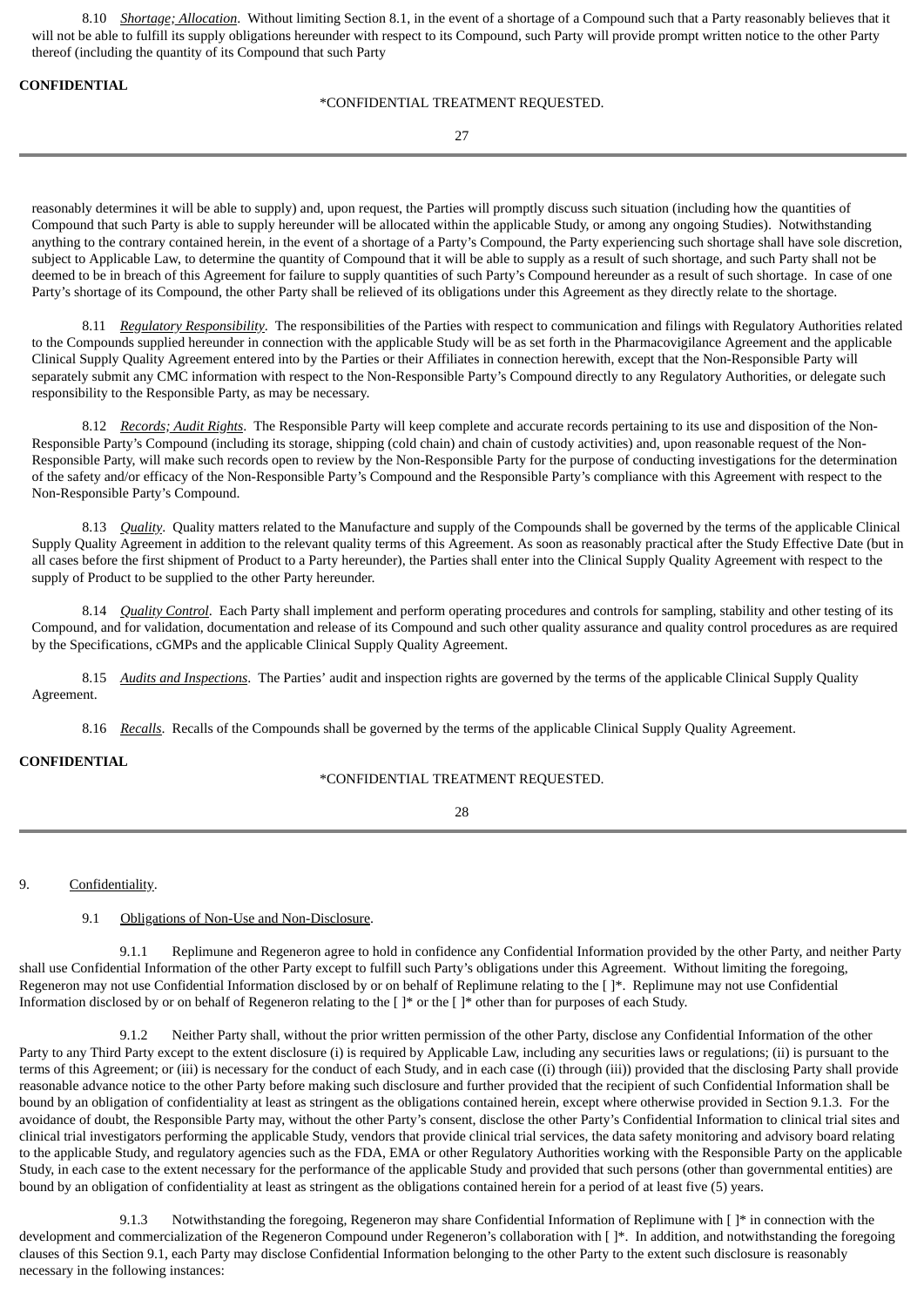8.10 *Shortage; Allocation*. Without limiting Section 8.1, in the event of a shortage of a Compound such that a Party reasonably believes that it will not be able to fulfill its supply obligations hereunder with respect to its Compound, such Party will provide prompt written notice to the other Party thereof (including the quantity of its Compound that such Party reasonably determines it will be able to supply) and, upon request, the Parties will promptly discuss such situation (including how the quantities of Compound that such Party is able to supply hereunder will be allocated within the applicable Study, or among any ongoing Studies). Notwithstanding anything to the contrary contained herein, in the event of a shortage of a Party's Compound, the Party experiencing such shortage shall have sole discretion, subject to Applicable Law, to determine the quantity of Compound that it will be able to supply as a result of such shortage, and such Party shall not be deemed to be in breach of this Agreement for failure to supply quantities of such Party's Compound hereunder as a result of such shortage. In case of one Party's shortage of its Compound, the other Party shall be relieved of its obligations under this Agreement as they directly relate to the shortage.

8.11 *Regulatory Responsibility*. The responsibilities of the Parties with respect to communication and filings with Regulatory Authorities related to the Compounds supplied hereunder in connection with the applicable Study will be as set forth in the Pharmacovigilance Agreement and the applicable Clinical Supply Quality Agreement entered into by the Parties or their Affiliates in connection herewith, except that the Non-Responsible Party will separately submit any CMC information with respect to the Non-Responsible Party's Compound directly to any Regulatory Authorities, or delegate such responsibility to the Responsible Party, as may be necessary.

8.12 *Records; Audit Rights*. The Responsible Party will keep complete and accurate records pertaining to its use and disposition of the Non-Responsible Party's Compound (including its storage, shipping (cold chain) and chain of custody activities) and, upon reasonable request of the Non-Responsible Party, will make such records open to review by the Non-Responsible Party for the purpose of conducting investigations for the determination of the safety and/or efficacy of the Non-Responsible Party's Compound and the Responsible Party's compliance with this Agreement with respect to the Non-Responsible Party's Compound.

8.13 *Quality*. Quality matters related to the Manufacture and supply of the Compounds shall be governed by the terms of the applicable Clinical Supply Quality Agreement in addition to the relevant quality terms of this Agreement. As soon as reasonably practical after the Study Effective Date (but in all cases before the first shipment of Product to a Party hereunder), the Parties shall enter into the Clinical Supply Quality Agreement with respect to the supply of Product to be supplied to the other Party hereunder.

8.14 *Quality Control*. Each Party shall implement and perform operating procedures and controls for sampling, stability and other testing of its Compound, and for validation, documentation and release of its Compound and such other quality assurance and quality control procedures as are required by the Specifications, cGMPs and the applicable Clinical Supply Quality Agreement.

8.15 *Audits and Inspections*. The Parties' audit and inspection rights are governed by the terms of the applicable Clinical Supply Quality Agreement.

8.16 *Recalls*. Recalls of the Compounds shall be governed by the terms of the applicable Clinical Supply Quality Agreement.

9. Confidentiality.

9.1 Obligations of Non-Use and Non-Disclosure.

9.1.1 Replimune and Regeneron agree to hold in confidence any Confidential Information provided by the other Party, and neither Party shall use Confidential Information of the other Party except to fulfill such Party's obligations under this Agreement. Without limiting the foregoing, Regeneron may not use Confidential Information disclosed by or on behalf of Replimune relating to the [ ]*. Replimune may not use Confidential Information disclosed by or on behalf of Regeneron relating to the [ ]* or the [ ]* other than for purposes of each Study.

9.1.2 Neither Party shall, without the prior written permission of the other Party, disclose any Confidential Information of the other Party to any Third Party except to the extent disclosure (i) is required by Applicable Law, including any securities laws or regulations; (ii) is pursuant to the terms of this Agreement; or (iii) is necessary for the conduct of each Study, and in each case ((i) through (iii)) provided that the disclosing Party shall provide reasonable advance notice to the other Party before making such disclosure and further provided that the recipient of such Confidential Information shall be bound by an obligation of confidentiality at least as stringent as the obligations contained herein, except where otherwise provided in Section 9.1.3. For the avoidance of doubt, the Responsible Party may, without the other Party's consent, disclose the other Party's Confidential Information to clinical trial sites and clinical trial investigators performing the applicable Study, vendors that provide clinical trial services, the data safety monitoring and advisory board relating to the applicable Study, and regulatory agencies such as the FDA, EMA or other Regulatory Authorities working with the Responsible Party on the applicable Study, in each case to the extent necessary for the performance of the applicable Study and provided that such persons (other than governmental entities) are bound by an obligation of confidentiality at least as stringent as the obligations contained herein for a period of at least five (5) years.

9.1.3 Notwithstanding the foregoing, Regeneron may share Confidential Information of Replimune with [ ]* in connection with the development and commercialization of the Regeneron Compound under Regeneron's collaboration with [ ]*. In addition, and notwithstanding the foregoing clauses of this Section 9.1, each Party may disclose Confidential Information belonging to the other Party to the extent such disclosure is reasonably necessary in the following instances: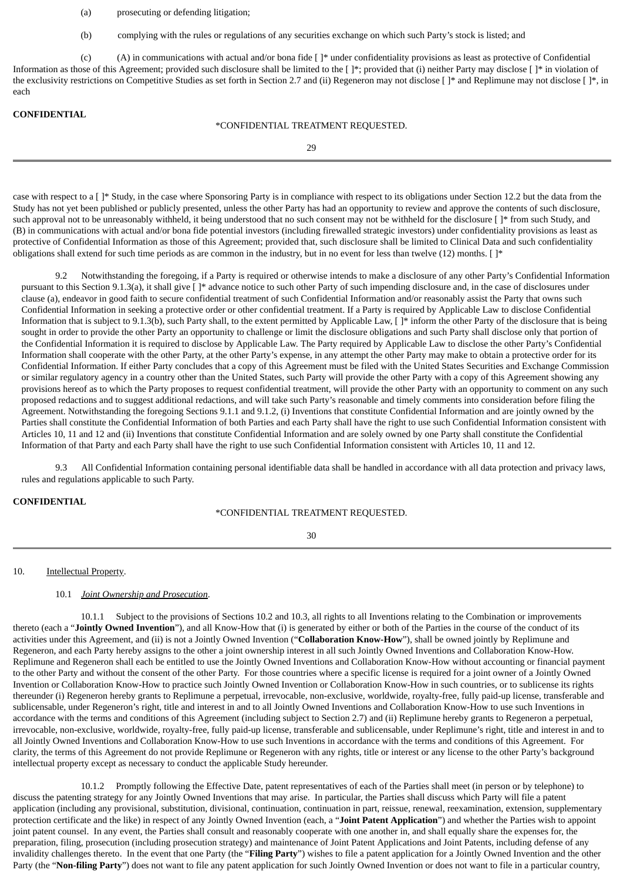(a) prosecuting or defending litigation;

(b) complying with the rules or regulations of any securities exchange on which such Party's stock is listed; and

(c) (A) in communications with actual and/or bona fide [ ]* under confidentiality provisions as least as protective of Confidential Information as those of this Agreement; provided such disclosure shall be limited to the [ ]*; provided that (i) neither Party may disclose [ ]* in violation of the exclusivity restrictions on Competitive Studies as set forth in Section 2.7 and (ii) Regeneron may not disclose [ ]* and Replimune may not disclose [ ]*, in each case with respect to a [ ]* Study, in the case where Sponsoring Party is in compliance with respect to its obligations under Section 12.2 but the data from the Study has not yet been published or publicly presented, unless the other Party has had an opportunity to review and approve the contents of such disclosure, such approval not to be unreasonably withheld, it being understood that no such consent may not be withheld for the disclosure [ ]* from such Study, and (B) in communications with actual and/or bona fide potential investors (including firewalled strategic investors) under confidentiality provisions as least as protective of Confidential Information as those of this Agreement; provided that, such disclosure shall be limited to Clinical Data and such confidentiality obligations shall extend for such time periods as are common in the industry, but in no event for less than twelve (12) months. [ ]*

9.2 Notwithstanding the foregoing, if a Party is required or otherwise intends to make a disclosure of any other Party's Confidential Information pursuant to this Section 9.1.3(a), it shall give [ ]* advance notice to such other Party of such impending disclosure and, in the case of disclosures under clause (a), endeavor in good faith to secure confidential treatment of such Confidential Information and/or reasonably assist the Party that owns such Confidential Information in seeking a protective order or other confidential treatment. If a Party is required by Applicable Law to disclose Confidential Information that is subject to 9.1.3(b), such Party shall, to the extent permitted by Applicable Law, [ ]* inform the other Party of the disclosure that is being sought in order to provide the other Party an opportunity to challenge or limit the disclosure obligations and such Party shall disclose only that portion of the Confidential Information it is required to disclose by Applicable Law. The Party required by Applicable Law to disclose the other Party's Confidential Information shall cooperate with the other Party, at the other Party's expense, in any attempt the other Party may make to obtain a protective order for its Confidential Information. If either Party concludes that a copy of this Agreement must be filed with the United States Securities and Exchange Commission or similar regulatory agency in a country other than the United States, such Party will provide the other Party with a copy of this Agreement showing any provisions hereof as to which the Party proposes to request confidential treatment, will provide the other Party with an opportunity to comment on any such proposed redactions and to suggest additional redactions, and will take such Party's reasonable and timely comments into consideration before filing the Agreement. Notwithstanding the foregoing Sections 9.1.1 and 9.1.2, (i) Inventions that constitute Confidential Information and are jointly owned by the Parties shall constitute the Confidential Information of both Parties and each Party shall have the right to use such Confidential Information consistent with Articles 10, 11 and 12 and (ii) Inventions that constitute Confidential Information and are solely owned by one Party shall constitute the Confidential Information of that Party and each Party shall have the right to use such Confidential Information consistent with Articles 10, 11 and 12.

9.3 All Confidential Information containing personal identifiable data shall be handled in accordance with all data protection and privacy laws, rules and regulations applicable to such Party.

10. Intellectual Property.

10.1 *Joint Ownership and Prosecution*.

10.1.1 Subject to the provisions of Sections 10.2 and 10.3, all rights to all Inventions relating to the Combination or improvements thereto (each a "**Jointly Owned Invention**"), and all Know-How that (i) is generated by either or both of the Parties in the course of the conduct of its activities under this Agreement, and (ii) is not a Jointly Owned Invention ("**Collaboration Know-How**"), shall be owned jointly by Replimune and Regeneron, and each Party hereby assigns to the other a joint ownership interest in all such Jointly Owned Inventions and Collaboration Know-How. Replimune and Regeneron shall each be entitled to use the Jointly Owned Inventions and Collaboration Know-How without accounting or financial payment to the other Party and without the consent of the other Party. For those countries where a specific license is required for a joint owner of a Jointly Owned Invention or Collaboration Know-How to practice such Jointly Owned Invention or Collaboration Know-How in such countries, or to sublicense its rights thereunder (i) Regeneron hereby grants to Replimune a perpetual, irrevocable, non-exclusive, worldwide, royalty-free, fully paid-up license, transferable and sublicensable, under Regeneron's right, title and interest in and to all Jointly Owned Inventions and Collaboration Know-How to use such Inventions in accordance with the terms and conditions of this Agreement (including subject to Section 2.7) and (ii) Replimune hereby grants to Regeneron a perpetual, irrevocable, non-exclusive, worldwide, royalty-free, fully paid-up license, transferable and sublicensable, under Replimune's right, title and interest in and to all Jointly Owned Inventions and Collaboration Know-How to use such Inventions in accordance with the terms and conditions of this Agreement. For clarity, the terms of this Agreement do not provide Replimune or Regeneron with any rights, title or interest or any license to the other Party's background intellectual property except as necessary to conduct the applicable Study hereunder.

10.1.2 Promptly following the Effective Date, patent representatives of each of the Parties shall meet (in person or by telephone) to discuss the patenting strategy for any Jointly Owned Inventions that may arise. In particular, the Parties shall discuss which Party will file a patent application (including any provisional, substitution, divisional, continuation, continuation in part, reissue, renewal, reexamination, extension, supplementary protection certificate and the like) in respect of any Jointly Owned Invention (each, a "**Joint Patent Application**") and whether the Parties wish to appoint joint patent counsel. In any event, the Parties shall consult and reasonably cooperate with one another in, and shall equally share the expenses for, the preparation, filing, prosecution (including prosecution strategy) and maintenance of Joint Patent Applications and Joint Patents, including defense of any invalidity challenges thereto. In the event that one Party (the "**Filing Party**") wishes to file a patent application for a Jointly Owned Invention and the other Party (the "**Non-filing Party**") does not want to file any patent application for such Jointly Owned Invention or does not want to file in a particular country,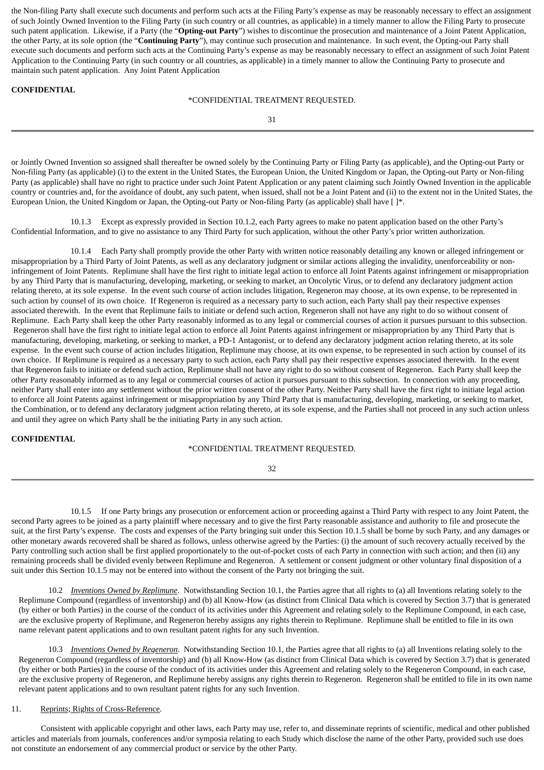the Non-filing Party shall execute such documents and perform such acts at the Filing Party's expense as may be reasonably necessary to effect an assignment of such Jointly Owned Invention to the Filing Party (in such country or all countries, as applicable) in a timely manner to allow the Filing Party to prosecute such patent application. Likewise, if a Party (the "**Opting-out Party**") wishes to discontinue the prosecution and maintenance of a Joint Patent Application, the other Party, at its sole option (the "**Continuing Party**"), may continue such prosecution and maintenance. In such event, the Opting-out Party shall execute such documents and perform such acts at the Continuing Party's expense as may be reasonably necessary to effect an assignment of such Joint Patent Application to the Continuing Party (in such country or all countries, as applicable) in a timely manner to allow the Continuing Party to prosecute and maintain such patent application. Any Joint Patent Application or Jointly Owned Invention so assigned shall thereafter be owned solely by the Continuing Party or Filing Party (as applicable), and the Opting-out Party or Non-filing Party (as applicable) (i) to the extent in the United States, the European Union, the United Kingdom or Japan, the Opting-out Party or Non-filing Party (as applicable) shall have no right to practice under such Joint Patent Application or any patent claiming such Jointly Owned Invention in the applicable country or countries and, for the avoidance of doubt, any such patent, when issued, shall not be a Joint Patent and (ii) to the extent not in the United States, the European Union, the United Kingdom or Japan, the Opting-out Party or Non-filing Party (as applicable) shall have [ ]*.

10.1.3 Except as expressly provided in Section 10.1.2, each Party agrees to make no patent application based on the other Party's Confidential Information, and to give no assistance to any Third Party for such application, without the other Party's prior written authorization.

10.1.4 Each Party shall promptly provide the other Party with written notice reasonably detailing any known or alleged infringement or misappropriation by a Third Party of Joint Patents, as well as any declaratory judgment or similar actions alleging the invalidity, unenforceability or non-infringement of Joint Patents. Replimune shall have the first right to initiate legal action to enforce all Joint Patents against infringement or misappropriation by any Third Party that is manufacturing, developing, marketing, or seeking to market, an Oncolytic Virus, or to defend any declaratory judgment action relating thereto, at its sole expense. In the event such course of action includes litigation, Regeneron may choose, at its own expense, to be represented in such action by counsel of its own choice. If Regeneron is required as a necessary party to such action, each Party shall pay their respective expenses associated therewith. In the event that Replimune fails to initiate or defend such action, Regeneron shall not have any right to do so without consent of Replimune. Each Party shall keep the other Party reasonably informed as to any legal or commercial courses of action it pursues pursuant to this subsection. Regeneron shall have the first right to initiate legal action to enforce all Joint Patents against infringement or misappropriation by any Third Party that is manufacturing, developing, marketing, or seeking to market, a PD-1 Antagonist, or to defend any declaratory judgment action relating thereto, at its sole expense. In the event such course of action includes litigation, Replimune may choose, at its own expense, to be represented in such action by counsel of its own choice. If Replimune is required as a necessary party to such action, each Party shall pay their respective expenses associated therewith. In the event that Regeneron fails to initiate or defend such action, Replimune shall not have any right to do so without consent of Regeneron. Each Party shall keep the other Party reasonably informed as to any legal or commercial courses of action it pursues pursuant to this subsection. In connection with any proceeding, neither Party shall enter into any settlement without the prior written consent of the other Party. Neither Party shall have the first right to initiate legal action to enforce all Joint Patents against infringement or misappropriation by any Third Party that is manufacturing, developing, marketing, or seeking to market, the Combination, or to defend any declaratory judgment action relating thereto, at its sole expense, and the Parties shall not proceed in any such action unless and until they agree on which Party shall be the initiating Party in any such action.

10.1.5 If one Party brings any prosecution or enforcement action or proceeding against a Third Party with respect to any Joint Patent, the second Party agrees to be joined as a party plaintiff where necessary and to give the first Party reasonable assistance and authority to file and prosecute the suit, at the first Party's expense. The costs and expenses of the Party bringing suit under this Section 10.1.5 shall be borne by such Party, and any damages or other monetary awards recovered shall be shared as follows, unless otherwise agreed by the Parties: (i) the amount of such recovery actually received by the Party controlling such action shall be first applied proportionately to the out-of-pocket costs of each Party in connection with such action; and then (ii) any remaining proceeds shall be divided evenly between Replimune and Regeneron. A settlement or consent judgment or other voluntary final disposition of a suit under this Section 10.1.5 may not be entered into without the consent of the Party not bringing the suit.

10.2 *Inventions Owned by Replimune*. Notwithstanding Section 10.1, the Parties agree that all rights to (a) all Inventions relating solely to the Replimune Compound (regardless of inventorship) and (b) all Know-How (as distinct from Clinical Data which is covered by Section 3.7) that is generated (by either or both Parties) in the course of the conduct of its activities under this Agreement and relating solely to the Replimune Compound, in each case, are the exclusive property of Replimune, and Regeneron hereby assigns any rights therein to Replimune. Replimune shall be entitled to file in its own name relevant patent applications and to own resultant patent rights for any such Invention.

10.3 *Inventions Owned by Regeneron*. Notwithstanding Section 10.1, the Parties agree that all rights to (a) all Inventions relating solely to the Regeneron Compound (regardless of inventorship) and (b) all Know-How (as distinct from Clinical Data which is covered by Section 3.7) that is generated (by either or both Parties) in the course of the conduct of its activities under this Agreement and relating solely to the Regeneron Compound, in each case, are the exclusive property of Regeneron, and Replimune hereby assigns any rights therein to Regeneron. Regeneron shall be entitled to file in its own name relevant patent applications and to own resultant patent rights for any such Invention.

## 11. Reprints; Rights of Cross-Reference.

Consistent with applicable copyright and other laws, each Party may use, refer to, and disseminate reprints of scientific, medical and other published articles and materials from journals, conferences and/or symposia relating to each Study which disclose the name of the other Party, provided such use does not constitute an endorsement of any commercial product or service by the other Party.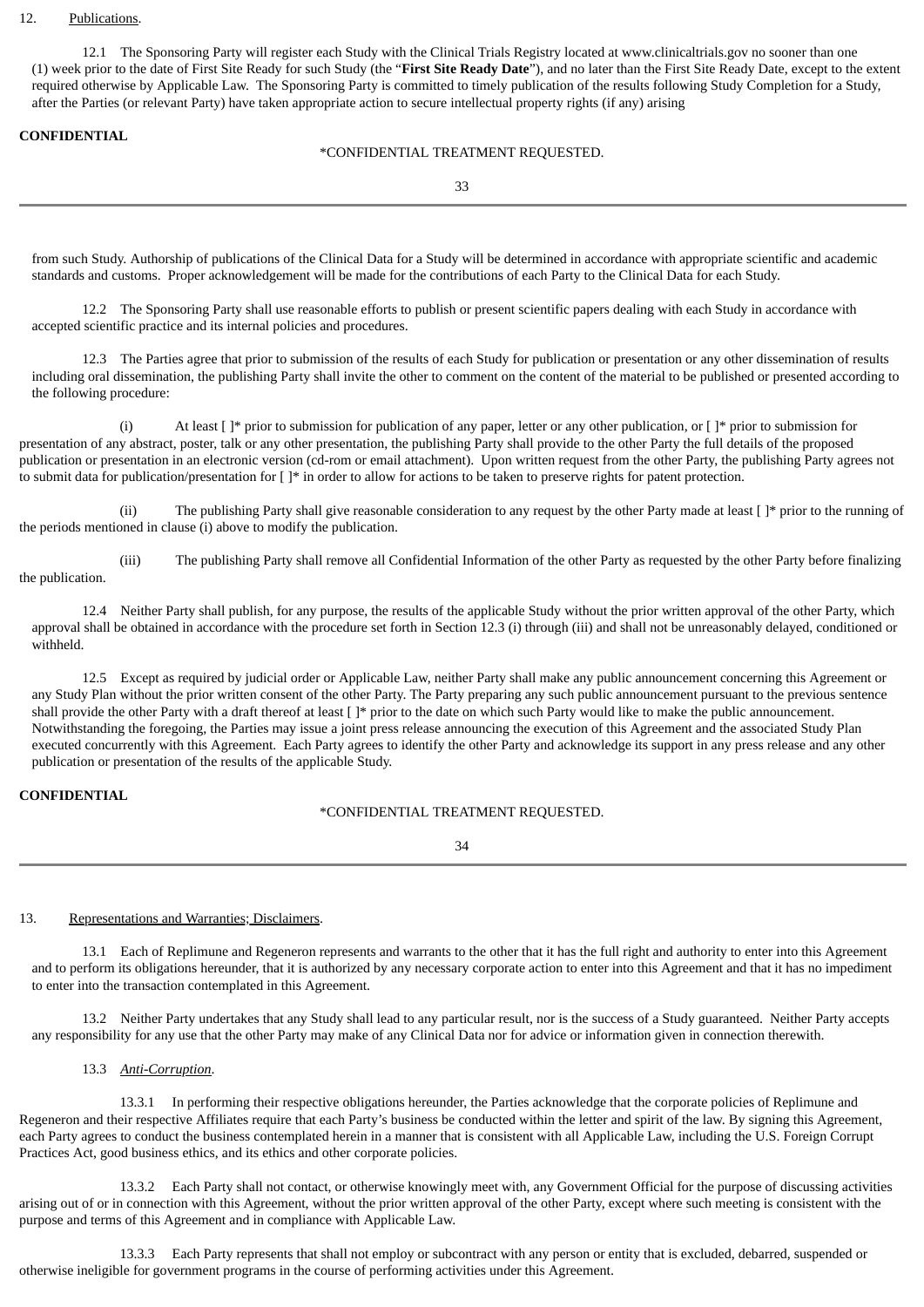12. Publications.

12.1 The Sponsoring Party will register each Study with the Clinical Trials Registry located at www.clinicaltrials.gov no sooner than one (1) week prior to the date of First Site Ready for such Study (the "**First Site Ready Date**"), and no later than the First Site Ready Date, except to the extent required otherwise by Applicable Law. The Sponsoring Party is committed to timely publication of the results following Study Completion for a Study, after the Parties (or relevant Party) have taken appropriate action to secure intellectual property rights (if any) arising from such Study. Authorship of publications of the Clinical Data for a Study will be determined in accordance with appropriate scientific and academic standards and customs. Proper acknowledgement will be made for the contributions of each Party to the Clinical Data for each Study.

12.2 The Sponsoring Party shall use reasonable efforts to publish or present scientific papers dealing with each Study in accordance with accepted scientific practice and its internal policies and procedures.

12.3 The Parties agree that prior to submission of the results of each Study for publication or presentation or any other dissemination of results including oral dissemination, the publishing Party shall invite the other to comment on the content of the material to be published or presented according to the following procedure:

(i) At least [ ]* prior to submission for publication of any paper, letter or any other publication, or [ ]* prior to submission for presentation of any abstract, poster, talk or any other presentation, the publishing Party shall provide to the other Party the full details of the proposed publication or presentation in an electronic version (cd-rom or email attachment). Upon written request from the other Party, the publishing Party agrees not to submit data for publication/presentation for [ ]* in order to allow for actions to be taken to preserve rights for patent protection.

(ii) The publishing Party shall give reasonable consideration to any request by the other Party made at least [ ]* prior to the running of the periods mentioned in clause (i) above to modify the publication.

(iii) The publishing Party shall remove all Confidential Information of the other Party as requested by the other Party before finalizing the publication.

12.4 Neither Party shall publish, for any purpose, the results of the applicable Study without the prior written approval of the other Party, which approval shall be obtained in accordance with the procedure set forth in Section 12.3 (i) through (iii) and shall not be unreasonably delayed, conditioned or withheld.

12.5 Except as required by judicial order or Applicable Law, neither Party shall make any public announcement concerning this Agreement or any Study Plan without the prior written consent of the other Party. The Party preparing any such public announcement pursuant to the previous sentence shall provide the other Party with a draft thereof at least [ ]* prior to the date on which such Party would like to make the public announcement. Notwithstanding the foregoing, the Parties may issue a joint press release announcing the execution of this Agreement and the associated Study Plan executed concurrently with this Agreement. Each Party agrees to identify the other Party and acknowledge its support in any press release and any other publication or presentation of the results of the applicable Study.

13. Representations and Warranties; Disclaimers.

13.1 Each of Replimune and Regeneron represents and warrants to the other that it has the full right and authority to enter into this Agreement and to perform its obligations hereunder, that it is authorized by any necessary corporate action to enter into this Agreement and that it has no impediment to enter into the transaction contemplated in this Agreement.

13.2 Neither Party undertakes that any Study shall lead to any particular result, nor is the success of a Study guaranteed. Neither Party accepts any responsibility for any use that the other Party may make of any Clinical Data nor for advice or information given in connection therewith.

13.3 *Anti-Corruption*.

13.3.1 In performing their respective obligations hereunder, the Parties acknowledge that the corporate policies of Replimune and Regeneron and their respective Affiliates require that each Party's business be conducted within the letter and spirit of the law. By signing this Agreement, each Party agrees to conduct the business contemplated herein in a manner that is consistent with all Applicable Law, including the U.S. Foreign Corrupt Practices Act, good business ethics, and its ethics and other corporate policies.

13.3.2 Each Party shall not contact, or otherwise knowingly meet with, any Government Official for the purpose of discussing activities arising out of or in connection with this Agreement, without the prior written approval of the other Party, except where such meeting is consistent with the purpose and terms of this Agreement and in compliance with Applicable Law.

13.3.3 Each Party represents that shall not employ or subcontract with any person or entity that is excluded, debarred, suspended or otherwise ineligible for government programs in the course of performing activities under this Agreement.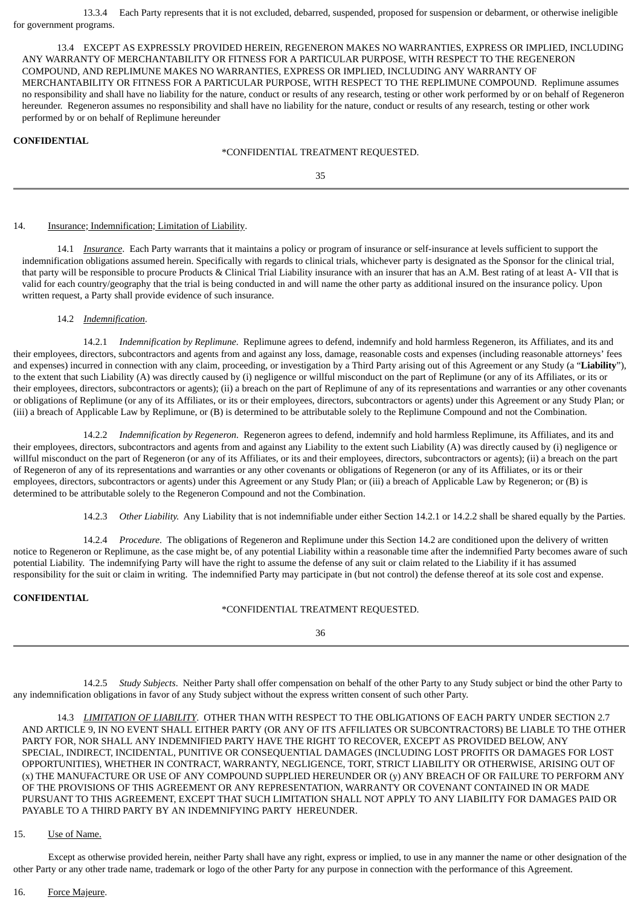13.3.4 Each Party represents that it is not excluded, debarred, suspended, proposed for suspension or debarment, or otherwise ineligible for government programs.

13.4 EXCEPT AS EXPRESSLY PROVIDED HEREIN, REGENERON MAKES NO WARRANTIES, EXPRESS OR IMPLIED, INCLUDING ANY WARRANTY OF MERCHANTABILITY OR FITNESS FOR A PARTICULAR PURPOSE, WITH RESPECT TO THE REGENERON COMPOUND, AND REPLIMUNE MAKES NO WARRANTIES, EXPRESS OR IMPLIED, INCLUDING ANY WARRANTY OF MERCHANTABILITY OR FITNESS FOR A PARTICULAR PURPOSE, WITH RESPECT TO THE REPLIMUNE COMPOUND. Replimune assumes no responsibility and shall have no liability for the nature, conduct or results of any research, testing or other work performed by or on behalf of Regeneron hereunder. Regeneron assumes no responsibility and shall have no liability for the nature, conduct or results of any research, testing or other work performed by or on behalf of Replimune hereunder

**CONFIDENTIAL**

*CONFIDENTIAL TREATMENT REQUESTED.

14. Insurance; Indemnification; Limitation of Liability.

14.1 *Insurance*. Each Party warrants that it maintains a policy or program of insurance or self-insurance at levels sufficient to support the indemnification obligations assumed herein. Specifically with regards to clinical trials, whichever party is designated as the Sponsor for the clinical trial, that party will be responsible to procure Products & Clinical Trial Liability insurance with an insurer that has an A.M. Best rating of at least A- VII that is valid for each country/geography that the trial is being conducted in and will name the other party as additional insured on the insurance policy. Upon written request, a Party shall provide evidence of such insurance.

14.2 *Indemnification*.

14.2.1 *Indemnification by Replimune*. Replimune agrees to defend, indemnify and hold harmless Regeneron, its Affiliates, and its and their employees, directors, subcontractors and agents from and against any loss, damage, reasonable costs and expenses (including reasonable attorneys' fees and expenses) incurred in connection with any claim, proceeding, or investigation by a Third Party arising out of this Agreement or any Study (a "**Liability**"), to the extent that such Liability (A) was directly caused by (i) negligence or willful misconduct on the part of Replimune (or any of its Affiliates, or its or their employees, directors, subcontractors or agents); (ii) a breach on the part of Replimune of any of its representations and warranties or any other covenants or obligations of Replimune (or any of its Affiliates, or its or their employees, directors, subcontractors or agents) under this Agreement or any Study Plan; or (iii) a breach of Applicable Law by Replimune, or (B) is determined to be attributable solely to the Replimune Compound and not the Combination.

14.2.2 *Indemnification by Regeneron*. Regeneron agrees to defend, indemnify and hold harmless Replimune, its Affiliates, and its and their employees, directors, subcontractors and agents from and against any Liability to the extent such Liability (A) was directly caused by (i) negligence or willful misconduct on the part of Regeneron (or any of its Affiliates, or its and their employees, directors, subcontractors or agents); (ii) a breach on the part of Regeneron of any of its representations and warranties or any other covenants or obligations of Regeneron (or any of its Affiliates, or its or their employees, directors, subcontractors or agents) under this Agreement or any Study Plan; or (iii) a breach of Applicable Law by Regeneron; or (B) is determined to be attributable solely to the Regeneron Compound and not the Combination.

14.2.3 *Other Liability.* Any Liability that is not indemnifiable under either Section 14.2.1 or 14.2.2 shall be shared equally by the Parties.

14.2.4 *Procedure*. The obligations of Regeneron and Replimune under this Section 14.2 are conditioned upon the delivery of written notice to Regeneron or Replimune, as the case might be, of any potential Liability within a reasonable time after the indemnified Party becomes aware of such potential Liability. The indemnifying Party will have the right to assume the defense of any suit or claim related to the Liability if it has assumed responsibility for the suit or claim in writing. The indemnified Party may participate in (but not control) the defense thereof at its sole cost and expense.

**CONFIDENTIAL**

*CONFIDENTIAL TREATMENT REQUESTED.

14.2.5 *Study Subjects*. Neither Party shall offer compensation on behalf of the other Party to any Study subject or bind the other Party to any indemnification obligations in favor of any Study subject without the express written consent of such other Party.

14.3 *LIMITATION OF LIABILITY*. OTHER THAN WITH RESPECT TO THE OBLIGATIONS OF EACH PARTY UNDER SECTION 2.7 AND ARTICLE 9, IN NO EVENT SHALL EITHER PARTY (OR ANY OF ITS AFFILIATES OR SUBCONTRACTORS) BE LIABLE TO THE OTHER PARTY FOR, NOR SHALL ANY INDEMNIFIED PARTY HAVE THE RIGHT TO RECOVER, EXCEPT AS PROVIDED BELOW, ANY SPECIAL, INDIRECT, INCIDENTAL, PUNITIVE OR CONSEQUENTIAL DAMAGES (INCLUDING LOST PROFITS OR DAMAGES FOR LOST OPPORTUNITIES), WHETHER IN CONTRACT, WARRANTY, NEGLIGENCE, TORT, STRICT LIABILITY OR OTHERWISE, ARISING OUT OF (x) THE MANUFACTURE OR USE OF ANY COMPOUND SUPPLIED HEREUNDER OR (y) ANY BREACH OF OR FAILURE TO PERFORM ANY OF THE PROVISIONS OF THIS AGREEMENT OR ANY REPRESENTATION, WARRANTY OR COVENANT CONTAINED IN OR MADE PURSUANT TO THIS AGREEMENT, EXCEPT THAT SUCH LIMITATION SHALL NOT APPLY TO ANY LIABILITY FOR DAMAGES PAID OR PAYABLE TO A THIRD PARTY BY AN INDEMNIFYING PARTY HEREUNDER.

15. Use of Name.

Except as otherwise provided herein, neither Party shall have any right, express or implied, to use in any manner the name or other designation of the other Party or any other trade name, trademark or logo of the other Party for any purpose in connection with the performance of this Agreement.

16. Force Majeure.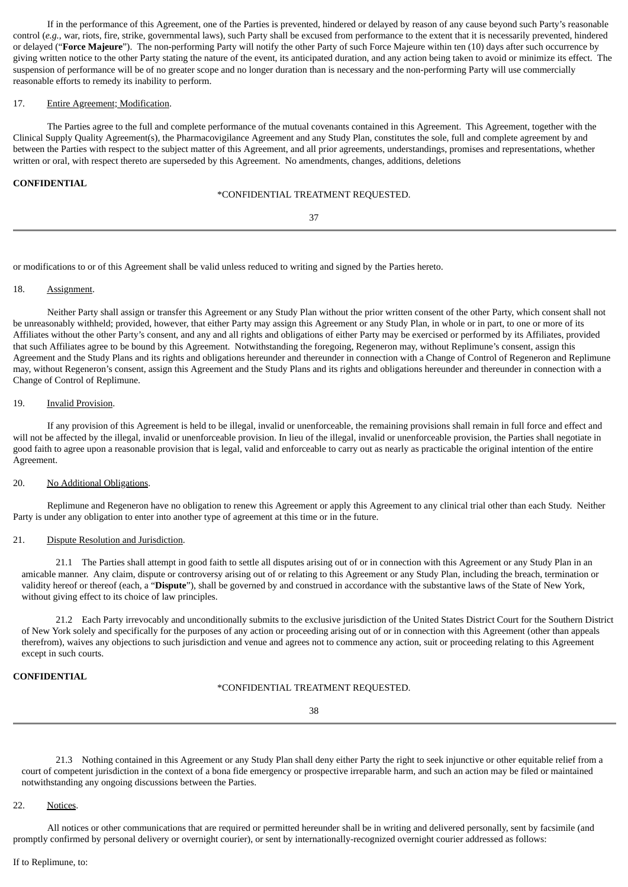If in the performance of this Agreement, one of the Parties is prevented, hindered or delayed by reason of any cause beyond such Party's reasonable control (*e.g.*, war, riots, fire, strike, governmental laws), such Party shall be excused from performance to the extent that it is necessarily prevented, hindered or delayed ("**Force Majeure**"). The non-performing Party will notify the other Party of such Force Majeure within ten (10) days after such occurrence by giving written notice to the other Party stating the nature of the event, its anticipated duration, and any action being taken to avoid or minimize its effect. The suspension of performance will be of no greater scope and no longer duration than is necessary and the non-performing Party will use commercially reasonable efforts to remedy its inability to perform.

17. Entire Agreement; Modification.

The Parties agree to the full and complete performance of the mutual covenants contained in this Agreement. This Agreement, together with the Clinical Supply Quality Agreement(s), the Pharmacovigilance Agreement and any Study Plan, constitutes the sole, full and complete agreement by and between the Parties with respect to the subject matter of this Agreement, and all prior agreements, understandings, promises and representations, whether written or oral, with respect thereto are superseded by this Agreement. No amendments, changes, additions, deletions or modifications to or of this Agreement shall be valid unless reduced to writing and signed by the Parties hereto.

18. Assignment.

Neither Party shall assign or transfer this Agreement or any Study Plan without the prior written consent of the other Party, which consent shall not be unreasonably withheld; provided, however, that either Party may assign this Agreement or any Study Plan, in whole or in part, to one or more of its Affiliates without the other Party's consent, and any and all rights and obligations of either Party may be exercised or performed by its Affiliates, provided that such Affiliates agree to be bound by this Agreement. Notwithstanding the foregoing, Regeneron may, without Replimune's consent, assign this Agreement and the Study Plans and its rights and obligations hereunder and thereunder in connection with a Change of Control of Regeneron and Replimune may, without Regeneron's consent, assign this Agreement and the Study Plans and its rights and obligations hereunder and thereunder in connection with a Change of Control of Replimune.

19. Invalid Provision.

If any provision of this Agreement is held to be illegal, invalid or unenforceable, the remaining provisions shall remain in full force and effect and will not be affected by the illegal, invalid or unenforceable provision. In lieu of the illegal, invalid or unenforceable provision, the Parties shall negotiate in good faith to agree upon a reasonable provision that is legal, valid and enforceable to carry out as nearly as practicable the original intention of the entire Agreement.

20. No Additional Obligations.

Replimune and Regeneron have no obligation to renew this Agreement or apply this Agreement to any clinical trial other than each Study. Neither Party is under any obligation to enter into another type of agreement at this time or in the future.

21. Dispute Resolution and Jurisdiction.

21.1 The Parties shall attempt in good faith to settle all disputes arising out of or in connection with this Agreement or any Study Plan in an amicable manner. Any claim, dispute or controversy arising out of or relating to this Agreement or any Study Plan, including the breach, termination or validity hereof or thereof (each, a "**Dispute**"), shall be governed by and construed in accordance with the substantive laws of the State of New York, without giving effect to its choice of law principles.

21.2 Each Party irrevocably and unconditionally submits to the exclusive jurisdiction of the United States District Court for the Southern District of New York solely and specifically for the purposes of any action or proceeding arising out of or in connection with this Agreement (other than appeals therefrom), waives any objections to such jurisdiction and venue and agrees not to commence any action, suit or proceeding relating to this Agreement except in such courts.

21.3 Nothing contained in this Agreement or any Study Plan shall deny either Party the right to seek injunctive or other equitable relief from a court of competent jurisdiction in the context of a bona fide emergency or prospective irreparable harm, and such an action may be filed or maintained notwithstanding any ongoing discussions between the Parties.

22. Notices.

All notices or other communications that are required or permitted hereunder shall be in writing and delivered personally, sent by facsimile (and promptly confirmed by personal delivery or overnight courier), or sent by internationally-recognized overnight courier addressed as follows:

If to Replimune, to: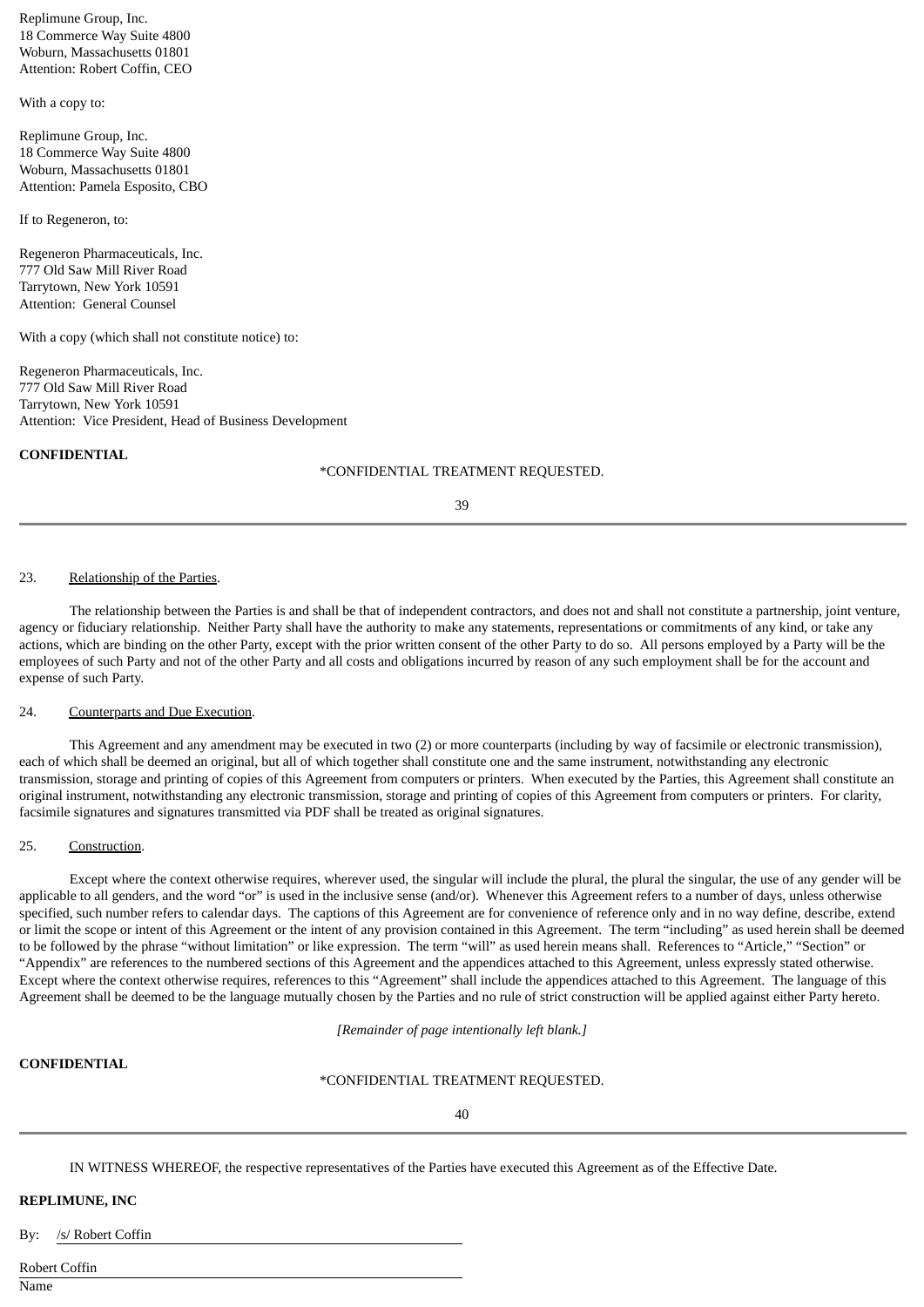Replimune Group, Inc.
18 Commerce Way Suite 4800
Woburn, Massachusetts 01801
Attention: Robert Coffin, CEO

With a copy to:

Replimune Group, Inc.
18 Commerce Way Suite 4800
Woburn, Massachusetts 01801
Attention: Pamela Esposito, CBO

If to Regeneron, to:

Regeneron Pharmaceuticals, Inc.
777 Old Saw Mill River Road
Tarrytown, New York 10591
Attention: General Counsel

With a copy (which shall not constitute notice) to:

Regeneron Pharmaceuticals, Inc.
777 Old Saw Mill River Road
Tarrytown, New York 10591
Attention: Vice President, Head of Business Development

23. Relationship of the Parties.

The relationship between the Parties is and shall be that of independent contractors, and does not and shall not constitute a partnership, joint venture, agency or fiduciary relationship. Neither Party shall have the authority to make any statements, representations or commitments of any kind, or take any actions, which are binding on the other Party, except with the prior written consent of the other Party to do so. All persons employed by a Party will be the employees of such Party and not of the other Party and all costs and obligations incurred by reason of any such employment shall be for the account and expense of such Party.

24. Counterparts and Due Execution.

This Agreement and any amendment may be executed in two (2) or more counterparts (including by way of facsimile or electronic transmission), each of which shall be deemed an original, but all of which together shall constitute one and the same instrument, notwithstanding any electronic transmission, storage and printing of copies of this Agreement from computers or printers. When executed by the Parties, this Agreement shall constitute an original instrument, notwithstanding any electronic transmission, storage and printing of copies of this Agreement from computers or printers. For clarity, facsimile signatures and signatures transmitted via PDF shall be treated as original signatures.

25. Construction.

Except where the context otherwise requires, wherever used, the singular will include the plural, the plural the singular, the use of any gender will be applicable to all genders, and the word "or" is used in the inclusive sense (and/or). Whenever this Agreement refers to a number of days, unless otherwise specified, such number refers to calendar days. The captions of this Agreement are for convenience of reference only and in no way define, describe, extend or limit the scope or intent of this Agreement or the intent of any provision contained in this Agreement. The term "including" as used herein shall be deemed to be followed by the phrase "without limitation" or like expression. The term "will" as used herein means shall. References to "Article," "Section" or "Appendix" are references to the numbered sections of this Agreement and the appendices attached to this Agreement, unless expressly stated otherwise. Except where the context otherwise requires, references to this "Agreement" shall include the appendices attached to this Agreement. The language of this Agreement shall be deemed to be the language mutually chosen by the Parties and no rule of strict construction will be applied against either Party hereto.

*[Remainder of page intentionally left blank.]*

IN WITNESS WHEREOF, the respective representatives of the Parties have executed this Agreement as of the Effective Date.

**REPLIMUNE, INC**

By: /s/ Robert Coffin

Robert Coffin
Name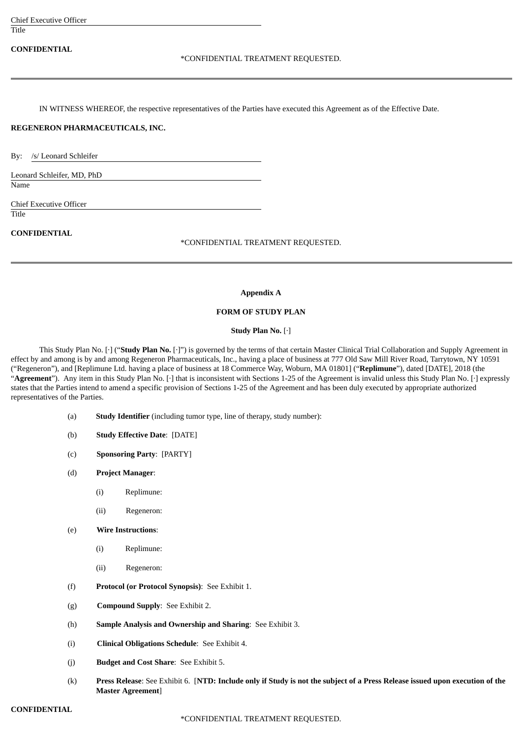Chief Executive Officer
Title

**CONFIDENTIAL**

*CONFIDENTIAL TREATMENT REQUESTED.

---

IN WITNESS WHEREOF, the respective representatives of the Parties have executed this Agreement as of the Effective Date.

**REGENERON PHARMACEUTICALS, INC.**

By: /s/ Leonard Schleifer

Leonard Schleifer, MD, PhD
Name

Chief Executive Officer
Title

**CONFIDENTIAL**

*CONFIDENTIAL TREATMENT REQUESTED.

---

**Appendix A**

**FORM OF STUDY PLAN**

**Study Plan No.** [·]

This Study Plan No. [·] ("**Study Plan No.** [·]") is governed by the terms of that certain Master Clinical Trial Collaboration and Supply Agreement in effect by and among is by and among Regeneron Pharmaceuticals, Inc., having a place of business at 777 Old Saw Mill River Road, Tarrytown, NY 10591 ("Regeneron"), and [Replimune Ltd. having a place of business at 18 Commerce Way, Woburn, MA 01801] ("**Replimune**"), dated [DATE], 2018 (the "**Agreement**"). Any item in this Study Plan No. [·] that is inconsistent with Sections 1-25 of the Agreement is invalid unless this Study Plan No. [·] expressly states that the Parties intend to amend a specific provision of Sections 1-25 of the Agreement and has been duly executed by appropriate authorized representatives of the Parties.

(a) **Study Identifier** (including tumor type, line of therapy, study number):

(b) **Study Effective Date**: [DATE]

(c) **Sponsoring Party**: [PARTY]

(d) **Project Manager**:

(i) Replimune:

(ii) Regeneron:

(e) **Wire Instructions**:

(i) Replimune:

(ii) Regeneron:

(f) **Protocol (or Protocol Synopsis)**: See Exhibit 1.

(g) **Compound Supply**: See Exhibit 2.

(h) **Sample Analysis and Ownership and Sharing**: See Exhibit 3.

(i) **Clinical Obligations Schedule**: See Exhibit 4.

(j) **Budget and Cost Share**: See Exhibit 5.

(k) **Press Release**: See Exhibit 6. [**NTD: Include only if Study is not the subject of a Press Release issued upon execution of the Master Agreement**]

**CONFIDENTIAL**

*CONFIDENTIAL TREATMENT REQUESTED.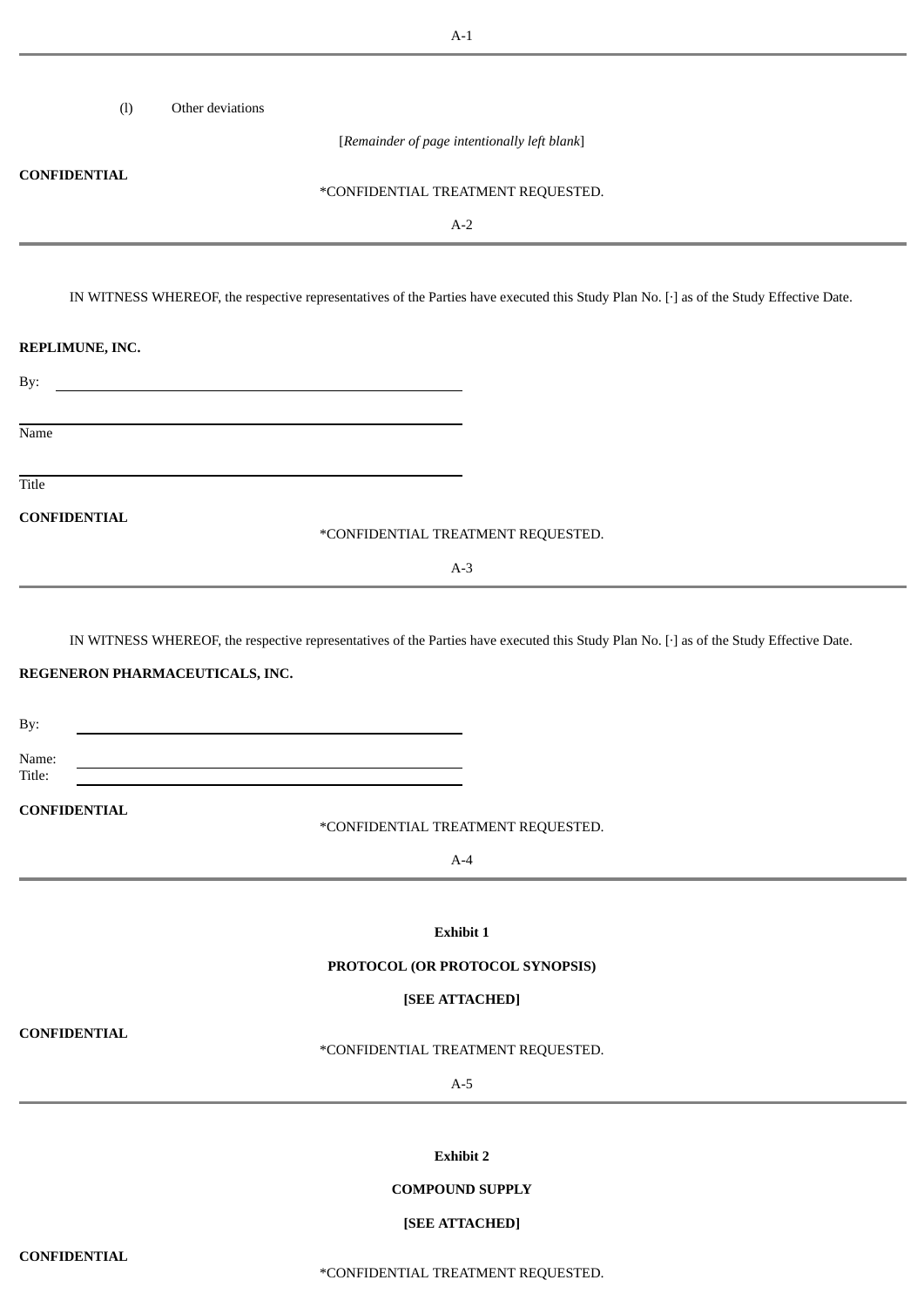(l) Other deviations

[*Remainder of page intentionally left blank*]

**CONFIDENTIAL**

*CONFIDENTIAL TREATMENT REQUESTED.

IN WITNESS WHEREOF, the respective representatives of the Parties have executed this Study Plan No. [·] as of the Study Effective Date.

**REPLIMUNE, INC.**

By: \_\_\_\_\_\_\_\_\_\_\_\_\_\_\_\_\_\_\_\_\_\_\_\_\_\_\_\_

Name

Title

**CONFIDENTIAL**

*CONFIDENTIAL TREATMENT REQUESTED.

IN WITNESS WHEREOF, the respective representatives of the Parties have executed this Study Plan No. [·] as of the Study Effective Date.

**REGENERON PHARMACEUTICALS, INC.**

By: \_\_\_\_\_\_\_\_\_\_\_\_\_\_\_\_\_\_\_\_\_\_\_\_\_\_\_\_

Name: \_\_\_\_\_\_\_\_\_\_\_\_\_\_\_\_\_\_\_\_\_\_\_\_\_\_\_\_

Title: \_\_\_\_\_\_\_\_\_\_\_\_\_\_\_\_\_\_\_\_\_\_\_\_\_\_\_\_

**CONFIDENTIAL**

*CONFIDENTIAL TREATMENT REQUESTED.

**Exhibit 1**

**PROTOCOL (OR PROTOCOL SYNOPSIS)**

**[SEE ATTACHED]**

**CONFIDENTIAL**

*CONFIDENTIAL TREATMENT REQUESTED.

**Exhibit 2**

**COMPOUND SUPPLY**

**[SEE ATTACHED]**

**CONFIDENTIAL**

*CONFIDENTIAL TREATMENT REQUESTED.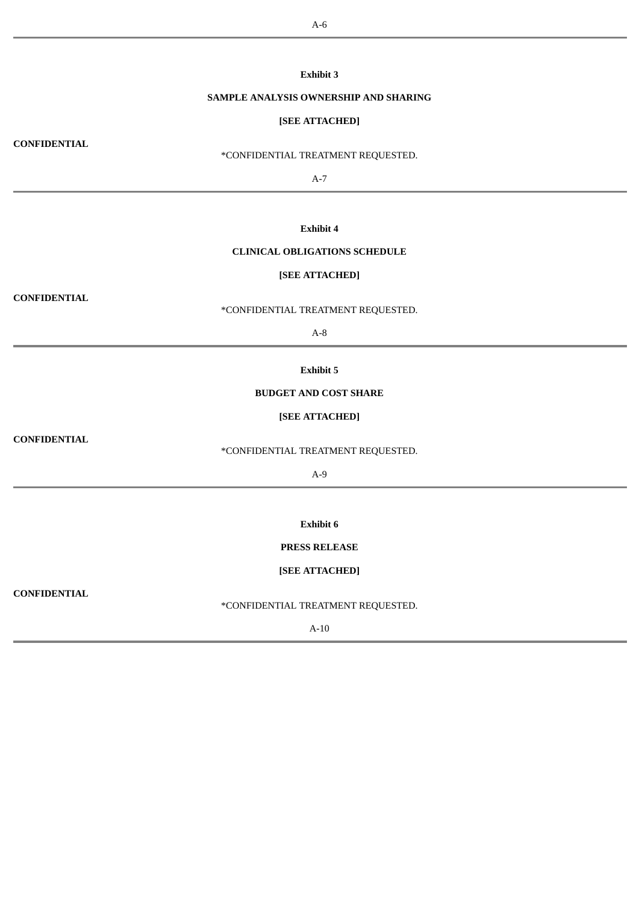**Exhibit 3**

**SAMPLE ANALYSIS OWNERSHIP AND SHARING**

**[SEE ATTACHED]**

**CONFIDENTIAL**

*CONFIDENTIAL TREATMENT REQUESTED.

**Exhibit 4**

**CLINICAL OBLIGATIONS SCHEDULE**

**[SEE ATTACHED]**

**CONFIDENTIAL**

*CONFIDENTIAL TREATMENT REQUESTED.

**Exhibit 5**

**BUDGET AND COST SHARE**

**[SEE ATTACHED]**

**CONFIDENTIAL**

*CONFIDENTIAL TREATMENT REQUESTED.

**Exhibit 6**

**PRESS RELEASE**

**[SEE ATTACHED]**

**CONFIDENTIAL**

*CONFIDENTIAL TREATMENT REQUESTED.